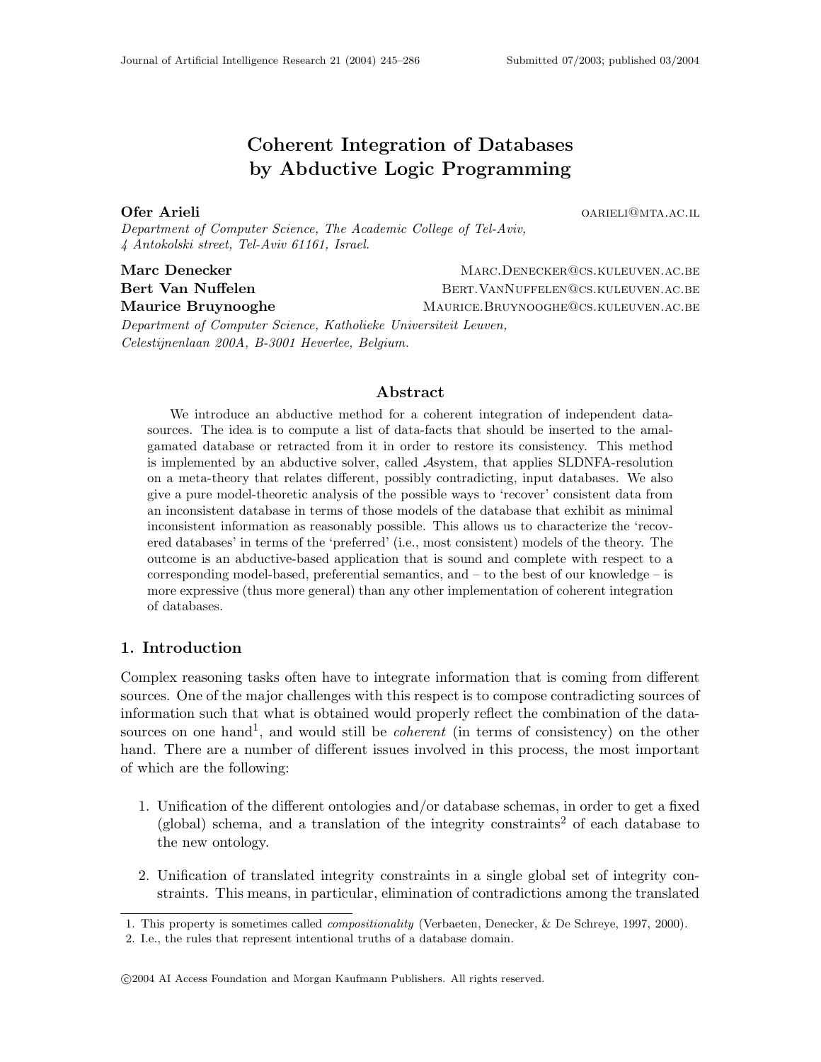# Coherent Integration of Databases by Abductive Logic Programming

**Ofer Arieli** OARIELI@MTA.AC.IL

*Department of Computer Science, The Academic College of Tel-Aviv, 4 Antokolski street, Tel-Aviv 61161, Israel.*

**Marc Denecker** MARC.DENECKER@CS.KULEUVEN.AC.BE
**Bert Van Nuffelen** BERT.VANNUFFELEN@CS.KULEUVEN.AC.BE
**Maurice Bruynooghe** MAURICE.BRUYNOOGHE@CS.KULEUVEN.AC.BE

*Department of Computer Science, Katholieke Universiteit Leuven, Celestijnenlaan 200A, B-3001 Heverlee, Belgium.*

## Abstract

We introduce an abductive method for a coherent integration of independent data-sources. The idea is to compute a list of data-facts that should be inserted to the amalgamated database or retracted from it in order to restore its consistency. This method is implemented by an abductive solver, called $\mathcal{A}$system, that applies SLDNFA-resolution on a meta-theory that relates different, possibly contradicting, input databases. We also give a pure model-theoretic analysis of the possible ways to 'recover' consistent data from an inconsistent database in terms of those models of the database that exhibit as minimal inconsistent information as reasonably possible. This allows us to characterize the 'recovered databases' in terms of the 'preferred' (i.e., most consistent) models of the theory. The outcome is an abductive-based application that is sound and complete with respect to a corresponding model-based, preferential semantics, and – to the best of our knowledge – is more expressive (thus more general) than any other implementation of coherent integration of databases.

## 1. Introduction

Complex reasoning tasks often have to integrate information that is coming from different sources. One of the major challenges with this respect is to compose contradicting sources of information such that what is obtained would properly reflect the combination of the data-sources on one hand[1], and would still be *coherent* (in terms of consistency) on the other hand. There are a number of different issues involved in this process, the most important of which are the following:

1. Unification of the different ontologies and/or database schemas, in order to get a fixed (global) schema, and a translation of the integrity constraints[2] of each database to the new ontology.

2. Unification of translated integrity constraints in a single global set of integrity constraints. This means, in particular, elimination of contradictions among the translated

---

1. This property is sometimes called *compositionality* (Verbaeten, Denecker, & De Schreye, 1997, 2000).
2. I.e., the rules that represent intentional truths of a database domain.

©2004 AI Access Foundation and Morgan Kaufmann Publishers. All rights reserved.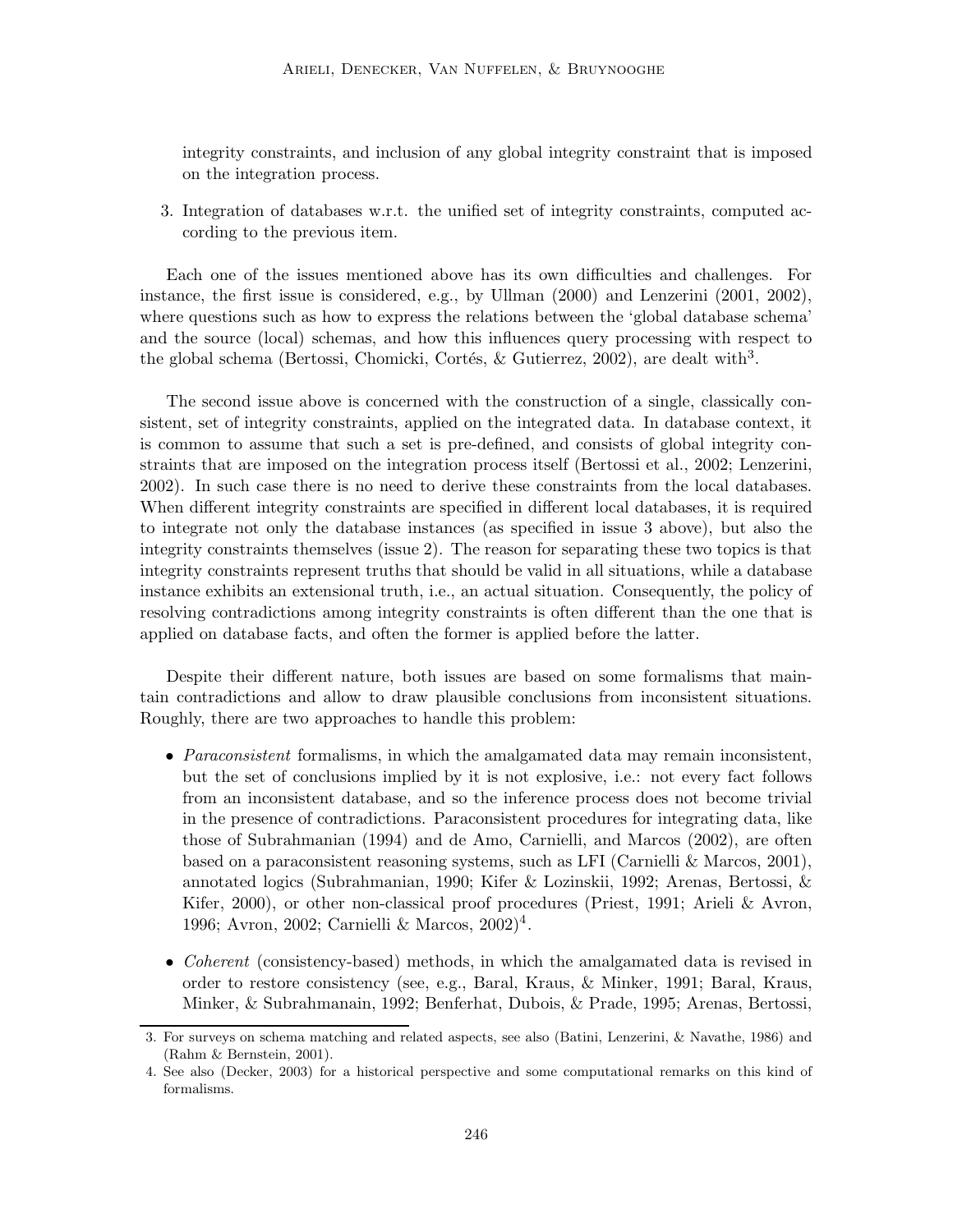integrity constraints, and inclusion of any global integrity constraint that is imposed on the integration process.

3. Integration of databases w.r.t. the unified set of integrity constraints, computed according to the previous item.

Each one of the issues mentioned above has its own difficulties and challenges. For instance, the first issue is considered, e.g., by Ullman (2000) and Lenzerini (2001, 2002), where questions such as how to express the relations between the 'global database schema' and the source (local) schemas, and how this influences query processing with respect to the global schema (Bertossi, Chomicki, Cortés, & Gutierrez, 2002), are dealt with[3].

The second issue above is concerned with the construction of a single, classically consistent, set of integrity constraints, applied on the integrated data. In database context, it is common to assume that such a set is pre-defined, and consists of global integrity constraints that are imposed on the integration process itself (Bertossi et al., 2002; Lenzerini, 2002). In such case there is no need to derive these constraints from the local databases. When different integrity constraints are specified in different local databases, it is required to integrate not only the database instances (as specified in issue 3 above), but also the integrity constraints themselves (issue 2). The reason for separating these two topics is that integrity constraints represent truths that should be valid in all situations, while a database instance exhibits an extensional truth, i.e., an actual situation. Consequently, the policy of resolving contradictions among integrity constraints is often different than the one that is applied on database facts, and often the former is applied before the latter.

Despite their different nature, both issues are based on some formalisms that maintain contradictions and allow to draw plausible conclusions from inconsistent situations. Roughly, there are two approaches to handle this problem:

- *Paraconsistent* formalisms, in which the amalgamated data may remain inconsistent, but the set of conclusions implied by it is not explosive, i.e.: not every fact follows from an inconsistent database, and so the inference process does not become trivial in the presence of contradictions. Paraconsistent procedures for integrating data, like those of Subrahmanian (1994) and de Amo, Carnielli, and Marcos (2002), are often based on a paraconsistent reasoning systems, such as LFI (Carnielli & Marcos, 2001), annotated logics (Subrahmanian, 1990; Kifer & Lozinskii, 1992; Arenas, Bertossi, & Kifer, 2000), or other non-classical proof procedures (Priest, 1991; Arieli & Avron, 1996; Avron, 2002; Carnielli & Marcos, 2002)[4].
- *Coherent* (consistency-based) methods, in which the amalgamated data is revised in order to restore consistency (see, e.g., Baral, Kraus, & Minker, 1991; Baral, Kraus, Minker, & Subrahmanain, 1992; Benferhat, Dubois, & Prade, 1995; Arenas, Bertossi,

3. For surveys on schema matching and related aspects, see also (Batini, Lenzerini, & Navathe, 1986) and (Rahm & Bernstein, 2001).

4. See also (Decker, 2003) for a historical perspective and some computational remarks on this kind of formalisms.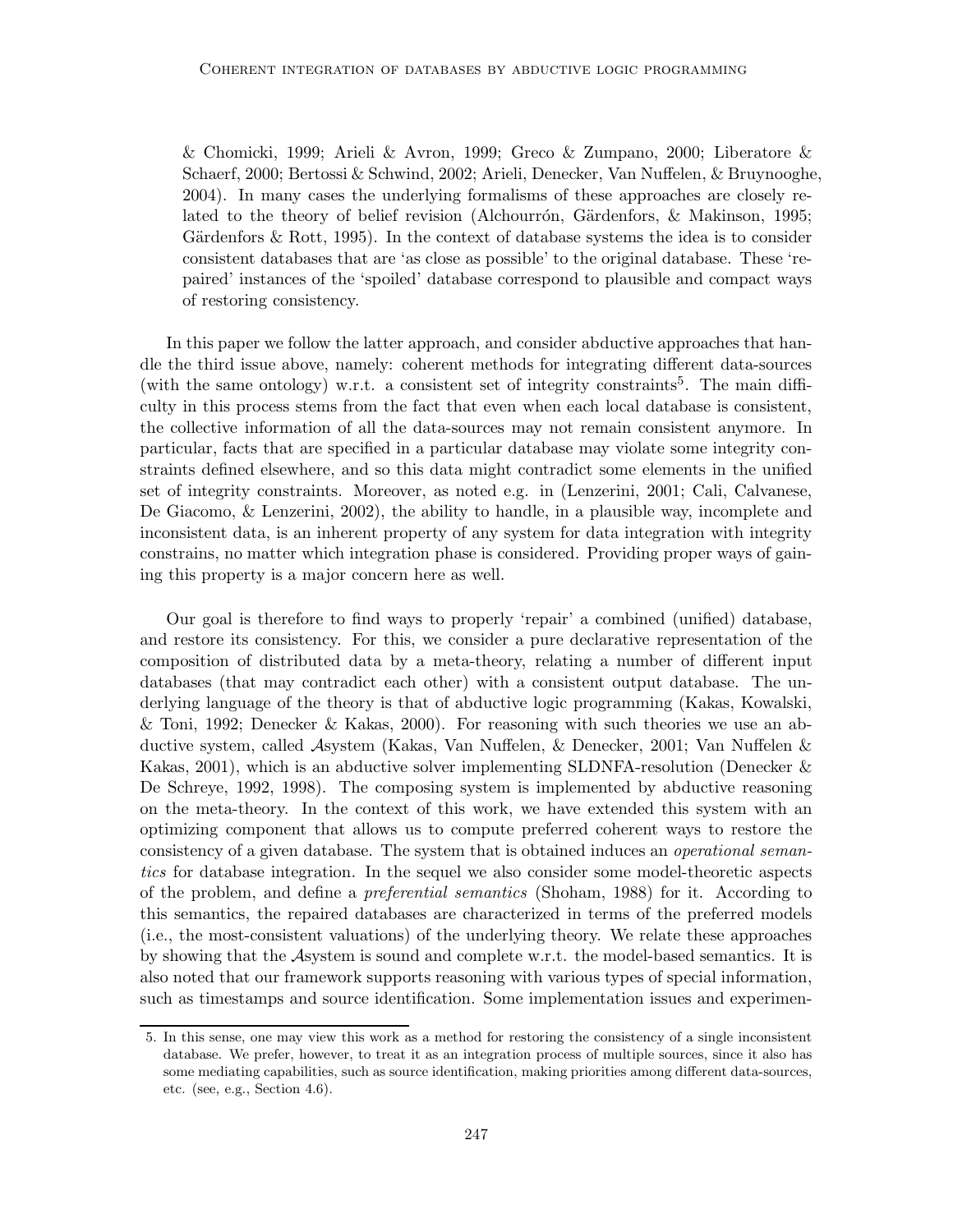& Chomicki, 1999; Arieli & Avron, 1999; Greco & Zumpano, 2000; Liberatore & Schaerf, 2000; Bertossi & Schwind, 2002; Arieli, Denecker, Van Nuffelen, & Bruynooghe, 2004). In many cases the underlying formalisms of these approaches are closely related to the theory of belief revision (Alchourrón, Gärdenfors, & Makinson, 1995; Gärdenfors & Rott, 1995). In the context of database systems the idea is to consider consistent databases that are 'as close as possible' to the original database. These 'repaired' instances of the 'spoiled' database correspond to plausible and compact ways of restoring consistency.

In this paper we follow the latter approach, and consider abductive approaches that handle the third issue above, namely: coherent methods for integrating different data-sources (with the same ontology) w.r.t. a consistent set of integrity constraints[5]. The main difficulty in this process stems from the fact that even when each local database is consistent, the collective information of all the data-sources may not remain consistent anymore. In particular, facts that are specified in a particular database may violate some integrity constraints defined elsewhere, and so this data might contradict some elements in the unified set of integrity constraints. Moreover, as noted e.g. in (Lenzerini, 2001; Cali, Calvanese, De Giacomo, & Lenzerini, 2002), the ability to handle, in a plausible way, incomplete and inconsistent data, is an inherent property of any system for data integration with integrity constrains, no matter which integration phase is considered. Providing proper ways of gaining this property is a major concern here as well.

Our goal is therefore to find ways to properly 'repair' a combined (unified) database, and restore its consistency. For this, we consider a pure declarative representation of the composition of distributed data by a meta-theory, relating a number of different input databases (that may contradict each other) with a consistent output database. The underlying language of the theory is that of abductive logic programming (Kakas, Kowalski, & Toni, 1992; Denecker & Kakas, 2000). For reasoning with such theories we use an abductive system, called $\mathcal{A}$system (Kakas, Van Nuffelen, & Denecker, 2001; Van Nuffelen & Kakas, 2001), which is an abductive solver implementing SLDNFA-resolution (Denecker & De Schreye, 1992, 1998). The composing system is implemented by abductive reasoning on the meta-theory. In the context of this work, we have extended this system with an optimizing component that allows us to compute preferred coherent ways to restore the consistency of a given database. The system that is obtained induces an *operational semantics* for database integration. In the sequel we also consider some model-theoretic aspects of the problem, and define a *preferential semantics* (Shoham, 1988) for it. According to this semantics, the repaired databases are characterized in terms of the preferred models (i.e., the most-consistent valuations) of the underlying theory. We relate these approaches by showing that the $\mathcal{A}$system is sound and complete w.r.t. the model-based semantics. It is also noted that our framework supports reasoning with various types of special information, such as timestamps and source identification. Some implementation issues and experimen-

5. In this sense, one may view this work as a method for restoring the consistency of a single inconsistent database. We prefer, however, to treat it as an integration process of multiple sources, since it also has some mediating capabilities, such as source identification, making priorities among different data-sources, etc. (see, e.g., Section 4.6).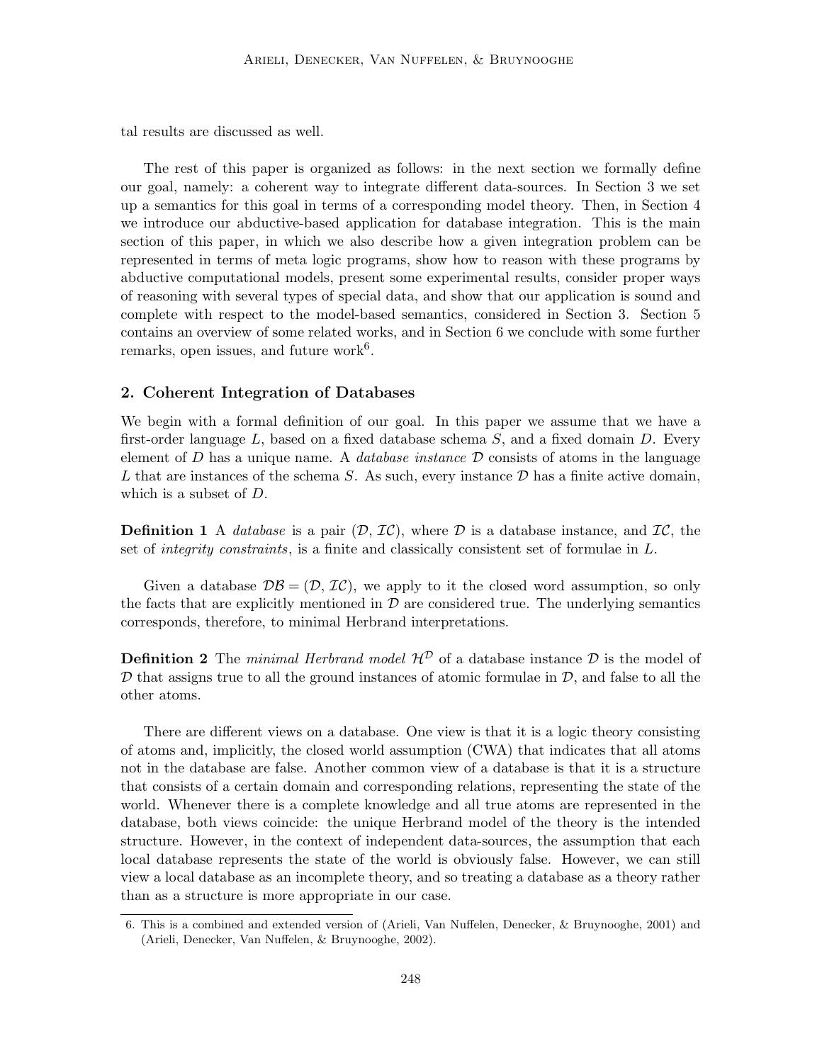tal results are discussed as well.

The rest of this paper is organized as follows: in the next section we formally define our goal, namely: a coherent way to integrate different data-sources. In Section 3 we set up a semantics for this goal in terms of a corresponding model theory. Then, in Section 4 we introduce our abductive-based application for database integration. This is the main section of this paper, in which we also describe how a given integration problem can be represented in terms of meta logic programs, show how to reason with these programs by abductive computational models, present some experimental results, consider proper ways of reasoning with several types of special data, and show that our application is sound and complete with respect to the model-based semantics, considered in Section 3. Section 5 contains an overview of some related works, and in Section 6 we conclude with some further remarks, open issues, and future work[6].

## 2. Coherent Integration of Databases

We begin with a formal definition of our goal. In this paper we assume that we have a first-order language $L$, based on a fixed database schema $S$, and a fixed domain $D$. Every element of $D$ has a unique name. A *database instance* $\mathcal{D}$ consists of atoms in the language $L$ that are instances of the schema $S$. As such, every instance $\mathcal{D}$ has a finite active domain, which is a subset of $D$.

**Definition 1** A *database* is a pair $(\mathcal{D}, \mathcal{IC})$, where $\mathcal{D}$ is a database instance, and $\mathcal{IC}$, the set of *integrity constraints*, is a finite and classically consistent set of formulae in $L$.

Given a database $\mathcal{DB} = (\mathcal{D}, \mathcal{IC})$, we apply to it the closed word assumption, so only the facts that are explicitly mentioned in $\mathcal{D}$ are considered true. The underlying semantics corresponds, therefore, to minimal Herbrand interpretations.

**Definition 2** The *minimal Herbrand model* $\mathcal{H}^{\mathcal{D}}$ of a database instance $\mathcal{D}$ is the model of $\mathcal{D}$ that assigns true to all the ground instances of atomic formulae in $\mathcal{D}$, and false to all the other atoms.

There are different views on a database. One view is that it is a logic theory consisting of atoms and, implicitly, the closed world assumption (CWA) that indicates that all atoms not in the database are false. Another common view of a database is that it is a structure that consists of a certain domain and corresponding relations, representing the state of the world. Whenever there is a complete knowledge and all true atoms are represented in the database, both views coincide: the unique Herbrand model of the theory is the intended structure. However, in the context of independent data-sources, the assumption that each local database represents the state of the world is obviously false. However, we can still view a local database as an incomplete theory, and so treating a database as a theory rather than as a structure is more appropriate in our case.

6. This is a combined and extended version of (Arieli, Van Nuffelen, Denecker, & Bruynooghe, 2001) and (Arieli, Denecker, Van Nuffelen, & Bruynooghe, 2002).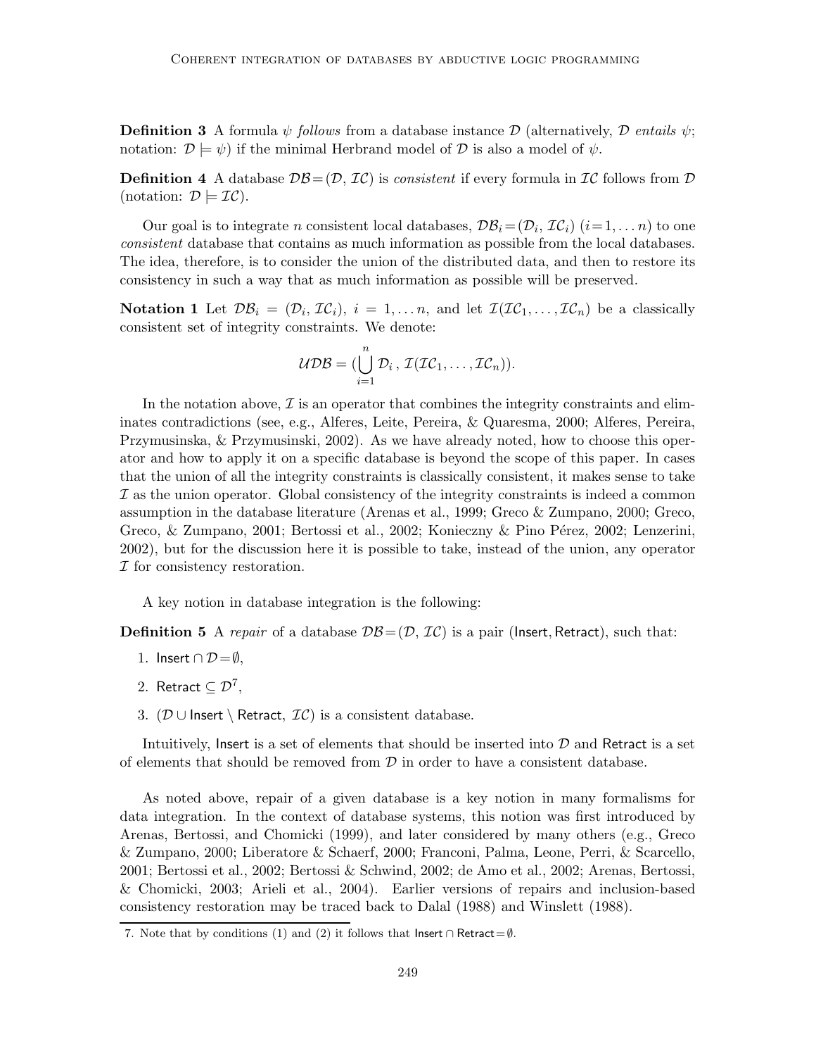**Definition 3** A formula $\psi$ *follows* from a database instance $\mathcal{D}$ (alternatively, $\mathcal{D}$ *entails* $\psi$; notation: $\mathcal{D} \models \psi$) if the minimal Herbrand model of $\mathcal{D}$ is also a model of $\psi$.

**Definition 4** A database $\mathcal{DB} = (\mathcal{D}, \mathcal{IC})$ is *consistent* if every formula in $\mathcal{IC}$ follows from $\mathcal{D}$ (notation: $\mathcal{D} \models \mathcal{IC}$).

Our goal is to integrate $n$ consistent local databases, $\mathcal{DB}_i = (\mathcal{D}_i, \mathcal{IC}_i)$ $(i=1, \ldots n)$ to one *consistent* database that contains as much information as possible from the local databases. The idea, therefore, is to consider the union of the distributed data, and then to restore its consistency in such a way that as much information as possible will be preserved.

**Notation 1** Let $\mathcal{DB}_i = (\mathcal{D}_i, \mathcal{IC}_i)$, $i = 1, \ldots n$, and let $\mathcal{I}(\mathcal{IC}_1, \ldots, \mathcal{IC}_n)$ be a classically consistent set of integrity constraints. We denote:

$$\mathcal{UDB} = (\bigcup_{i=1}^{n} \mathcal{D}_i \,,\, \mathcal{I}(\mathcal{IC}_1, \ldots, \mathcal{IC}_n)).$$

In the notation above, $\mathcal{I}$ is an operator that combines the integrity constraints and eliminates contradictions (see, e.g., Alferes, Leite, Pereira, & Quaresma, 2000; Alferes, Pereira, Przymusinska, & Przymusinski, 2002). As we have already noted, how to choose this operator and how to apply it on a specific database is beyond the scope of this paper. In cases that the union of all the integrity constraints is classically consistent, it makes sense to take $\mathcal{I}$ as the union operator. Global consistency of the integrity constraints is indeed a common assumption in the database literature (Arenas et al., 1999; Greco & Zumpano, 2000; Greco, Greco, & Zumpano, 2001; Bertossi et al., 2002; Konieczny & Pino Pérez, 2002; Lenzerini, 2002), but for the discussion here it is possible to take, instead of the union, any operator $\mathcal{I}$ for consistency restoration.

A key notion in database integration is the following:

**Definition 5** A *repair* of a database $\mathcal{DB} = (\mathcal{D}, \mathcal{IC})$ is a pair (Insert, Retract), such that:

1. $\mathsf{Insert} \cap \mathcal{D} = \emptyset$,
2. $\mathsf{Retract} \subseteq \mathcal{D}$[7],
3. $(\mathcal{D} \cup \mathsf{Insert} \setminus \mathsf{Retract},\ \mathcal{IC})$ is a consistent database.

Intuitively, Insert is a set of elements that should be inserted into $\mathcal{D}$ and Retract is a set of elements that should be removed from $\mathcal{D}$ in order to have a consistent database.

As noted above, repair of a given database is a key notion in many formalisms for data integration. In the context of database systems, this notion was first introduced by Arenas, Bertossi, and Chomicki (1999), and later considered by many others (e.g., Greco & Zumpano, 2000; Liberatore & Schaerf, 2000; Franconi, Palma, Leone, Perri, & Scarcello, 2001; Bertossi et al., 2002; Bertossi & Schwind, 2002; de Amo et al., 2002; Arenas, Bertossi, & Chomicki, 2003; Arieli et al., 2004). Earlier versions of repairs and inclusion-based consistency restoration may be traced back to Dalal (1988) and Winslett (1988).

7. Note that by conditions (1) and (2) it follows that $\mathsf{Insert} \cap \mathsf{Retract} = \emptyset$.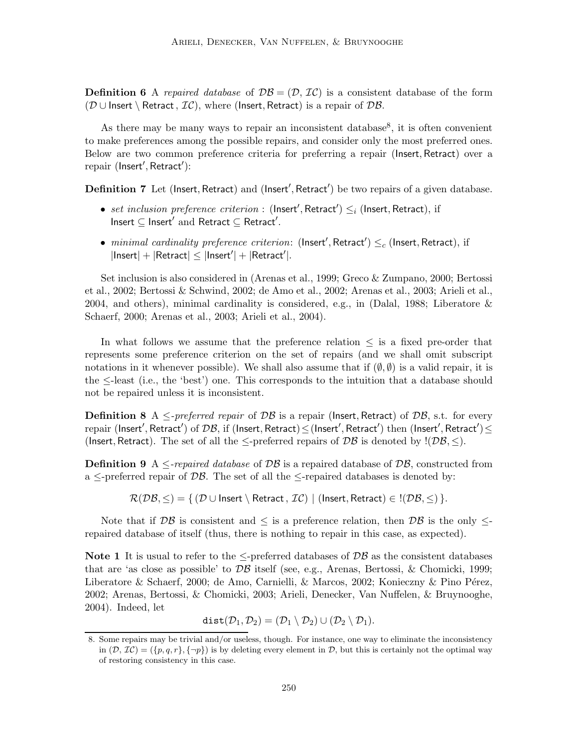**Definition 6** A *repaired database* of $\mathcal{DB} = (\mathcal{D}, \mathcal{IC})$ is a consistent database of the form $(\mathcal{D} \cup \mathsf{Insert} \setminus \mathsf{Retract}\,,\, \mathcal{IC})$, where $(\mathsf{Insert}, \mathsf{Retract})$ is a repair of $\mathcal{DB}$.

As there may be many ways to repair an inconsistent database[8], it is often convenient to make preferences among the possible repairs, and consider only the most preferred ones. Below are two common preference criteria for preferring a repair $(\mathsf{Insert}, \mathsf{Retract})$ over a repair $(\mathsf{Insert}', \mathsf{Retract}')$:

**Definition 7** Let $(\mathsf{Insert}, \mathsf{Retract})$ and $(\mathsf{Insert}', \mathsf{Retract}')$ be two repairs of a given database.

- *set inclusion preference criterion* : $(\mathsf{Insert}', \mathsf{Retract}') \leq_i (\mathsf{Insert}, \mathsf{Retract})$, if $\mathsf{Insert} \subseteq \mathsf{Insert}'$ and $\mathsf{Retract} \subseteq \mathsf{Retract}'$.
- *minimal cardinality preference criterion*: $(\mathsf{Insert}', \mathsf{Retract}') \leq_c (\mathsf{Insert}, \mathsf{Retract})$, if $|\mathsf{Insert}| + |\mathsf{Retract}| \leq |\mathsf{Insert}'| + |\mathsf{Retract}'|$.

Set inclusion is also considered in (Arenas et al., 1999; Greco & Zumpano, 2000; Bertossi et al., 2002; Bertossi & Schwind, 2002; de Amo et al., 2002; Arenas et al., 2003; Arieli et al., 2004, and others), minimal cardinality is considered, e.g., in (Dalal, 1988; Liberatore & Schaerf, 2000; Arenas et al., 2003; Arieli et al., 2004).

In what follows we assume that the preference relation $\leq$ is a fixed pre-order that represents some preference criterion on the set of repairs (and we shall omit subscript notations in it whenever possible). We shall also assume that if $(\emptyset, \emptyset)$ is a valid repair, it is the $\leq$-least (i.e., the 'best') one. This corresponds to the intuition that a database should not be repaired unless it is inconsistent.

**Definition 8** A $\leq$*-preferred repair* of $\mathcal{DB}$ is a repair $(\mathsf{Insert}, \mathsf{Retract})$ of $\mathcal{DB}$, s.t. for every repair $(\mathsf{Insert}', \mathsf{Retract}')$ of $\mathcal{DB}$, if $(\mathsf{Insert}, \mathsf{Retract}) \leq (\mathsf{Insert}', \mathsf{Retract}')$ then $(\mathsf{Insert}', \mathsf{Retract}') \leq (\mathsf{Insert}, \mathsf{Retract})$. The set of all the $\leq$-preferred repairs of $\mathcal{DB}$ is denoted by $!(\mathcal{DB}, \leq)$.

**Definition 9** A $\leq$*-repaired database* of $\mathcal{DB}$ is a repaired database of $\mathcal{DB}$, constructed from a $\leq$-preferred repair of $\mathcal{DB}$. The set of all the $\leq$-repaired databases is denoted by:

$$\mathcal{R}(\mathcal{DB}, \leq) = \{\, (\mathcal{D} \cup \mathsf{Insert} \setminus \mathsf{Retract}\,,\, \mathcal{IC}) \mid (\mathsf{Insert}, \mathsf{Retract}) \in\, !(\mathcal{DB}, \leq) \,\}.$$

Note that if $\mathcal{DB}$ is consistent and $\leq$ is a preference relation, then $\mathcal{DB}$ is the only $\leq$-repaired database of itself (thus, there is nothing to repair in this case, as expected).

**Note 1** It is usual to refer to the $\leq$-preferred databases of $\mathcal{DB}$ as the consistent databases that are 'as close as possible' to $\mathcal{DB}$ itself (see, e.g., Arenas, Bertossi, & Chomicki, 1999; Liberatore & Schaerf, 2000; de Amo, Carnielli, & Marcos, 2002; Konieczny & Pino Pérez, 2002; Arenas, Bertossi, & Chomicki, 2003; Arieli, Denecker, Van Nuffelen, & Bruynooghe, 2004). Indeed, let

$$\mathtt{dist}(\mathcal{D}_1, \mathcal{D}_2) = (\mathcal{D}_1 \setminus \mathcal{D}_2) \cup (\mathcal{D}_2 \setminus \mathcal{D}_1).$$

8. Some repairs may be trivial and/or useless, though. For instance, one way to eliminate the inconsistency in $(\mathcal{D}, \mathcal{IC}) = (\{p, q, r\}, \{\neg p\})$ is by deleting every element in $\mathcal{D}$, but this is certainly not the optimal way of restoring consistency in this case.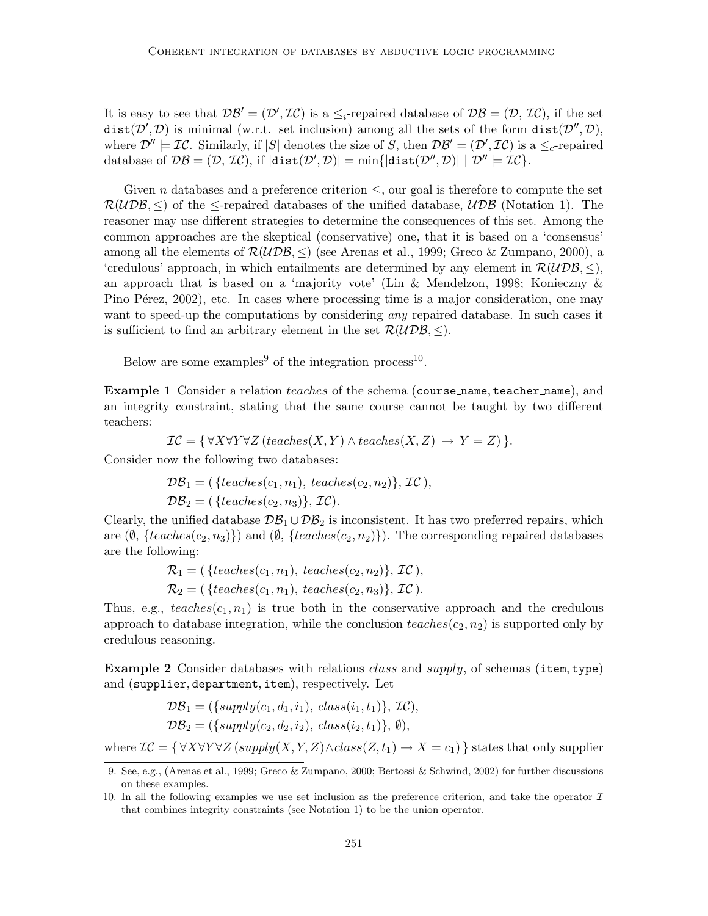It is easy to see that $\mathcal{DB}' = (\mathcal{D}', \mathcal{IC})$ is a $\leq_i$-repaired database of $\mathcal{DB} = (\mathcal{D}, \mathcal{IC})$, if the set $\mathtt{dist}(\mathcal{D}', \mathcal{D})$ is minimal (w.r.t. set inclusion) among all the sets of the form $\mathtt{dist}(\mathcal{D}'', \mathcal{D})$, where $\mathcal{D}'' \models \mathcal{IC}$. Similarly, if $|S|$ denotes the size of $S$, then $\mathcal{DB}' = (\mathcal{D}', \mathcal{IC})$ is a $\leq_c$-repaired database of $\mathcal{DB} = (\mathcal{D}, \mathcal{IC})$, if $|\mathtt{dist}(\mathcal{D}', \mathcal{D})| = \min\{|\mathtt{dist}(\mathcal{D}'', \mathcal{D})| \mid \mathcal{D}'' \models \mathcal{IC}\}$.

Given $n$ databases and a preference criterion $\leq$, our goal is therefore to compute the set $\mathcal{R}(\mathcal{UDB}, \leq)$ of the $\leq$-repaired databases of the unified database, $\mathcal{UDB}$ (Notation 1). The reasoner may use different strategies to determine the consequences of this set. Among the common approaches are the skeptical (conservative) one, that it is based on a 'consensus' among all the elements of $\mathcal{R}(\mathcal{UDB}, \leq)$ (see Arenas et al., 1999; Greco & Zumpano, 2000), a 'credulous' approach, in which entailments are determined by any element in $\mathcal{R}(\mathcal{UDB}, \leq)$, an approach that is based on a 'majority vote' (Lin & Mendelzon, 1998; Konieczny & Pino Pérez, 2002), etc. In cases where processing time is a major consideration, one may want to speed-up the computations by considering *any* repaired database. In such cases it is sufficient to find an arbitrary element in the set $\mathcal{R}(\mathcal{UDB}, \leq)$.

Below are some examples[9] of the integration process[10].

**Example 1** Consider a relation *teaches* of the schema (course_name, teacher_name), and an integrity constraint, stating that the same course cannot be taught by two different teachers:

$$\mathcal{IC} = \{\, \forall X \forall Y \forall Z\, (teaches(X, Y) \wedge teaches(X, Z) \,\rightarrow\, Y = Z)\, \}.$$

Consider now the following two databases:

$$\mathcal{DB}_1 = (\, \{teaches(c_1, n_1),\; teaches(c_2, n_2)\},\; \mathcal{IC}\,),$$
$$\mathcal{DB}_2 = (\, \{teaches(c_2, n_3)\},\; \mathcal{IC}).$$

Clearly, the unified database $\mathcal{DB}_1 \cup \mathcal{DB}_2$ is inconsistent. It has two preferred repairs, which are $(\emptyset, \{teaches(c_2, n_3)\})$ and $(\emptyset, \{teaches(c_2, n_2)\})$. The corresponding repaired databases are the following:

$$\mathcal{R}_1 = (\, \{teaches(c_1, n_1),\; teaches(c_2, n_2)\},\; \mathcal{IC}\,),$$
$$\mathcal{R}_2 = (\, \{teaches(c_1, n_1),\; teaches(c_2, n_3)\},\; \mathcal{IC}\,).$$

Thus, e.g., $teaches(c_1, n_1)$ is true both in the conservative approach and the credulous approach to database integration, while the conclusion $teaches(c_2, n_2)$ is supported only by credulous reasoning.

**Example 2** Consider databases with relations *class* and *supply*, of schemas (item, type) and (supplier, department, item), respectively. Let

$$\mathcal{DB}_1 = (\{supply(c_1, d_1, i_1),\; class(i_1, t_1)\},\; \mathcal{IC}),$$
$$\mathcal{DB}_2 = (\{supply(c_2, d_2, i_2),\; class(i_2, t_1)\},\; \emptyset),$$

where $\mathcal{IC} = \{\, \forall X \forall Y \forall Z\, (supply(X, Y, Z) \wedge class(Z, t_1) \rightarrow X = c_1)\, \}$ states that only supplier

9. See, e.g., (Arenas et al., 1999; Greco & Zumpano, 2000; Bertossi & Schwind, 2002) for further discussions on these examples.

10. In all the following examples we use set inclusion as the preference criterion, and take the operator $\mathcal{I}$ that combines integrity constraints (see Notation 1) to be the union operator.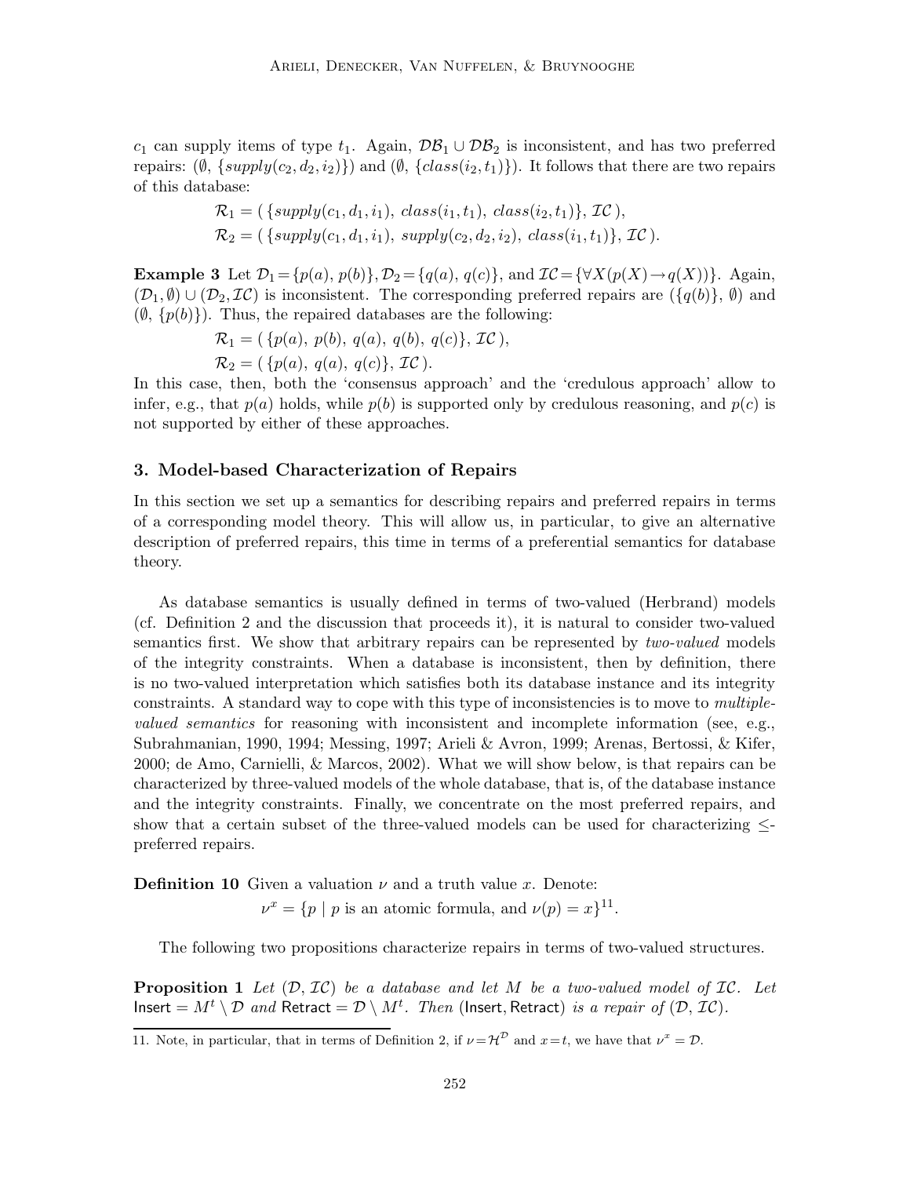$c_1$ can supply items of type $t_1$. Again, $\mathcal{DB}_1 \cup \mathcal{DB}_2$ is inconsistent, and has two preferred repairs: $(\emptyset, \{supply(c_2, d_2, i_2)\})$ and $(\emptyset, \{class(i_2, t_1)\})$. It follows that there are two repairs of this database:

$$\mathcal{R}_1 = (\, \{supply(c_1, d_1, i_1),\ class(i_1, t_1),\ class(i_2, t_1)\},\ \mathcal{IC}\,),$$
$$\mathcal{R}_2 = (\, \{supply(c_1, d_1, i_1),\ supply(c_2, d_2, i_2),\ class(i_1, t_1)\},\ \mathcal{IC}\,).$$

**Example 3** Let $\mathcal{D}_1 = \{p(a), p(b)\}, \mathcal{D}_2 = \{q(a), q(c)\}$, and $\mathcal{IC} = \{\forall X(p(X) \to q(X))\}$. Again, $(\mathcal{D}_1, \emptyset) \cup (\mathcal{D}_2, \mathcal{IC})$ is inconsistent. The corresponding preferred repairs are $(\{q(b)\}, \emptyset)$ and $(\emptyset, \{p(b)\})$. Thus, the repaired databases are the following:

$$\mathcal{R}_1 = (\, \{p(a),\ p(b),\ q(a),\ q(b),\ q(c)\},\ \mathcal{IC}\,),$$
$$\mathcal{R}_2 = (\, \{p(a),\ q(a),\ q(c)\},\ \mathcal{IC}\,).$$

In this case, then, both the 'consensus approach' and the 'credulous approach' allow to infer, e.g., that $p(a)$ holds, while $p(b)$ is supported only by credulous reasoning, and $p(c)$ is not supported by either of these approaches.

## 3. Model-based Characterization of Repairs

In this section we set up a semantics for describing repairs and preferred repairs in terms of a corresponding model theory. This will allow us, in particular, to give an alternative description of preferred repairs, this time in terms of a preferential semantics for database theory.

As database semantics is usually defined in terms of two-valued (Herbrand) models (cf. Definition 2 and the discussion that proceeds it), it is natural to consider two-valued semantics first. We show that arbitrary repairs can be represented by *two-valued* models of the integrity constraints. When a database is inconsistent, then by definition, there is no two-valued interpretation which satisfies both its database instance and its integrity constraints. A standard way to cope with this type of inconsistencies is to move to *multiple-valued semantics* for reasoning with inconsistent and incomplete information (see, e.g., Subrahmanian, 1990, 1994; Messing, 1997; Arieli & Avron, 1999; Arenas, Bertossi, & Kifer, 2000; de Amo, Carnielli, & Marcos, 2002). What we will show below, is that repairs can be characterized by three-valued models of the whole database, that is, of the database instance and the integrity constraints. Finally, we concentrate on the most preferred repairs, and show that a certain subset of the three-valued models can be used for characterizing $\leq$-preferred repairs.

**Definition 10** Given a valuation $\nu$ and a truth value $x$. Denote:

$$\nu^x = \{p \mid p \text{ is an atomic formula, and } \nu(p) = x\}^{11}.$$

The following two propositions characterize repairs in terms of two-valued structures.

**Proposition 1** *Let $(\mathcal{D}, \mathcal{IC})$ be a database and let $M$ be a two-valued model of $\mathcal{IC}$. Let* $\mathsf{Insert} = M^t \setminus \mathcal{D}$ *and* $\mathsf{Retract} = \mathcal{D} \setminus M^t$. *Then* $(\mathsf{Insert}, \mathsf{Retract})$ *is a repair of $(\mathcal{D}, \mathcal{IC})$.*

11. Note, in particular, that in terms of Definition 2, if $\nu = \mathcal{H}^{\mathcal{D}}$ and $x = t$, we have that $\nu^x = \mathcal{D}$.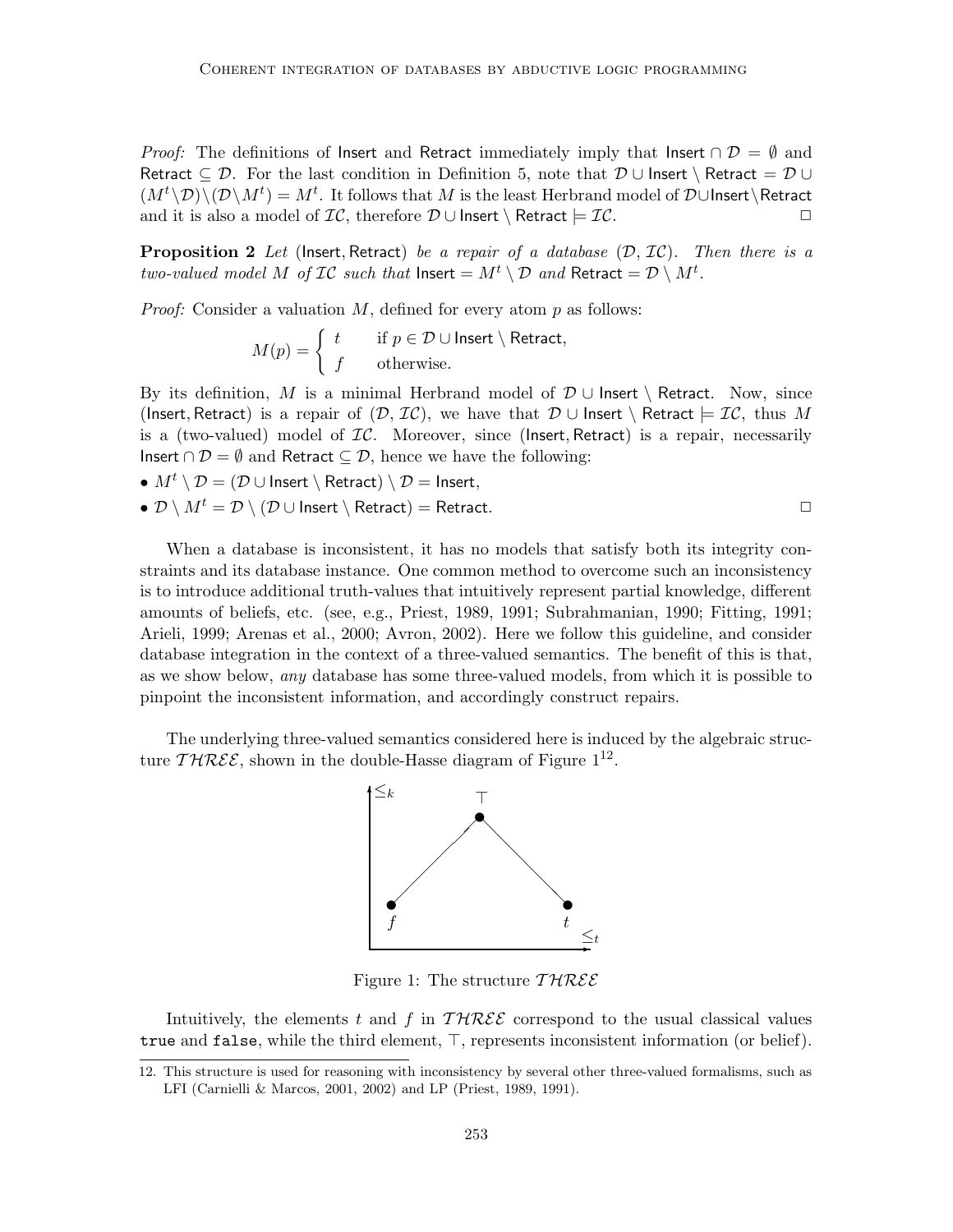*Proof:* The definitions of Insert and Retract immediately imply that $\mathsf{Insert} \cap \mathcal{D} = \emptyset$ and $\mathsf{Retract} \subseteq \mathcal{D}$. For the last condition in Definition 5, note that $\mathcal{D} \cup \mathsf{Insert} \setminus \mathsf{Retract} = \mathcal{D} \cup (M^t \setminus \mathcal{D}) \setminus (\mathcal{D} \setminus M^t) = M^t$. It follows that $M$ is the least Herbrand model of $\mathcal{D} \cup \mathsf{Insert} \setminus \mathsf{Retract}$ and it is also a model of $\mathcal{IC}$, therefore $\mathcal{D} \cup \mathsf{Insert} \setminus \mathsf{Retract} \models \mathcal{IC}$. □

**Proposition 2** *Let* (Insert, Retract) *be a repair of a database* $(\mathcal{D}, \mathcal{IC})$*. Then there is a two-valued model* $M$ *of* $\mathcal{IC}$ *such that* $\mathsf{Insert} = M^t \setminus \mathcal{D}$ *and* $\mathsf{Retract} = \mathcal{D} \setminus M^t$*.*

*Proof:* Consider a valuation $M$, defined for every atom $p$ as follows:

$$M(p) = \begin{cases} t & \text{if } p \in \mathcal{D} \cup \mathsf{Insert} \setminus \mathsf{Retract}, \\ f & \text{otherwise.} \end{cases}$$

By its definition, $M$ is a minimal Herbrand model of $\mathcal{D} \cup \mathsf{Insert} \setminus \mathsf{Retract}$. Now, since (Insert, Retract) is a repair of $(\mathcal{D}, \mathcal{IC})$, we have that $\mathcal{D} \cup \mathsf{Insert} \setminus \mathsf{Retract} \models \mathcal{IC}$, thus $M$ is a (two-valued) model of $\mathcal{IC}$. Moreover, since (Insert, Retract) is a repair, necessarily $\mathsf{Insert} \cap \mathcal{D} = \emptyset$ and $\mathsf{Retract} \subseteq \mathcal{D}$, hence we have the following:

- $M^t \setminus \mathcal{D} = (\mathcal{D} \cup \mathsf{Insert} \setminus \mathsf{Retract}) \setminus \mathcal{D} = \mathsf{Insert}$,
- $\mathcal{D} \setminus M^t = \mathcal{D} \setminus (\mathcal{D} \cup \mathsf{Insert} \setminus \mathsf{Retract}) = \mathsf{Retract}$. □

When a database is inconsistent, it has no models that satisfy both its integrity constraints and its database instance. One common method to overcome such an inconsistency is to introduce additional truth-values that intuitively represent partial knowledge, different amounts of beliefs, etc. (see, e.g., Priest, 1989, 1991; Subrahmanian, 1990; Fitting, 1991; Arieli, 1999; Arenas et al., 2000; Avron, 2002). Here we follow this guideline, and consider database integration in the context of a three-valued semantics. The benefit of this is that, as we show below, *any* database has some three-valued models, from which it is possible to pinpoint the inconsistent information, and accordingly construct repairs.

The underlying three-valued semantics considered here is induced by the algebraic structure $\mathcal{THREE}$, shown in the double-Hasse diagram of Figure 1[12].

$\leq_k$

$\top$

$f$

$t$

$\leq_t$

Figure 1: The structure $\mathcal{THREE}$

Intuitively, the elements $t$ and $f$ in $\mathcal{THREE}$ correspond to the usual classical values `true` and `false`, while the third element, $\top$, represents inconsistent information (or belief).

12. This structure is used for reasoning with inconsistency by several other three-valued formalisms, such as LFI (Carnielli & Marcos, 2001, 2002) and LP (Priest, 1989, 1991).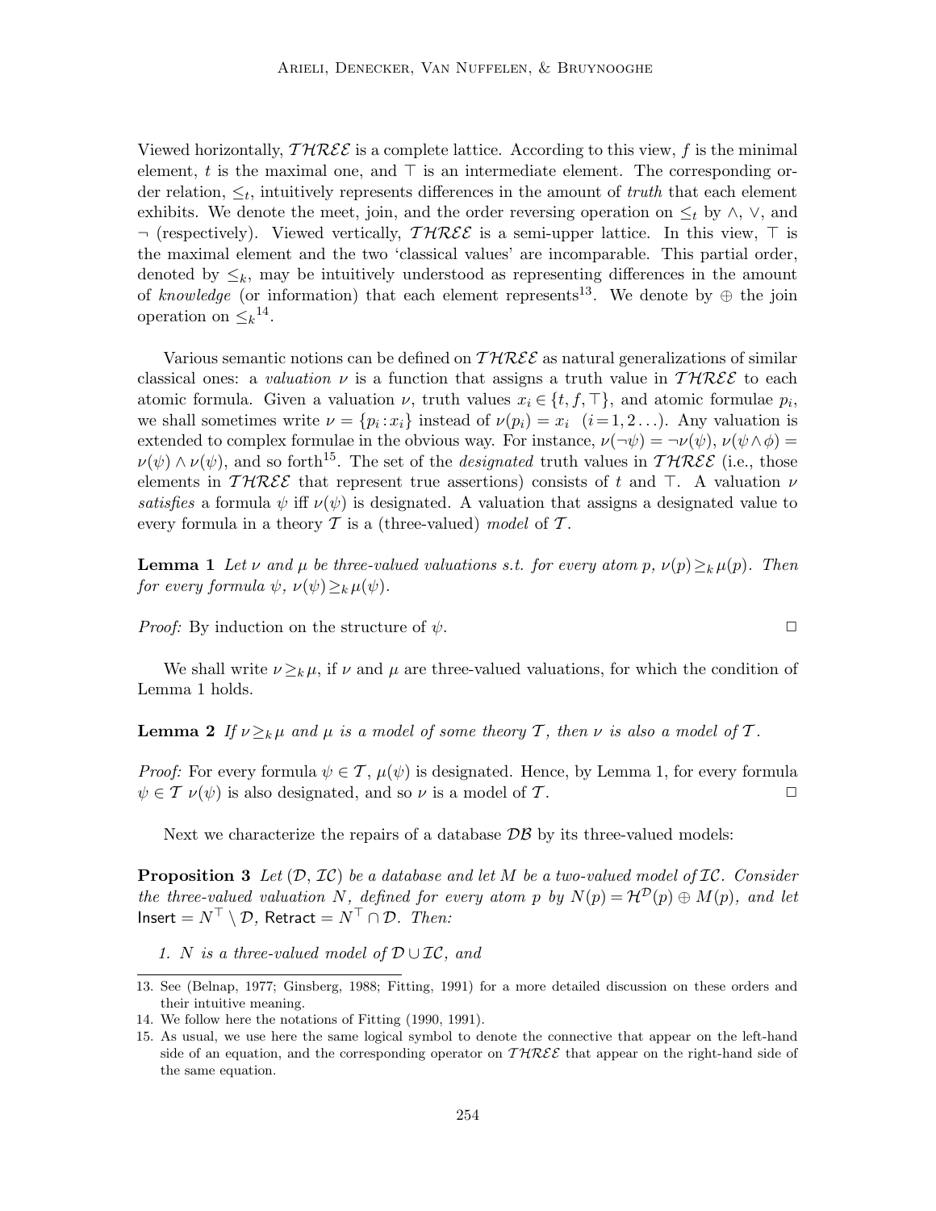Viewed horizontally, $\mathcal{THREE}$ is a complete lattice. According to this view, $f$ is the minimal element, $t$ is the maximal one, and $\top$ is an intermediate element. The corresponding order relation, $\leq_t$, intuitively represents differences in the amount of *truth* that each element exhibits. We denote the meet, join, and the order reversing operation on $\leq_t$ by $\wedge$, $\vee$, and $\neg$ (respectively). Viewed vertically, $\mathcal{THREE}$ is a semi-upper lattice. In this view, $\top$ is the maximal element and the two 'classical values' are incomparable. This partial order, denoted by $\leq_k$, may be intuitively understood as representing differences in the amount of *knowledge* (or information) that each element represents[13]. We denote by $\oplus$ the join operation on $\leq_k$[14].

Various semantic notions can be defined on $\mathcal{THREE}$ as natural generalizations of similar classical ones: a *valuation* $\nu$ is a function that assigns a truth value in $\mathcal{THREE}$ to each atomic formula. Given a valuation $\nu$, truth values $x_i \in \{t, f, \top\}$, and atomic formulae $p_i$, we shall sometimes write $\nu = \{p_i : x_i\}$ instead of $\nu(p_i) = x_i$ $(i = 1, 2 \ldots)$. Any valuation is extended to complex formulae in the obvious way. For instance, $\nu(\neg\psi) = \neg\nu(\psi)$, $\nu(\psi \wedge \phi) = \nu(\psi) \wedge \nu(\psi)$, and so forth[15]. The set of the *designated* truth values in $\mathcal{THREE}$ (i.e., those elements in $\mathcal{THREE}$ that represent true assertions) consists of $t$ and $\top$. A valuation $\nu$ *satisfies* a formula $\psi$ iff $\nu(\psi)$ is designated. A valuation that assigns a designated value to every formula in a theory $\mathcal{T}$ is a (three-valued) *model* of $\mathcal{T}$.

**Lemma 1** *Let $\nu$ and $\mu$ be three-valued valuations s.t. for every atom $p$, $\nu(p) \geq_k \mu(p)$. Then for every formula $\psi$, $\nu(\psi) \geq_k \mu(\psi)$.*

*Proof:* By induction on the structure of $\psi$. $\square$

We shall write $\nu \geq_k \mu$, if $\nu$ and $\mu$ are three-valued valuations, for which the condition of Lemma 1 holds.

**Lemma 2** *If $\nu \geq_k \mu$ and $\mu$ is a model of some theory $\mathcal{T}$, then $\nu$ is also a model of $\mathcal{T}$.*

*Proof:* For every formula $\psi \in \mathcal{T}$, $\mu(\psi)$ is designated. Hence, by Lemma 1, for every formula $\psi \in \mathcal{T}$ $\nu(\psi)$ is also designated, and so $\nu$ is a model of $\mathcal{T}$. $\square$

Next we characterize the repairs of a database $\mathcal{DB}$ by its three-valued models:

**Proposition 3** *Let $(\mathcal{D}, \mathcal{IC})$ be a database and let $M$ be a two-valued model of $\mathcal{IC}$. Consider the three-valued valuation $N$, defined for every atom $p$ by $N(p) = \mathcal{H}^{\mathcal{D}}(p) \oplus M(p)$, and let $\mathsf{Insert} = N^{\top} \setminus \mathcal{D}$, $\mathsf{Retract} = N^{\top} \cap \mathcal{D}$. Then:*

1. *$N$ is a three-valued model of $\mathcal{D} \cup \mathcal{IC}$, and*

---

13. See (Belnap, 1977; Ginsberg, 1988; Fitting, 1991) for a more detailed discussion on these orders and their intuitive meaning.
14. We follow here the notations of Fitting (1990, 1991).
15. As usual, we use here the same logical symbol to denote the connective that appear on the left-hand side of an equation, and the corresponding operator on $\mathcal{THREE}$ that appear on the right-hand side of the same equation.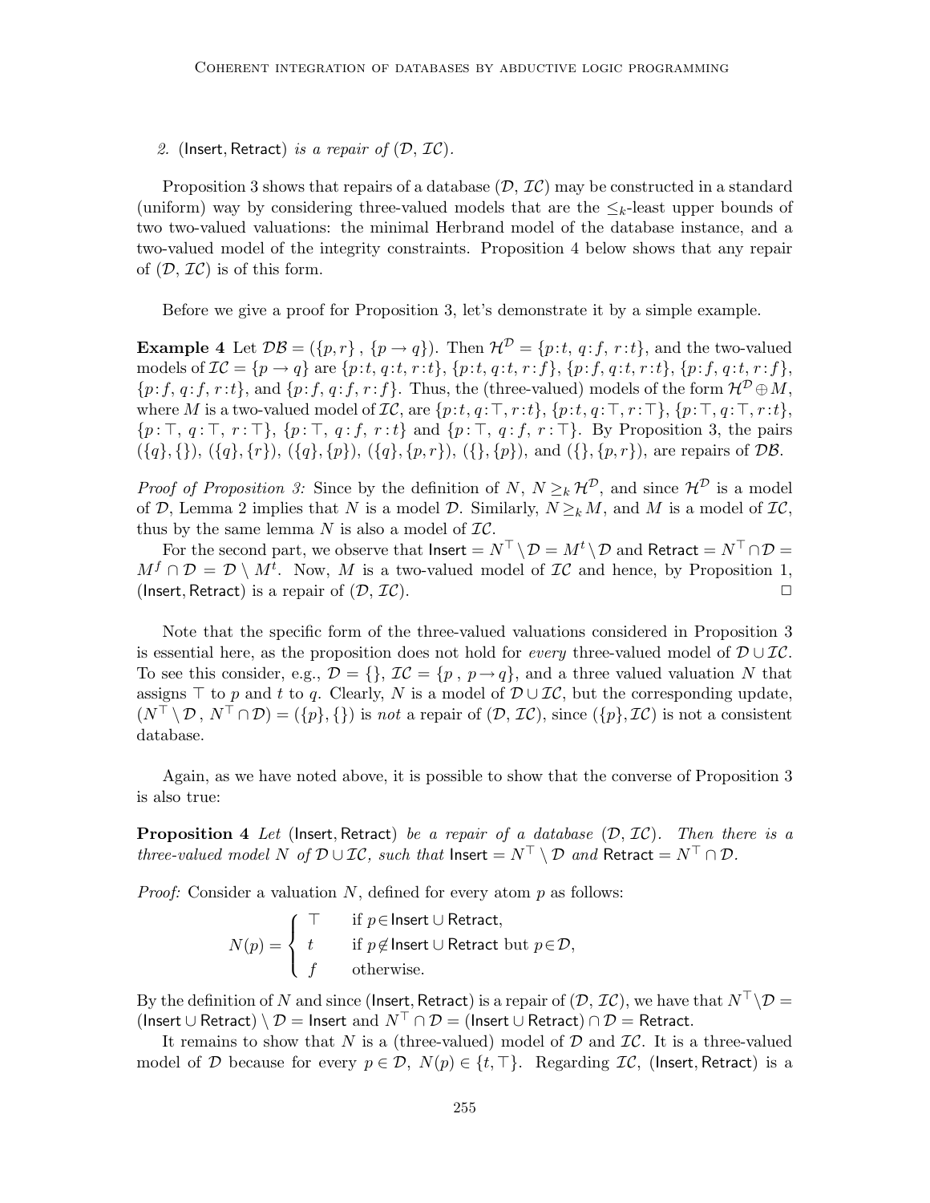2. (Insert, Retract) *is a repair of* ($\mathcal{D}$, $\mathcal{IC}$).

Proposition 3 shows that repairs of a database ($\mathcal{D}$, $\mathcal{IC}$) may be constructed in a standard (uniform) way by considering three-valued models that are the $\leq_k$-least upper bounds of two two-valued valuations: the minimal Herbrand model of the database instance, and a two-valued model of the integrity constraints. Proposition 4 below shows that any repair of ($\mathcal{D}$, $\mathcal{IC}$) is of this form.

Before we give a proof for Proposition 3, let's demonstrate it by a simple example.

**Example 4** Let $\mathcal{DB} = (\{p, r\}\,,\,\{p \rightarrow q\})$. Then $\mathcal{H}^{\mathcal{D}} = \{p\!:\!t,\ q\!:\!f,\ r\!:\!t\}$, and the two-valued models of $\mathcal{IC} = \{p \rightarrow q\}$ are $\{p\!:\!t, q\!:\!t, r\!:\!t\}$, $\{p\!:\!t, q\!:\!t, r\!:\!f\}$, $\{p\!:\!f, q\!:\!t, r\!:\!t\}$, $\{p\!:\!f, q\!:\!t, r\!:\!f\}$, $\{p\!:\!f, q\!:\!f, r\!:\!t\}$, and $\{p\!:\!f, q\!:\!f, r\!:\!f\}$. Thus, the (three-valued) models of the form $\mathcal{H}^{\mathcal{D}} \oplus M$, where $M$ is a two-valued model of $\mathcal{IC}$, are $\{p\!:\!t, q\!:\!\top, r\!:\!t\}$, $\{p\!:\!t, q\!:\!\top, r\!:\!\top\}$, $\{p\!:\!\top, q\!:\!\top, r\!:\!t\}$, $\{p\!:\!\top,\ q\!:\!\top,\ r\!:\!\top\}$, $\{p\!:\!\top,\ q\!:\!f,\ r\!:\!t\}$ and $\{p\!:\!\top,\ q\!:\!f,\ r\!:\!\top\}$. By Proposition 3, the pairs $(\{q\}, \{\})$, $(\{q\}, \{r\})$, $(\{q\}, \{p\})$, $(\{q\}, \{p, r\})$, $(\{\}, \{p\})$, and $(\{\}, \{p, r\})$, are repairs of $\mathcal{DB}$.

*Proof of Proposition 3:* Since by the definition of $N$, $N \geq_k \mathcal{H}^{\mathcal{D}}$, and since $\mathcal{H}^{\mathcal{D}}$ is a model of $\mathcal{D}$, Lemma 2 implies that $N$ is a model $\mathcal{D}$. Similarly, $N \geq_k M$, and $M$ is a model of $\mathcal{IC}$, thus by the same lemma $N$ is also a model of $\mathcal{IC}$.

For the second part, we observe that $\mathsf{Insert} = N^{\top} \setminus \mathcal{D} = M^{t} \setminus \mathcal{D}$ and $\mathsf{Retract} = N^{\top} \cap \mathcal{D} = M^{f} \cap \mathcal{D} = \mathcal{D} \setminus M^{t}$. Now, $M$ is a two-valued model of $\mathcal{IC}$ and hence, by Proposition 1, (Insert, Retract) is a repair of ($\mathcal{D}$, $\mathcal{IC}$). $\square$

Note that the specific form of the three-valued valuations considered in Proposition 3 is essential here, as the proposition does not hold for *every* three-valued model of $\mathcal{D} \cup \mathcal{IC}$. To see this consider, e.g., $\mathcal{D} = \{\}$, $\mathcal{IC} = \{p\ ,\ p \rightarrow q\}$, and a three valued valuation $N$ that assigns $\top$ to $p$ and $t$ to $q$. Clearly, $N$ is a model of $\mathcal{D} \cup \mathcal{IC}$, but the corresponding update, $(N^{\top} \setminus \mathcal{D}\ ,\ N^{\top} \cap \mathcal{D}) = (\{p\}, \{\})$ is *not* a repair of ($\mathcal{D}$, $\mathcal{IC}$), since $(\{p\}, \mathcal{IC})$ is not a consistent database.

Again, as we have noted above, it is possible to show that the converse of Proposition 3 is also true:

**Proposition 4** *Let* (Insert, Retract) *be a repair of a database* ($\mathcal{D}$, $\mathcal{IC}$). *Then there is a three-valued model $N$ of $\mathcal{D} \cup \mathcal{IC}$, such that $\mathsf{Insert} = N^{\top} \setminus \mathcal{D}$ and $\mathsf{Retract} = N^{\top} \cap \mathcal{D}$.*

*Proof:* Consider a valuation $N$, defined for every atom $p$ as follows:

$$N(p) = \begin{cases} \top & \text{if } p \in \mathsf{Insert} \cup \mathsf{Retract}, \\ t & \text{if } p \notin \mathsf{Insert} \cup \mathsf{Retract} \text{ but } p \in \mathcal{D}, \\ f & \text{otherwise.} \end{cases}$$

By the definition of $N$ and since (Insert, Retract) is a repair of ($\mathcal{D}$, $\mathcal{IC}$), we have that $N^{\top} \setminus \mathcal{D} = (\mathsf{Insert} \cup \mathsf{Retract}) \setminus \mathcal{D} = \mathsf{Insert}$ and $N^{\top} \cap \mathcal{D} = (\mathsf{Insert} \cup \mathsf{Retract}) \cap \mathcal{D} = \mathsf{Retract}$.

It remains to show that $N$ is a (three-valued) model of $\mathcal{D}$ and $\mathcal{IC}$. It is a three-valued model of $\mathcal{D}$ because for every $p \in \mathcal{D}$, $N(p) \in \{t, \top\}$. Regarding $\mathcal{IC}$, (Insert, Retract) is a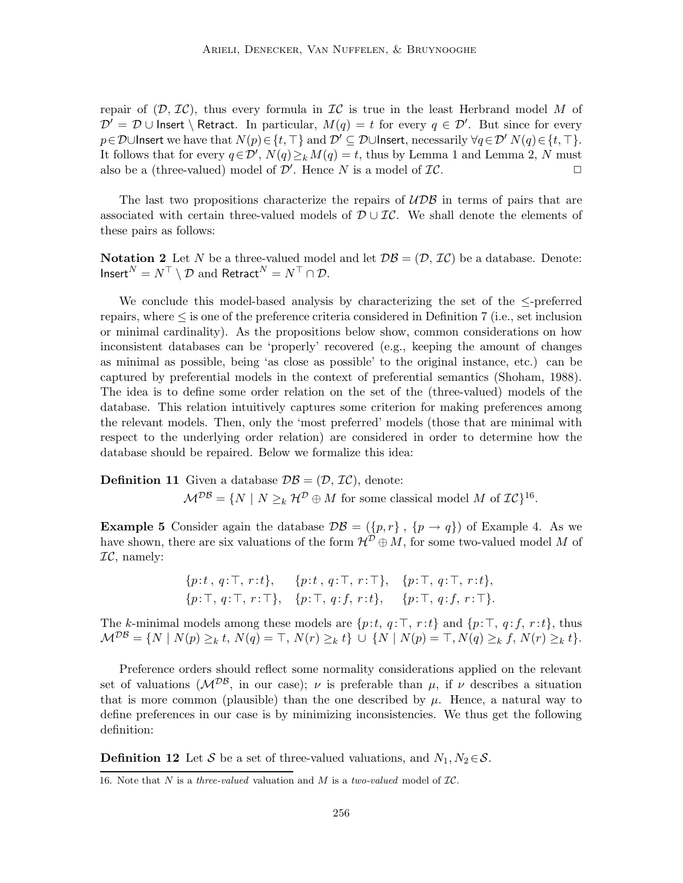repair of $(\mathcal{D}, \mathcal{IC})$, thus every formula in $\mathcal{IC}$ is true in the least Herbrand model $M$ of $\mathcal{D}' = \mathcal{D} \cup \mathsf{Insert} \setminus \mathsf{Retract}$. In particular, $M(q) = t$ for every $q \in \mathcal{D}'$. But since for every $p \in \mathcal{D} \cup \mathsf{Insert}$ we have that $N(p) \in \{t, \top\}$ and $\mathcal{D}' \subseteq \mathcal{D} \cup \mathsf{Insert}$, necessarily $\forall q \in \mathcal{D}'\ N(q) \in \{t, \top\}$. It follows that for every $q \in \mathcal{D}'$, $N(q) \geq_k M(q) = t$, thus by Lemma 1 and Lemma 2, $N$ must also be a (three-valued) model of $\mathcal{D}'$. Hence $N$ is a model of $\mathcal{IC}$. □

The last two propositions characterize the repairs of $\mathcal{UDB}$ in terms of pairs that are associated with certain three-valued models of $\mathcal{D} \cup \mathcal{IC}$. We shall denote the elements of these pairs as follows:

**Notation 2** Let $N$ be a three-valued model and let $\mathcal{DB} = (\mathcal{D}, \mathcal{IC})$ be a database. Denote: $\mathsf{Insert}^N = N^\top \setminus \mathcal{D}$ and $\mathsf{Retract}^N = N^\top \cap \mathcal{D}$.

We conclude this model-based analysis by characterizing the set of the $\leq$-preferred repairs, where $\leq$ is one of the preference criteria considered in Definition 7 (i.e., set inclusion or minimal cardinality). As the propositions below show, common considerations on how inconsistent databases can be 'properly' recovered (e.g., keeping the amount of changes as minimal as possible, being 'as close as possible' to the original instance, etc.) can be captured by preferential models in the context of preferential semantics (Shoham, 1988). The idea is to define some order relation on the set of the (three-valued) models of the database. This relation intuitively captures some criterion for making preferences among the relevant models. Then, only the 'most preferred' models (those that are minimal with respect to the underlying order relation) are considered in order to determine how the database should be repaired. Below we formalize this idea:

**Definition 11** Given a database $\mathcal{DB} = (\mathcal{D}, \mathcal{IC})$, denote:

$$\mathcal{M}^{\mathcal{DB}} = \{N \mid N \geq_k \mathcal{H}^{\mathcal{D}} \oplus M \text{ for some classical model } M \text{ of } \mathcal{IC}\}[16].$$

**Example 5** Consider again the database $\mathcal{DB} = (\{p, r\}\ ,\ \{p \to q\})$ of Example 4. As we have shown, there are six valuations of the form $\mathcal{H}^{\mathcal{D}} \oplus M$, for some two-valued model $M$ of $\mathcal{IC}$, namely:

$$\{p\!:\!t\ ,\ q\!:\!\top,\ r\!:\!t\},\quad \{p\!:\!t\ ,\ q\!:\!\top,\ r\!:\!\top\},\quad \{p\!:\!\top,\ q\!:\!\top,\ r\!:\!t\},$$
$$\{p\!:\!\top,\ q\!:\!\top,\ r\!:\!\top\},\quad \{p\!:\!\top,\ q\!:\!f,\ r\!:\!t\},\quad \{p\!:\!\top,\ q\!:\!f,\ r\!:\!\top\}.$$

The $k$-minimal models among these models are $\{p\!:\!t,\ q\!:\!\top,\ r\!:\!t\}$ and $\{p\!:\!\top,\ q\!:\!f,\ r\!:\!t\}$, thus $\mathcal{M}^{\mathcal{DB}} = \{N \mid N(p) \geq_k t,\ N(q) = \top,\ N(r) \geq_k t\} \cup \{N \mid N(p) = \top, N(q) \geq_k f,\ N(r) \geq_k t\}$.

Preference orders should reflect some normality considerations applied on the relevant set of valuations ($\mathcal{M}^{\mathcal{DB}}$, in our case); $\nu$ is preferable than $\mu$, if $\nu$ describes a situation that is more common (plausible) than the one described by $\mu$. Hence, a natural way to define preferences in our case is by minimizing inconsistencies. We thus get the following definition:

**Definition 12** Let $\mathcal{S}$ be a set of three-valued valuations, and $N_1, N_2 \in \mathcal{S}$.

16. Note that $N$ is a *three-valued* valuation and $M$ is a *two-valued* model of $\mathcal{IC}$.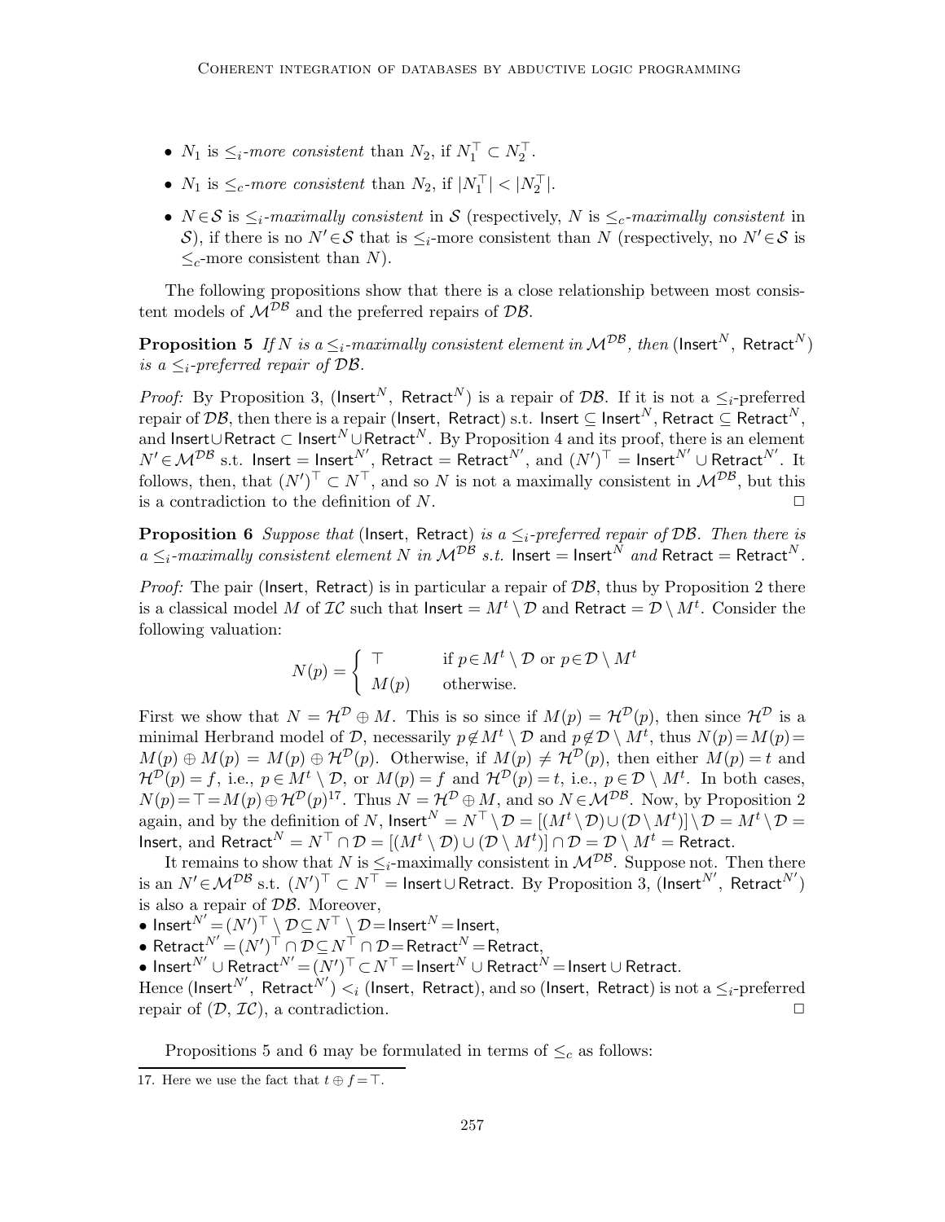- $N_1$ is *$\leq_i$-more consistent* than $N_2$, if $N_1^{\top} \subset N_2^{\top}$.
- $N_1$ is *$\leq_c$-more consistent* than $N_2$, if $|N_1^{\top}| < |N_2^{\top}|$.
- $N \in \mathcal{S}$ is *$\leq_i$-maximally consistent* in $\mathcal{S}$ (respectively, $N$ is *$\leq_c$-maximally consistent* in $\mathcal{S}$), if there is no $N' \in \mathcal{S}$ that is $\leq_i$-more consistent than $N$ (respectively, no $N' \in \mathcal{S}$ is $\leq_c$-more consistent than $N$).

The following propositions show that there is a close relationship between most consistent models of $\mathcal{M}^{\mathcal{DB}}$ and the preferred repairs of $\mathcal{DB}$.

**Proposition 5** *If $N$ is a $\leq_i$-maximally consistent element in $\mathcal{M}^{\mathcal{DB}}$, then $(\mathsf{Insert}^N, \mathsf{Retract}^N)$ is a $\leq_i$-preferred repair of $\mathcal{DB}$.*

*Proof:* By Proposition 3, $(\mathsf{Insert}^N, \mathsf{Retract}^N)$ is a repair of $\mathcal{DB}$. If it is not a $\leq_i$-preferred repair of $\mathcal{DB}$, then there is a repair $(\mathsf{Insert}, \mathsf{Retract})$ s.t. $\mathsf{Insert} \subseteq \mathsf{Insert}^N$, $\mathsf{Retract} \subseteq \mathsf{Retract}^N$, and $\mathsf{Insert} \cup \mathsf{Retract} \subset \mathsf{Insert}^N \cup \mathsf{Retract}^N$. By Proposition 4 and its proof, there is an element $N' \in \mathcal{M}^{\mathcal{DB}}$ s.t. $\mathsf{Insert} = \mathsf{Insert}^{N'}$, $\mathsf{Retract} = \mathsf{Retract}^{N'}$, and $(N')^{\top} = \mathsf{Insert}^{N'} \cup \mathsf{Retract}^{N'}$. It follows, then, that $(N')^{\top} \subset N^{\top}$, and so $N$ is not a maximally consistent in $\mathcal{M}^{\mathcal{DB}}$, but this is a contradiction to the definition of $N$. $\Box$

**Proposition 6** *Suppose that $(\mathsf{Insert}, \mathsf{Retract})$ is a $\leq_i$-preferred repair of $\mathcal{DB}$. Then there is a $\leq_i$-maximally consistent element $N$ in $\mathcal{M}^{\mathcal{DB}}$ s.t. $\mathsf{Insert} = \mathsf{Insert}^N$ and $\mathsf{Retract} = \mathsf{Retract}^N$.*

*Proof:* The pair $(\mathsf{Insert}, \mathsf{Retract})$ is in particular a repair of $\mathcal{DB}$, thus by Proposition 2 there is a classical model $M$ of $\mathcal{IC}$ such that $\mathsf{Insert} = M^t \setminus \mathcal{D}$ and $\mathsf{Retract} = \mathcal{D} \setminus M^t$. Consider the following valuation:

$$N(p) = \begin{cases} \top & \text{if } p \in M^t \setminus \mathcal{D} \text{ or } p \in \mathcal{D} \setminus M^t \\ M(p) & \text{otherwise.} \end{cases}$$

First we show that $N = \mathcal{H}^{\mathcal{D}} \oplus M$. This is so since if $M(p) = \mathcal{H}^{\mathcal{D}}(p)$, then since $\mathcal{H}^{\mathcal{D}}$ is a minimal Herbrand model of $\mathcal{D}$, necessarily $p \notin M^t \setminus \mathcal{D}$ and $p \notin \mathcal{D} \setminus M^t$, thus $N(p) = M(p) = M(p) \oplus M(p) = M(p) \oplus \mathcal{H}^{\mathcal{D}}(p)$. Otherwise, if $M(p) \neq \mathcal{H}^{\mathcal{D}}(p)$, then either $M(p) = t$ and $\mathcal{H}^{\mathcal{D}}(p) = f$, i.e., $p \in M^t \setminus \mathcal{D}$, or $M(p) = f$ and $\mathcal{H}^{\mathcal{D}}(p) = t$, i.e., $p \in \mathcal{D} \setminus M^t$. In both cases, $N(p) = \top = M(p) \oplus \mathcal{H}^{\mathcal{D}}(p)$[17]. Thus $N = \mathcal{H}^{\mathcal{D}} \oplus M$, and so $N \in \mathcal{M}^{\mathcal{DB}}$. Now, by Proposition 2 again, and by the definition of $N$, $\mathsf{Insert}^N = N^{\top} \setminus \mathcal{D} = [(M^t \setminus \mathcal{D}) \cup (\mathcal{D} \setminus M^t)] \setminus \mathcal{D} = M^t \setminus \mathcal{D} = \mathsf{Insert}$, and $\mathsf{Retract}^N = N^{\top} \cap \mathcal{D} = [(M^t \setminus \mathcal{D}) \cup (\mathcal{D} \setminus M^t)] \cap \mathcal{D} = \mathcal{D} \setminus M^t = \mathsf{Retract}$.

It remains to show that $N$ is $\leq_i$-maximally consistent in $\mathcal{M}^{\mathcal{DB}}$. Suppose not. Then there is an $N' \in \mathcal{M}^{\mathcal{DB}}$ s.t. $(N')^{\top} \subset N^{\top} = \mathsf{Insert} \cup \mathsf{Retract}$. By Proposition 3, $(\mathsf{Insert}^{N'}, \mathsf{Retract}^{N'})$ is also a repair of $\mathcal{DB}$. Moreover,

- $\mathsf{Insert}^{N'} = (N')^{\top} \setminus \mathcal{D} \subseteq N^{\top} \setminus \mathcal{D} = \mathsf{Insert}^N = \mathsf{Insert}$,
- $\mathsf{Retract}^{N'} = (N')^{\top} \cap \mathcal{D} \subseteq N^{\top} \cap \mathcal{D} = \mathsf{Retract}^N = \mathsf{Retract}$,
- $\mathsf{Insert}^{N'} \cup \mathsf{Retract}^{N'} = (N')^{\top} \subset N^{\top} = \mathsf{Insert}^N \cup \mathsf{Retract}^N = \mathsf{Insert} \cup \mathsf{Retract}$.

Hence $(\mathsf{Insert}^{N'}, \mathsf{Retract}^{N'}) <_i (\mathsf{Insert}, \mathsf{Retract})$, and so $(\mathsf{Insert}, \mathsf{Retract})$ is not a $\leq_i$-preferred repair of $(\mathcal{D}, \mathcal{IC})$, a contradiction. $\Box$

Propositions 5 and 6 may be formulated in terms of $\leq_c$ as follows:

17. Here we use the fact that $t \oplus f = \top$.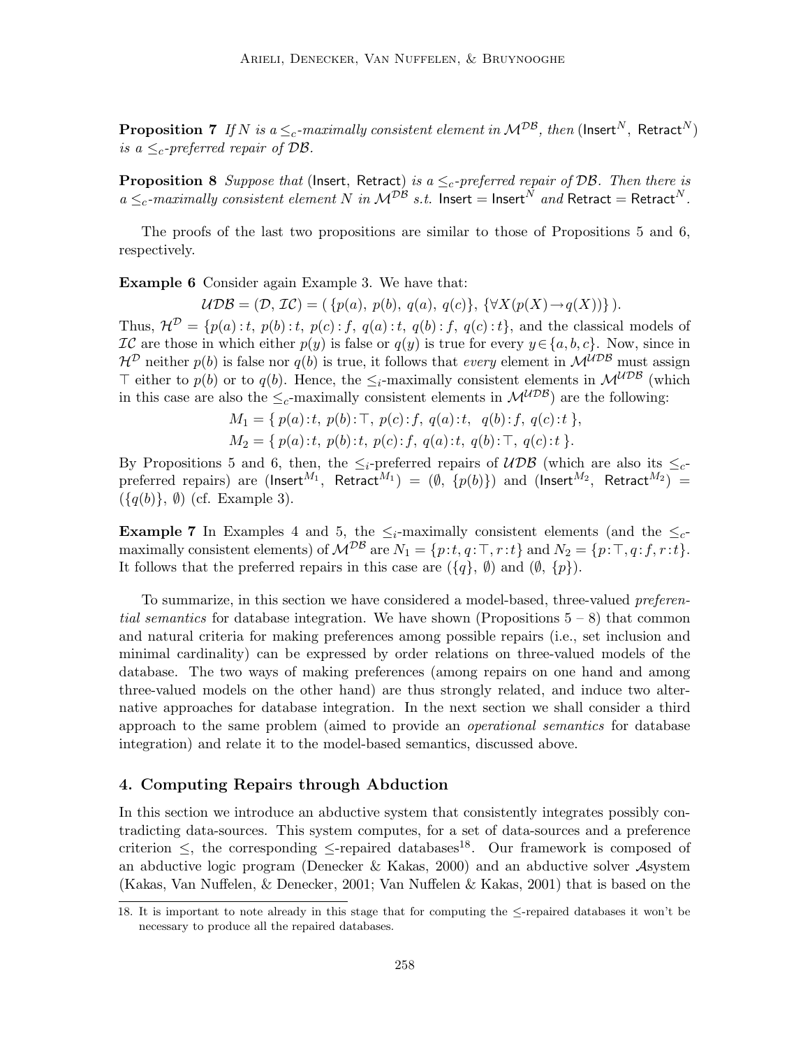**Proposition 7** *If $N$ is a $\leq_c$-maximally consistent element in $\mathcal{M}^{\mathcal{DB}}$, then* ($\mathsf{Insert}^N$, $\mathsf{Retract}^N$) *is a $\leq_c$-preferred repair of $\mathcal{DB}$.*

**Proposition 8** *Suppose that* ($\mathsf{Insert}$, $\mathsf{Retract}$) *is a $\leq_c$-preferred repair of $\mathcal{DB}$. Then there is a $\leq_c$-maximally consistent element $N$ in $\mathcal{M}^{\mathcal{DB}}$ s.t.* $\mathsf{Insert} = \mathsf{Insert}^N$ *and* $\mathsf{Retract} = \mathsf{Retract}^N$.

The proofs of the last two propositions are similar to those of Propositions 5 and 6, respectively.

**Example 6** Consider again Example 3. We have that:

$$\mathcal{UDB} = (\mathcal{D}, \mathcal{IC}) = (\ \{p(a),\ p(b),\ q(a),\ q(c)\},\ \{\forall X(p(X) \to q(X))\}\ ).$$

Thus, $\mathcal{H}^{\mathcal{D}} = \{p(a) : t,\ p(b) : t,\ p(c) : f,\ q(a) : t,\ q(b) : f,\ q(c) : t\}$, and the classical models of $\mathcal{IC}$ are those in which either $p(y)$ is false or $q(y)$ is true for every $y \in \{a, b, c\}$. Now, since in $\mathcal{H}^{\mathcal{D}}$ neither $p(b)$ is false nor $q(b)$ is true, it follows that *every* element in $\mathcal{M}^{\mathcal{UDB}}$ must assign $\top$ either to $p(b)$ or to $q(b)$. Hence, the $\leq_i$-maximally consistent elements in $\mathcal{M}^{\mathcal{UDB}}$ (which in this case are also the $\leq_c$-maximally consistent elements in $\mathcal{M}^{\mathcal{UDB}}$) are the following:

$$M_1 = \{\ p(a) : t,\ p(b) : \top,\ p(c) : f,\ q(a) : t,\ \ q(b) : f,\ q(c) : t\ \},$$
$$M_2 = \{\ p(a) : t,\ p(b) : t,\ p(c) : f,\ q(a) : t,\ q(b) : \top,\ q(c) : t\ \}.$$

By Propositions 5 and 6, then, the $\leq_i$-preferred repairs of $\mathcal{UDB}$ (which are also its $\leq_c$-preferred repairs) are ($\mathsf{Insert}^{M_1}$, $\mathsf{Retract}^{M_1}$) $=$ ($\emptyset$, $\{p(b)\}$) and ($\mathsf{Insert}^{M_2}$, $\mathsf{Retract}^{M_2}$) $=$ ($\{q(b)\}$, $\emptyset$) (cf. Example 3).

**Example 7** In Examples 4 and 5, the $\leq_i$-maximally consistent elements (and the $\leq_c$-maximally consistent elements) of $\mathcal{M}^{\mathcal{DB}}$ are $N_1 = \{p : t, q : \top, r : t\}$ and $N_2 = \{p : \top, q : f, r : t\}$. It follows that the preferred repairs in this case are ($\{q\}$, $\emptyset$) and ($\emptyset$, $\{p\}$).

To summarize, in this section we have considered a model-based, three-valued *preferential semantics* for database integration. We have shown (Propositions 5 – 8) that common and natural criteria for making preferences among possible repairs (i.e., set inclusion and minimal cardinality) can be expressed by order relations on three-valued models of the database. The two ways of making preferences (among repairs on one hand and among three-valued models on the other hand) are thus strongly related, and induce two alternative approaches for database integration. In the next section we shall consider a third approach to the same problem (aimed to provide an *operational semantics* for database integration) and relate it to the model-based semantics, discussed above.

## 4. Computing Repairs through Abduction

In this section we introduce an abductive system that consistently integrates possibly contradicting data-sources. This system computes, for a set of data-sources and a preference criterion $\leq$, the corresponding $\leq$-repaired databases[18]. Our framework is composed of an abductive logic program (Denecker & Kakas, 2000) and an abductive solver $\mathcal{A}$system (Kakas, Van Nuffelen, & Denecker, 2001; Van Nuffelen & Kakas, 2001) that is based on the

18. It is important to note already in this stage that for computing the $\leq$-repaired databases it won't be necessary to produce all the repaired databases.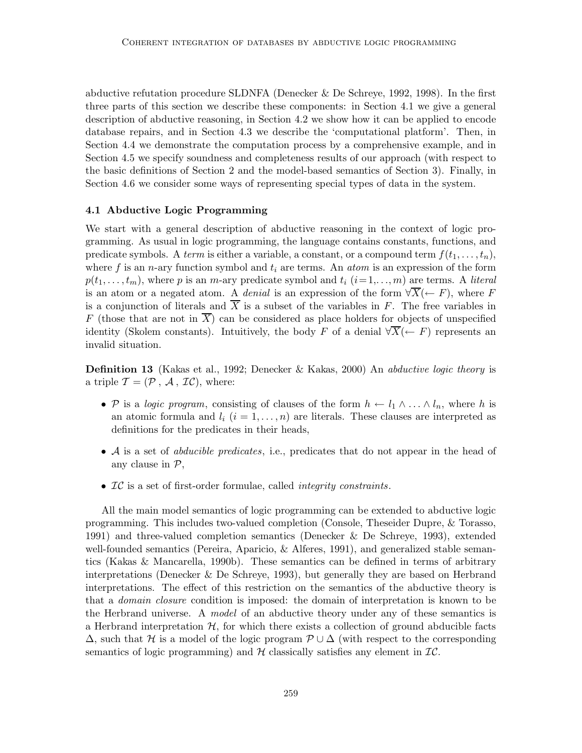abductive refutation procedure SLDNFA (Denecker & De Schreye, 1992, 1998). In the first three parts of this section we describe these components: in Section 4.1 we give a general description of abductive reasoning, in Section 4.2 we show how it can be applied to encode database repairs, and in Section 4.3 we describe the 'computational platform'. Then, in Section 4.4 we demonstrate the computation process by a comprehensive example, and in Section 4.5 we specify soundness and completeness results of our approach (with respect to the basic definitions of Section 2 and the model-based semantics of Section 3). Finally, in Section 4.6 we consider some ways of representing special types of data in the system.

### 4.1 Abductive Logic Programming

We start with a general description of abductive reasoning in the context of logic programming. As usual in logic programming, the language contains constants, functions, and predicate symbols. A *term* is either a variable, a constant, or a compound term $f(t_1, \ldots, t_n)$, where $f$ is an $n$-ary function symbol and $t_i$ are terms. An *atom* is an expression of the form $p(t_1, \ldots, t_m)$, where $p$ is an $m$-ary predicate symbol and $t_i$ $(i=1, \ldots, m)$ are terms. A *literal* is an atom or a negated atom. A *denial* is an expression of the form $\forall \overline{X}(\leftarrow F)$, where $F$ is a conjunction of literals and $\overline{X}$ is a subset of the variables in $F$. The free variables in $F$ (those that are not in $\overline{X}$) can be considered as place holders for objects of unspecified identity (Skolem constants). Intuitively, the body $F$ of a denial $\forall \overline{X}(\leftarrow F)$ represents an invalid situation.

**Definition 13** (Kakas et al., 1992; Denecker & Kakas, 2000) An *abductive logic theory* is a triple $\mathcal{T} = (\mathcal{P}\ ,\ \mathcal{A}\ ,\ \mathcal{IC})$, where:

- $\mathcal{P}$ is a *logic program*, consisting of clauses of the form $h \leftarrow l_1 \wedge \ldots \wedge l_n$, where $h$ is an atomic formula and $l_i$ $(i = 1, \ldots, n)$ are literals. These clauses are interpreted as definitions for the predicates in their heads,
- $\mathcal{A}$ is a set of *abducible predicates*, i.e., predicates that do not appear in the head of any clause in $\mathcal{P}$,
- $\mathcal{IC}$ is a set of first-order formulae, called *integrity constraints*.

All the main model semantics of logic programming can be extended to abductive logic programming. This includes two-valued completion (Console, Theseider Dupre, & Torasso, 1991) and three-valued completion semantics (Denecker & De Schreye, 1993), extended well-founded semantics (Pereira, Aparicio, & Alferes, 1991), and generalized stable semantics (Kakas & Mancarella, 1990b). These semantics can be defined in terms of arbitrary interpretations (Denecker & De Schreye, 1993), but generally they are based on Herbrand interpretations. The effect of this restriction on the semantics of the abductive theory is that a *domain closure* condition is imposed: the domain of interpretation is known to be the Herbrand universe. A *model* of an abductive theory under any of these semantics is a Herbrand interpretation $\mathcal{H}$, for which there exists a collection of ground abducible facts $\Delta$, such that $\mathcal{H}$ is a model of the logic program $\mathcal{P} \cup \Delta$ (with respect to the corresponding semantics of logic programming) and $\mathcal{H}$ classically satisfies any element in $\mathcal{IC}$.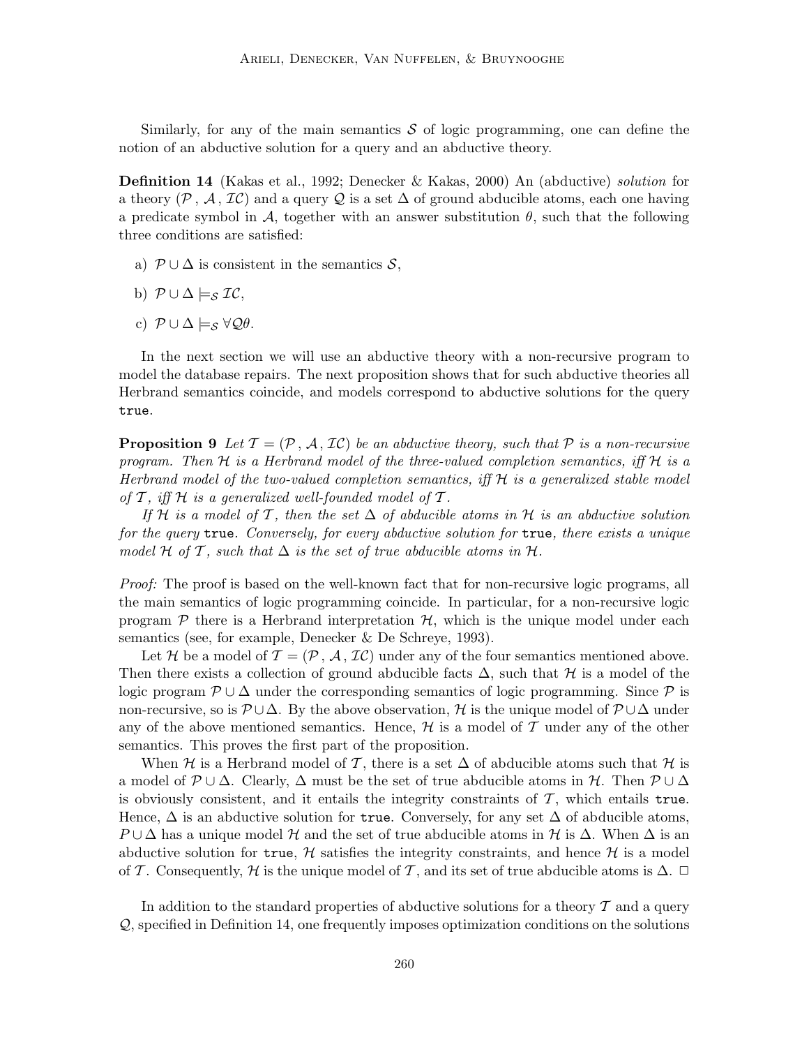Similarly, for any of the main semantics $\mathcal{S}$ of logic programming, one can define the notion of an abductive solution for a query and an abductive theory.

**Definition 14** (Kakas et al., 1992; Denecker & Kakas, 2000) An (abductive) *solution* for a theory $(\mathcal{P}, \mathcal{A}, \mathcal{IC})$ and a query $\mathcal{Q}$ is a set $\Delta$ of ground abducible atoms, each one having a predicate symbol in $\mathcal{A}$, together with an answer substitution $\theta$, such that the following three conditions are satisfied:

a) $\mathcal{P} \cup \Delta$ is consistent in the semantics $\mathcal{S}$,

b) $\mathcal{P} \cup \Delta \models_{\mathcal{S}} \mathcal{IC}$,

c) $\mathcal{P} \cup \Delta \models_{\mathcal{S}} \forall \mathcal{Q}\theta$.

In the next section we will use an abductive theory with a non-recursive program to model the database repairs. The next proposition shows that for such abductive theories all Herbrand semantics coincide, and models correspond to abductive solutions for the query `true`.

**Proposition 9** *Let $\mathcal{T} = (\mathcal{P}, \mathcal{A}, \mathcal{IC})$ be an abductive theory, such that $\mathcal{P}$ is a non-recursive program. Then $\mathcal{H}$ is a Herbrand model of the three-valued completion semantics, iff $\mathcal{H}$ is a Herbrand model of the two-valued completion semantics, iff $\mathcal{H}$ is a generalized stable model of $\mathcal{T}$, iff $\mathcal{H}$ is a generalized well-founded model of $\mathcal{T}$.*

*If $\mathcal{H}$ is a model of $\mathcal{T}$, then the set $\Delta$ of abducible atoms in $\mathcal{H}$ is an abductive solution for the query* `true`*. Conversely, for every abductive solution for* `true`*, there exists a unique model $\mathcal{H}$ of $\mathcal{T}$, such that $\Delta$ is the set of true abducible atoms in $\mathcal{H}$.*

*Proof:* The proof is based on the well-known fact that for non-recursive logic programs, all the main semantics of logic programming coincide. In particular, for a non-recursive logic program $\mathcal{P}$ there is a Herbrand interpretation $\mathcal{H}$, which is the unique model under each semantics (see, for example, Denecker & De Schreye, 1993).

Let $\mathcal{H}$ be a model of $\mathcal{T} = (\mathcal{P}, \mathcal{A}, \mathcal{IC})$ under any of the four semantics mentioned above. Then there exists a collection of ground abducible facts $\Delta$, such that $\mathcal{H}$ is a model of the logic program $\mathcal{P} \cup \Delta$ under the corresponding semantics of logic programming. Since $\mathcal{P}$ is non-recursive, so is $\mathcal{P} \cup \Delta$. By the above observation, $\mathcal{H}$ is the unique model of $\mathcal{P} \cup \Delta$ under any of the above mentioned semantics. Hence, $\mathcal{H}$ is a model of $\mathcal{T}$ under any of the other semantics. This proves the first part of the proposition.

When $\mathcal{H}$ is a Herbrand model of $\mathcal{T}$, there is a set $\Delta$ of abducible atoms such that $\mathcal{H}$ is a model of $\mathcal{P} \cup \Delta$. Clearly, $\Delta$ must be the set of true abducible atoms in $\mathcal{H}$. Then $\mathcal{P} \cup \Delta$ is obviously consistent, and it entails the integrity constraints of $\mathcal{T}$, which entails `true`. Hence, $\Delta$ is an abductive solution for `true`. Conversely, for any set $\Delta$ of abducible atoms, $P \cup \Delta$ has a unique model $\mathcal{H}$ and the set of true abducible atoms in $\mathcal{H}$ is $\Delta$. When $\Delta$ is an abductive solution for `true`, $\mathcal{H}$ satisfies the integrity constraints, and hence $\mathcal{H}$ is a model of $\mathcal{T}$. Consequently, $\mathcal{H}$ is the unique model of $\mathcal{T}$, and its set of true abducible atoms is $\Delta$. $\Box$

In addition to the standard properties of abductive solutions for a theory $\mathcal{T}$ and a query $\mathcal{Q}$, specified in Definition 14, one frequently imposes optimization conditions on the solutions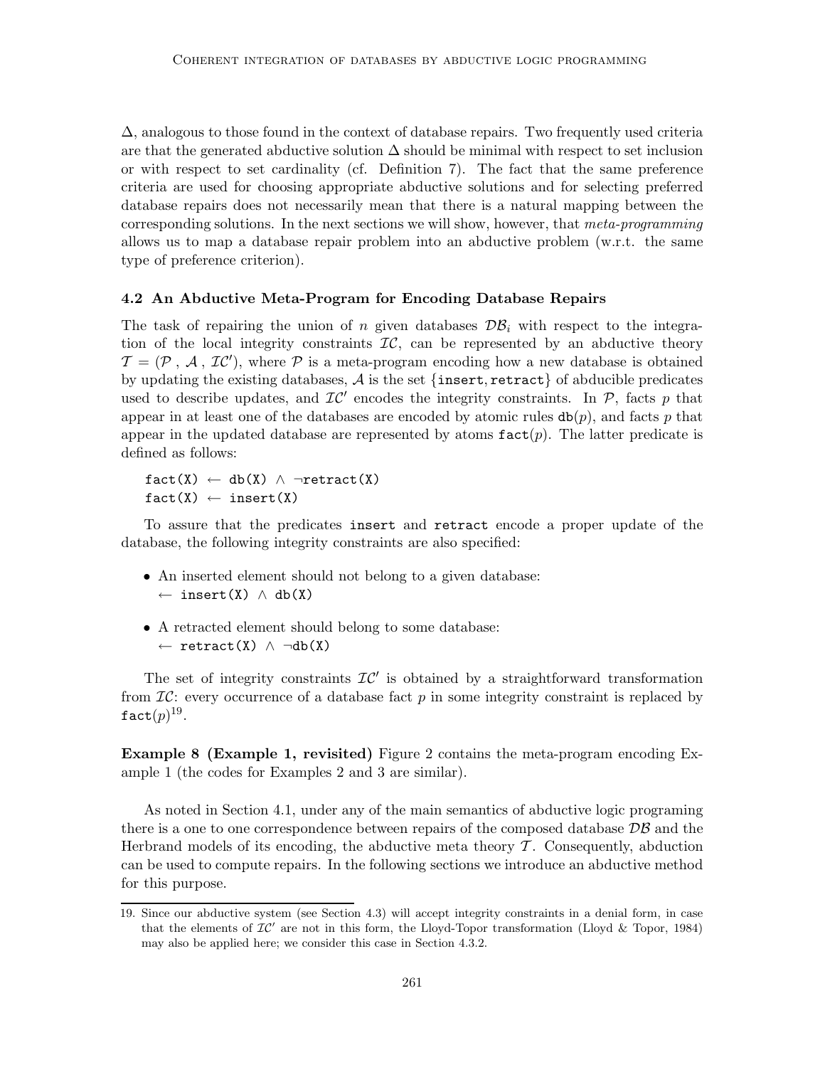$\Delta$, analogous to those found in the context of database repairs. Two frequently used criteria are that the generated abductive solution $\Delta$ should be minimal with respect to set inclusion or with respect to set cardinality (cf. Definition 7). The fact that the same preference criteria are used for choosing appropriate abductive solutions and for selecting preferred database repairs does not necessarily mean that there is a natural mapping between the corresponding solutions. In the next sections we will show, however, that *meta-programming* allows us to map a database repair problem into an abductive problem (w.r.t. the same type of preference criterion).

### 4.2 An Abductive Meta-Program for Encoding Database Repairs

The task of repairing the union of $n$ given databases $\mathcal{DB}_i$ with respect to the integration of the local integrity constraints $\mathcal{IC}$, can be represented by an abductive theory $\mathcal{T} = (\mathcal{P}\ , \mathcal{A}\ , \mathcal{IC}')$, where $\mathcal{P}$ is a meta-program encoding how a new database is obtained by updating the existing databases, $\mathcal{A}$ is the set $\{\texttt{insert}, \texttt{retract}\}$ of abducible predicates used to describe updates, and $\mathcal{IC}'$ encodes the integrity constraints. In $\mathcal{P}$, facts $p$ that appear in at least one of the databases are encoded by atomic rules $\texttt{db}(p)$, and facts $p$ that appear in the updated database are represented by atoms $\texttt{fact}(p)$. The latter predicate is defined as follows:

```
fact(X) ← db(X) ∧ ¬retract(X)
fact(X) ← insert(X)
```

To assure that the predicates `insert` and `retract` encode a proper update of the database, the following integrity constraints are also specified:

- An inserted element should not belong to a given database:
  `← insert(X) ∧ db(X)`
- A retracted element should belong to some database:
  `← retract(X) ∧ ¬db(X)`

The set of integrity constraints $\mathcal{IC}'$ is obtained by a straightforward transformation from $\mathcal{IC}$: every occurrence of a database fact $p$ in some integrity constraint is replaced by $\texttt{fact}(p)$[19].

**Example 8 (Example 1, revisited)** Figure 2 contains the meta-program encoding Example 1 (the codes for Examples 2 and 3 are similar).

As noted in Section 4.1, under any of the main semantics of abductive logic programing there is a one to one correspondence between repairs of the composed database $\mathcal{DB}$ and the Herbrand models of its encoding, the abductive meta theory $\mathcal{T}$. Consequently, abduction can be used to compute repairs. In the following sections we introduce an abductive method for this purpose.

19. Since our abductive system (see Section 4.3) will accept integrity constraints in a denial form, in case that the elements of $\mathcal{IC}'$ are not in this form, the Lloyd-Topor transformation (Lloyd & Topor, 1984) may also be applied here; we consider this case in Section 4.3.2.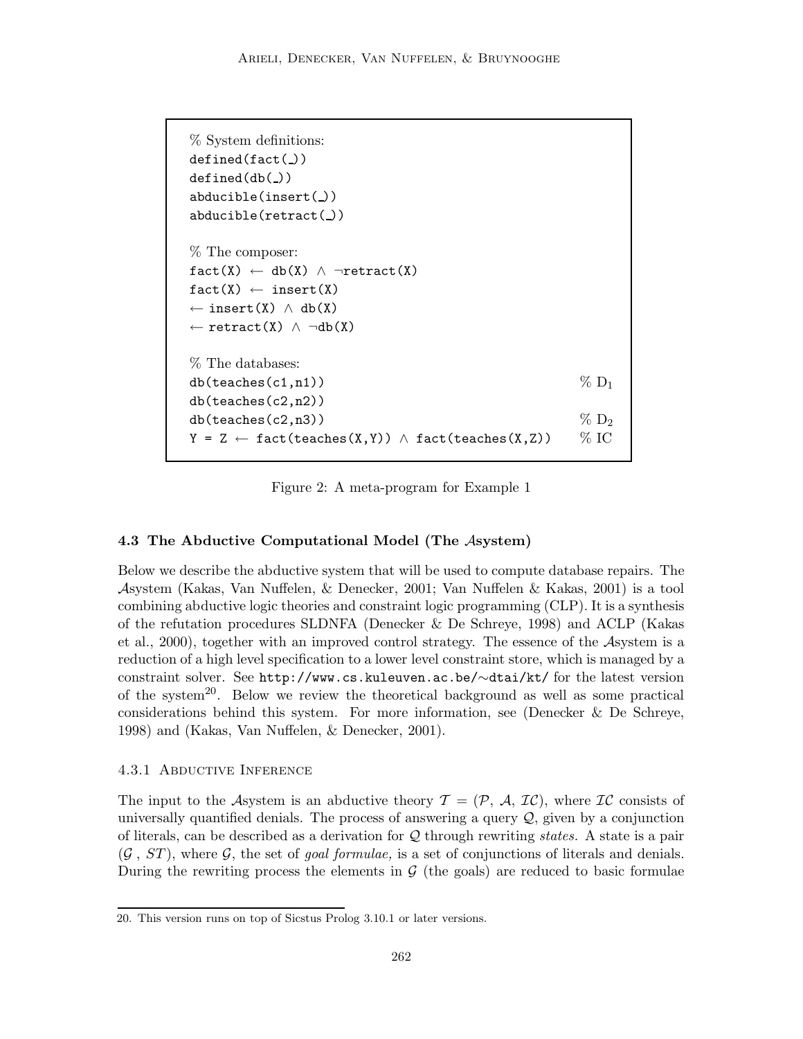```
% System definitions:
defined(fact(_))
defined(db(_))
abducible(insert(_))
abducible(retract(_))

% The composer:
fact(X) ← db(X) ∧ ¬retract(X)
fact(X) ← insert(X)
← insert(X) ∧ db(X)
← retract(X) ∧ ¬db(X)

% The databases:
db(teaches(c1,n1))                                    % D1
db(teaches(c2,n2))
db(teaches(c2,n3))                                    % D2
Y = Z ← fact(teaches(X,Y)) ∧ fact(teaches(X,Z))       % IC
```

Figure 2: A meta-program for Example 1

### 4.3 The Abductive Computational Model (The $\mathcal{A}$system)

Below we describe the abductive system that will be used to compute database repairs. The $\mathcal{A}$system (Kakas, Van Nuffelen, & Denecker, 2001; Van Nuffelen & Kakas, 2001) is a tool combining abductive logic theories and constraint logic programming (CLP). It is a synthesis of the refutation procedures SLDNFA (Denecker & De Schreye, 1998) and ACLP (Kakas et al., 2000), together with an improved control strategy. The essence of the $\mathcal{A}$system is a reduction of a high level specification to a lower level constraint store, which is managed by a constraint solver. See `http://www.cs.kuleuven.ac.be/~dtai/kt/` for the latest version of the system[20]. Below we review the theoretical background as well as some practical considerations behind this system. For more information, see (Denecker & De Schreye, 1998) and (Kakas, Van Nuffelen, & Denecker, 2001).

#### 4.3.1 Abductive Inference

The input to the $\mathcal{A}$system is an abductive theory $\mathcal{T} = (\mathcal{P},\ \mathcal{A},\ \mathcal{IC})$, where $\mathcal{IC}$ consists of universally quantified denials. The process of answering a query $\mathcal{Q}$, given by a conjunction of literals, can be described as a derivation for $\mathcal{Q}$ through rewriting *states*. A state is a pair $(\mathcal{G}\ ,\ ST)$, where $\mathcal{G}$, the set of *goal formulae,* is a set of conjunctions of literals and denials. During the rewriting process the elements in $\mathcal{G}$ (the goals) are reduced to basic formulae

20. This version runs on top of Sicstus Prolog 3.10.1 or later versions.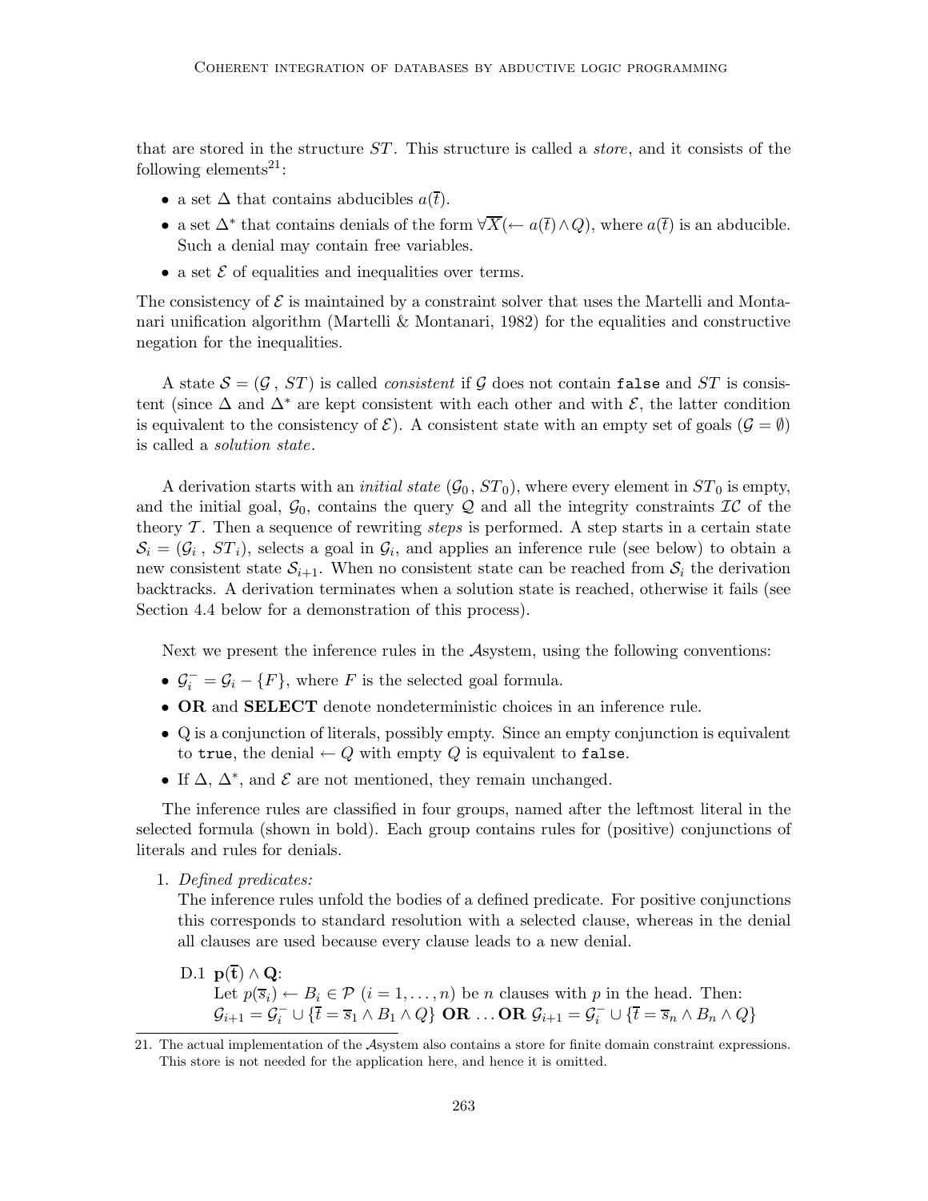that are stored in the structure $ST$. This structure is called a *store*, and it consists of the following elements[21]:

- a set $\Delta$ that contains abducibles $a(\overline{t})$.
- a set $\Delta^*$ that contains denials of the form $\forall \overline{X}(\leftarrow a(\overline{t}) \wedge Q)$, where $a(\overline{t})$ is an abducible. Such a denial may contain free variables.
- a set $\mathcal{E}$ of equalities and inequalities over terms.

The consistency of $\mathcal{E}$ is maintained by a constraint solver that uses the Martelli and Montanari unification algorithm (Martelli & Montanari, 1982) for the equalities and constructive negation for the inequalities.

A state $\mathcal{S} = (\mathcal{G}\ ,\ ST)$ is called *consistent* if $\mathcal{G}$ does not contain `false` and $ST$ is consistent (since $\Delta$ and $\Delta^*$ are kept consistent with each other and with $\mathcal{E}$, the latter condition is equivalent to the consistency of $\mathcal{E}$). A consistent state with an empty set of goals ($\mathcal{G} = \emptyset$) is called a *solution state*.

A derivation starts with an *initial state* $(\mathcal{G}_0, ST_0)$, where every element in $ST_0$ is empty, and the initial goal, $\mathcal{G}_0$, contains the query $\mathcal{Q}$ and all the integrity constraints $\mathcal{IC}$ of the theory $\mathcal{T}$. Then a sequence of rewriting *steps* is performed. A step starts in a certain state $\mathcal{S}_i = (\mathcal{G}_i\ ,\ ST_i)$, selects a goal in $\mathcal{G}_i$, and applies an inference rule (see below) to obtain a new consistent state $\mathcal{S}_{i+1}$. When no consistent state can be reached from $\mathcal{S}_i$ the derivation backtracks. A derivation terminates when a solution state is reached, otherwise it fails (see Section 4.4 below for a demonstration of this process).

Next we present the inference rules in the $\mathcal{A}$system, using the following conventions:

- $\mathcal{G}_i^- = \mathcal{G}_i - \{F\}$, where $F$ is the selected goal formula.
- **OR** and **SELECT** denote nondeterministic choices in an inference rule.
- Q is a conjunction of literals, possibly empty. Since an empty conjunction is equivalent to `true`, the denial $\leftarrow Q$ with empty $Q$ is equivalent to `false`.
- If $\Delta$, $\Delta^*$, and $\mathcal{E}$ are not mentioned, they remain unchanged.

The inference rules are classified in four groups, named after the leftmost literal in the selected formula (shown in bold). Each group contains rules for (positive) conjunctions of literals and rules for denials.

1. *Defined predicates:*
   The inference rules unfold the bodies of a defined predicate. For positive conjunctions this corresponds to standard resolution with a selected clause, whereas in the denial all clauses are used because every clause leads to a new denial.

   D.1 $\mathbf{p(\overline{t}) \wedge Q}$:
   Let $p(\overline{s}_i) \leftarrow B_i \in \mathcal{P}$ $(i = 1, \ldots, n)$ be $n$ clauses with $p$ in the head. Then:
   $\mathcal{G}_{i+1} = \mathcal{G}_i^- \cup \{\overline{t} = \overline{s}_1 \wedge B_1 \wedge Q\}$ **OR** $\ldots$ **OR** $\mathcal{G}_{i+1} = \mathcal{G}_i^- \cup \{\overline{t} = \overline{s}_n \wedge B_n \wedge Q\}$

21. The actual implementation of the $\mathcal{A}$system also contains a store for finite domain constraint expressions. This store is not needed for the application here, and hence it is omitted.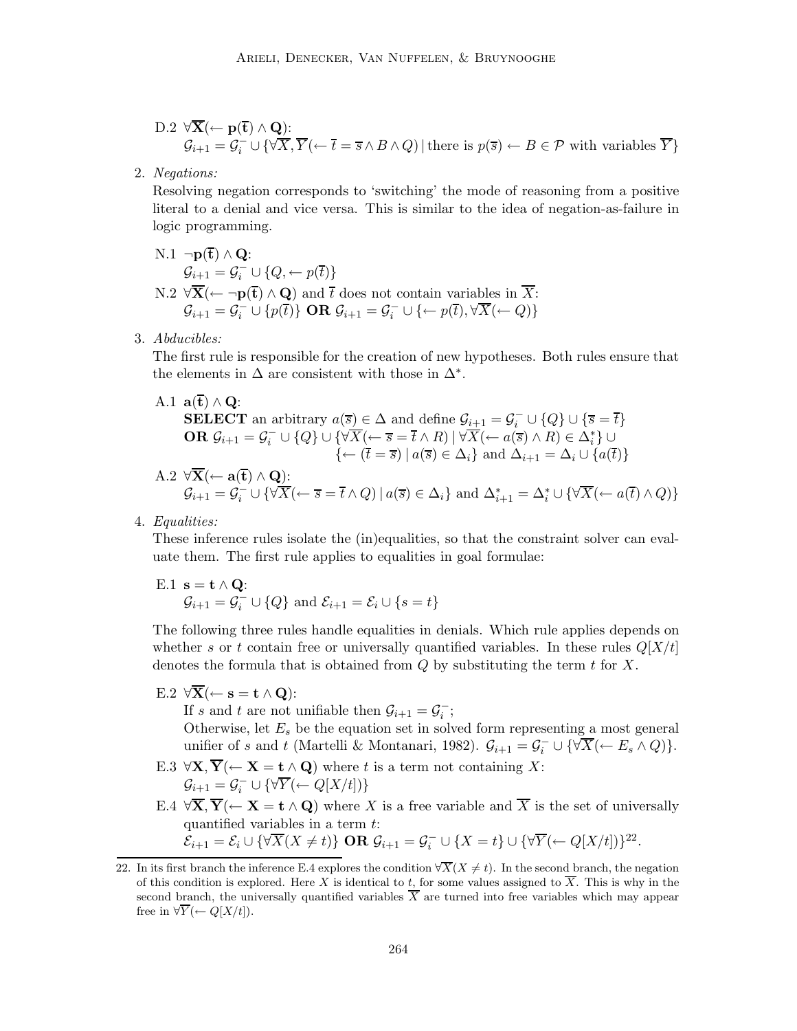D.2 $\forall \overline{\mathbf{X}}(\leftarrow \mathbf{p}(\overline{\mathbf{t}}) \wedge \mathbf{Q})$:
$\mathcal{G}_{i+1} = \mathcal{G}_i^- \cup \{\forall \overline{X}, \overline{Y}(\leftarrow \overline{t} = \overline{s} \wedge B \wedge Q) \,|\, \text{there is } p(\overline{s}) \leftarrow B \in \mathcal{P} \text{ with variables } \overline{Y}\}$

2. *Negations:*

Resolving negation corresponds to 'switching' the mode of reasoning from a positive literal to a denial and vice versa. This is similar to the idea of negation-as-failure in logic programming.

N.1 $\neg \mathbf{p}(\overline{\mathbf{t}}) \wedge \mathbf{Q}$:
$\mathcal{G}_{i+1} = \mathcal{G}_i^- \cup \{Q, \leftarrow p(\overline{t})\}$

N.2 $\forall \overline{\mathbf{X}}(\leftarrow \neg \mathbf{p}(\overline{\mathbf{t}}) \wedge \mathbf{Q})$ and $\overline{t}$ does not contain variables in $\overline{X}$:
$\mathcal{G}_{i+1} = \mathcal{G}_i^- \cup \{p(\overline{t})\}$ **OR** $\mathcal{G}_{i+1} = \mathcal{G}_i^- \cup \{\leftarrow p(\overline{t}), \forall \overline{X}(\leftarrow Q)\}$

3. *Abducibles:*

The first rule is responsible for the creation of new hypotheses. Both rules ensure that the elements in $\Delta$ are consistent with those in $\Delta^*$.

A.1 $\mathbf{a}(\overline{\mathbf{t}}) \wedge \mathbf{Q}$:
**SELECT** an arbitrary $a(\overline{s}) \in \Delta$ and define $\mathcal{G}_{i+1} = \mathcal{G}_i^- \cup \{Q\} \cup \{\overline{s} = \overline{t}\}$
**OR** $\mathcal{G}_{i+1} = \mathcal{G}_i^- \cup \{Q\} \cup \{\forall \overline{X}(\leftarrow \overline{s} = \overline{t} \wedge R) \,|\, \forall \overline{X}(\leftarrow a(\overline{s}) \wedge R) \in \Delta_i^*\} \cup \{\leftarrow (\overline{t} = \overline{s}) \,|\, a(\overline{s}) \in \Delta_i\}$ and $\Delta_{i+1} = \Delta_i \cup \{a(\overline{t})\}$

A.2 $\forall \overline{\mathbf{X}}(\leftarrow \mathbf{a}(\overline{\mathbf{t}}) \wedge \mathbf{Q})$:
$\mathcal{G}_{i+1} = \mathcal{G}_i^- \cup \{\forall \overline{X}(\leftarrow \overline{s} = \overline{t} \wedge Q) \,|\, a(\overline{s}) \in \Delta_i\}$ and $\Delta_{i+1}^* = \Delta_i^* \cup \{\forall \overline{X}(\leftarrow a(\overline{t}) \wedge Q)\}$

4. *Equalities:*

These inference rules isolate the (in)equalities, so that the constraint solver can evaluate them. The first rule applies to equalities in goal formulae:

E.1 $\mathbf{s} = \mathbf{t} \wedge \mathbf{Q}$:
$\mathcal{G}_{i+1} = \mathcal{G}_i^- \cup \{Q\}$ and $\mathcal{E}_{i+1} = \mathcal{E}_i \cup \{s = t\}$

The following three rules handle equalities in denials. Which rule applies depends on whether $s$ or $t$ contain free or universally quantified variables. In these rules $Q[X/t]$ denotes the formula that is obtained from $Q$ by substituting the term $t$ for $X$.

E.2 $\forall \overline{\mathbf{X}}(\leftarrow \mathbf{s} = \mathbf{t} \wedge \mathbf{Q})$:
If $s$ and $t$ are not unifiable then $\mathcal{G}_{i+1} = \mathcal{G}_i^-$;
Otherwise, let $E_s$ be the equation set in solved form representing a most general unifier of $s$ and $t$ (Martelli & Montanari, 1982). $\mathcal{G}_{i+1} = \mathcal{G}_i^- \cup \{\forall \overline{X}(\leftarrow E_s \wedge Q)\}$.

E.3 $\forall \mathbf{X}, \overline{\mathbf{Y}}(\leftarrow \mathbf{X} = \mathbf{t} \wedge \mathbf{Q})$ where $t$ is a term not containing $X$:
$\mathcal{G}_{i+1} = \mathcal{G}_i^- \cup \{\forall \overline{Y}(\leftarrow Q[X/t])\}$

E.4 $\forall \overline{\mathbf{X}}, \overline{\mathbf{Y}}(\leftarrow \mathbf{X} = \mathbf{t} \wedge \mathbf{Q})$ where $X$ is a free variable and $\overline{X}$ is the set of universally quantified variables in a term $t$:
$\mathcal{E}_{i+1} = \mathcal{E}_i \cup \{\forall \overline{X}(X \neq t)\}$ **OR** $\mathcal{G}_{i+1} = \mathcal{G}_i^- \cup \{X = t\} \cup \{\forall \overline{Y}(\leftarrow Q[X/t])\}$[22].

22. In its first branch the inference E.4 explores the condition $\forall \overline{X}(X \neq t)$. In the second branch, the negation of this condition is explored. Here $X$ is identical to $t$, for some values assigned to $\overline{X}$. This is why in the second branch, the universally quantified variables $\overline{X}$ are turned into free variables which may appear free in $\forall \overline{Y}(\leftarrow Q[X/t])$.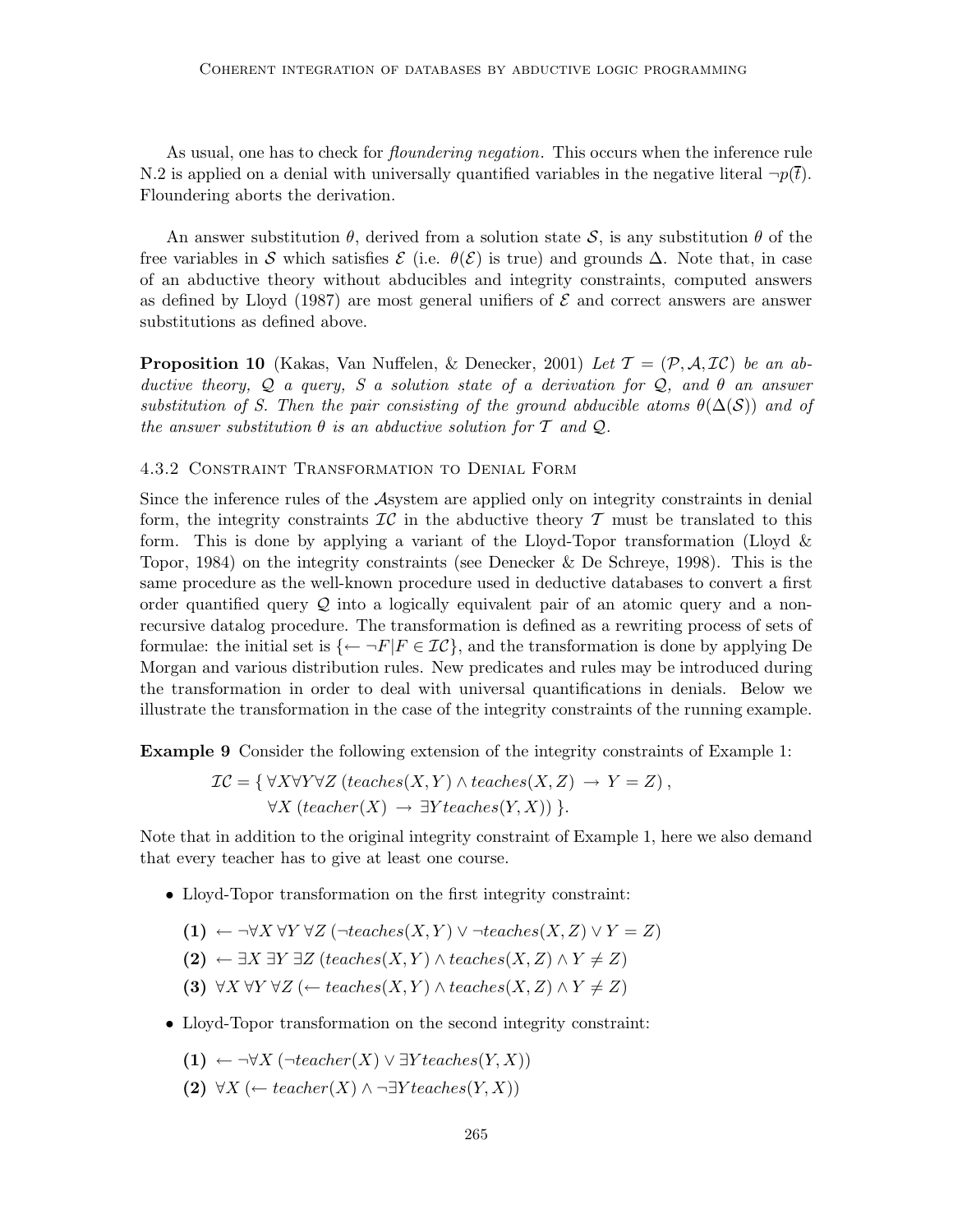As usual, one has to check for *floundering negation*. This occurs when the inference rule N.2 is applied on a denial with universally quantified variables in the negative literal $\neg p(\overline{t})$. Floundering aborts the derivation.

An answer substitution $\theta$, derived from a solution state $\mathcal{S}$, is any substitution $\theta$ of the free variables in $\mathcal{S}$ which satisfies $\mathcal{E}$ (i.e. $\theta(\mathcal{E})$ is true) and grounds $\Delta$. Note that, in case of an abductive theory without abducibles and integrity constraints, computed answers as defined by Lloyd (1987) are most general unifiers of $\mathcal{E}$ and correct answers are answer substitutions as defined above.

**Proposition 10** (Kakas, Van Nuffelen, & Denecker, 2001) *Let $\mathcal{T} = (\mathcal{P}, \mathcal{A}, \mathcal{IC})$ be an abductive theory, $\mathcal{Q}$ a query, $S$ a solution state of a derivation for $\mathcal{Q}$, and $\theta$ an answer substitution of $S$. Then the pair consisting of the ground abducible atoms $\theta(\Delta(\mathcal{S}))$ and of the answer substitution $\theta$ is an abductive solution for $\mathcal{T}$ and $\mathcal{Q}$.*

### 4.3.2 Constraint Transformation to Denial Form

Since the inference rules of the $\mathcal{A}$system are applied only on integrity constraints in denial form, the integrity constraints $\mathcal{IC}$ in the abductive theory $\mathcal{T}$ must be translated to this form. This is done by applying a variant of the Lloyd-Topor transformation (Lloyd & Topor, 1984) on the integrity constraints (see Denecker & De Schreye, 1998). This is the same procedure as the well-known procedure used in deductive databases to convert a first order quantified query $\mathcal{Q}$ into a logically equivalent pair of an atomic query and a non-recursive datalog procedure. The transformation is defined as a rewriting process of sets of formulae: the initial set is $\{\leftarrow \neg F | F \in \mathcal{IC}\}$, and the transformation is done by applying De Morgan and various distribution rules. New predicates and rules may be introduced during the transformation in order to deal with universal quantifications in denials. Below we illustrate the transformation in the case of the integrity constraints of the running example.

**Example 9** Consider the following extension of the integrity constraints of Example 1:

$$\mathcal{IC} = \{\, \forall X \forall Y \forall Z\, (teaches(X,Y) \wedge teaches(X,Z) \,\rightarrow\, Y = Z)\,,$$
$$\forall X\, (teacher(X) \,\rightarrow\, \exists Y\, teaches(Y,X))\, \}.$$

Note that in addition to the original integrity constraint of Example 1, here we also demand that every teacher has to give at least one course.

- Lloyd-Topor transformation on the first integrity constraint:
  - **(1)** $\leftarrow \neg\forall X\, \forall Y\, \forall Z\, (\neg teaches(X,Y) \vee \neg teaches(X,Z) \vee Y = Z)$
  - **(2)** $\leftarrow \exists X\, \exists Y\, \exists Z\, (teaches(X,Y) \wedge teaches(X,Z) \wedge Y \neq Z)$
  - **(3)** $\forall X\, \forall Y\, \forall Z\, (\leftarrow teaches(X,Y) \wedge teaches(X,Z) \wedge Y \neq Z)$
- Lloyd-Topor transformation on the second integrity constraint:
  - **(1)** $\leftarrow \neg\forall X\, (\neg teacher(X) \vee \exists Y\, teaches(Y,X))$
  - **(2)** $\forall X\, (\leftarrow teacher(X) \wedge \neg\exists Y\, teaches(Y,X))$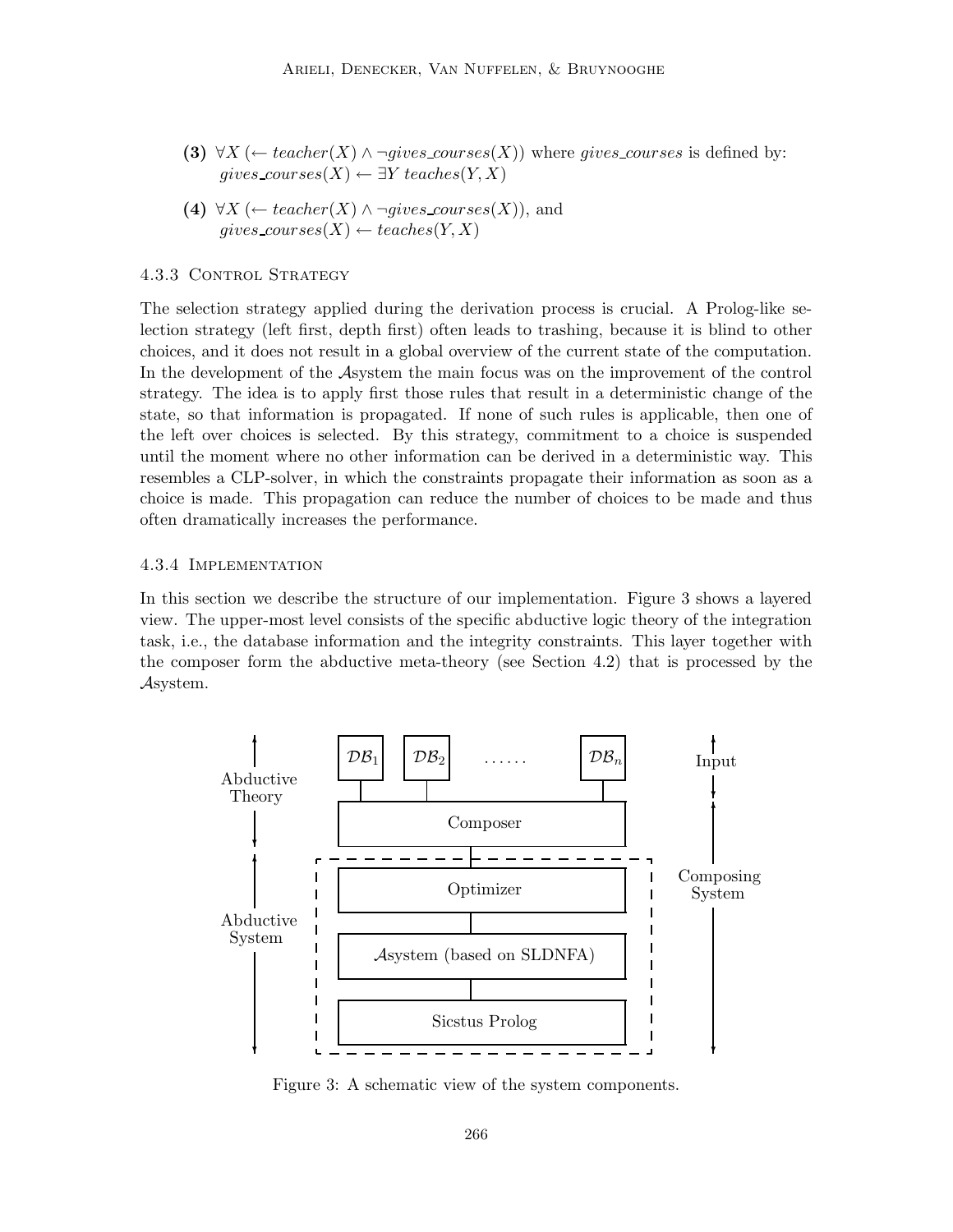**(3)** $\forall X\, (\leftarrow teacher(X) \wedge \neg gives\_courses(X))$ where $gives\_courses$ is defined by: $gives\_courses(X) \leftarrow \exists Y\; teaches(Y, X)$

**(4)** $\forall X\, (\leftarrow teacher(X) \wedge \neg gives\_courses(X))$, and $gives\_courses(X) \leftarrow teaches(Y, X)$

#### 4.3.3 Control Strategy

The selection strategy applied during the derivation process is crucial. A Prolog-like selection strategy (left first, depth first) often leads to trashing, because it is blind to other choices, and it does not result in a global overview of the current state of the computation. In the development of the $\mathcal{A}$system the main focus was on the improvement of the control strategy. The idea is to apply first those rules that result in a deterministic change of the state, so that information is propagated. If none of such rules is applicable, then one of the left over choices is selected. By this strategy, commitment to a choice is suspended until the moment where no other information can be derived in a deterministic way. This resembles a CLP-solver, in which the constraints propagate their information as soon as a choice is made. This propagation can reduce the number of choices to be made and thus often dramatically increases the performance.

#### 4.3.4 Implementation

In this section we describe the structure of our implementation. Figure 3 shows a layered view. The upper-most level consists of the specific abductive logic theory of the integration task, i.e., the database information and the integrity constraints. This layer together with the composer form the abductive meta-theory (see Section 4.2) that is processed by the $\mathcal{A}$system.

$\mathcal{DB}_1$ $\mathcal{DB}_2$ ...... $\mathcal{DB}_n$

Abductive Theory

Input

Composer

Optimizer

Composing System

Abductive System

$\mathcal{A}$system (based on SLDNFA)

Sicstus Prolog

Figure 3: A schematic view of the system components.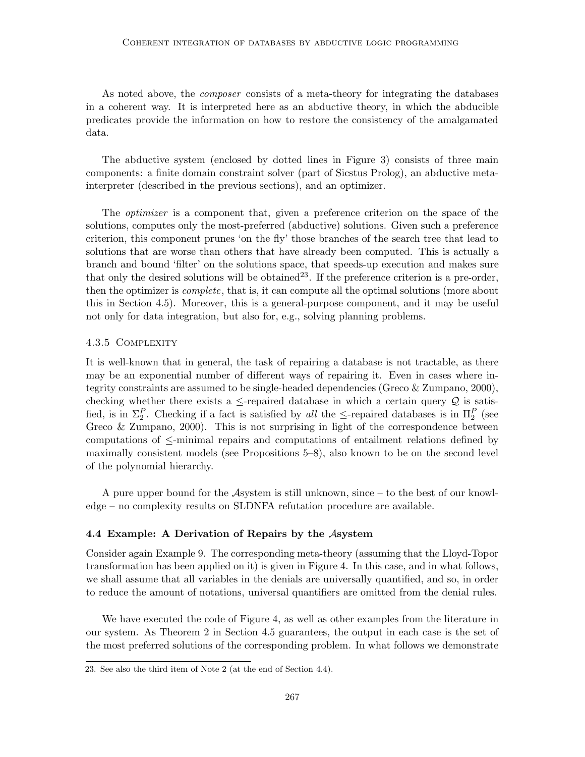As noted above, the *composer* consists of a meta-theory for integrating the databases in a coherent way. It is interpreted here as an abductive theory, in which the abducible predicates provide the information on how to restore the consistency of the amalgamated data.

The abductive system (enclosed by dotted lines in Figure 3) consists of three main components: a finite domain constraint solver (part of Sicstus Prolog), an abductive meta-interpreter (described in the previous sections), and an optimizer.

The *optimizer* is a component that, given a preference criterion on the space of the solutions, computes only the most-preferred (abductive) solutions. Given such a preference criterion, this component prunes 'on the fly' those branches of the search tree that lead to solutions that are worse than others that have already been computed. This is actually a branch and bound 'filter' on the solutions space, that speeds-up execution and makes sure that only the desired solutions will be obtained[23]. If the preference criterion is a pre-order, then the optimizer is *complete*, that is, it can compute all the optimal solutions (more about this in Section 4.5). Moreover, this is a general-purpose component, and it may be useful not only for data integration, but also for, e.g., solving planning problems.

#### 4.3.5 Complexity

It is well-known that in general, the task of repairing a database is not tractable, as there may be an exponential number of different ways of repairing it. Even in cases where integrity constraints are assumed to be single-headed dependencies (Greco & Zumpano, 2000), checking whether there exists a $\leq$-repaired database in which a certain query $\mathcal{Q}$ is satisfied, is in $\Sigma_2^P$. Checking if a fact is satisfied by *all* the $\leq$-repaired databases is in $\Pi_2^P$ (see Greco & Zumpano, 2000). This is not surprising in light of the correspondence between computations of $\leq$-minimal repairs and computations of entailment relations defined by maximally consistent models (see Propositions 5–8), also known to be on the second level of the polynomial hierarchy.

A pure upper bound for the $\mathcal{A}$system is still unknown, since – to the best of our knowledge – no complexity results on SLDNFA refutation procedure are available.

### 4.4 Example: A Derivation of Repairs by the $\mathcal{A}$system

Consider again Example 9. The corresponding meta-theory (assuming that the Lloyd-Topor transformation has been applied on it) is given in Figure 4. In this case, and in what follows, we shall assume that all variables in the denials are universally quantified, and so, in order to reduce the amount of notations, universal quantifiers are omitted from the denial rules.

We have executed the code of Figure 4, as well as other examples from the literature in our system. As Theorem 2 in Section 4.5 guarantees, the output in each case is the set of the most preferred solutions of the corresponding problem. In what follows we demonstrate

23. See also the third item of Note 2 (at the end of Section 4.4).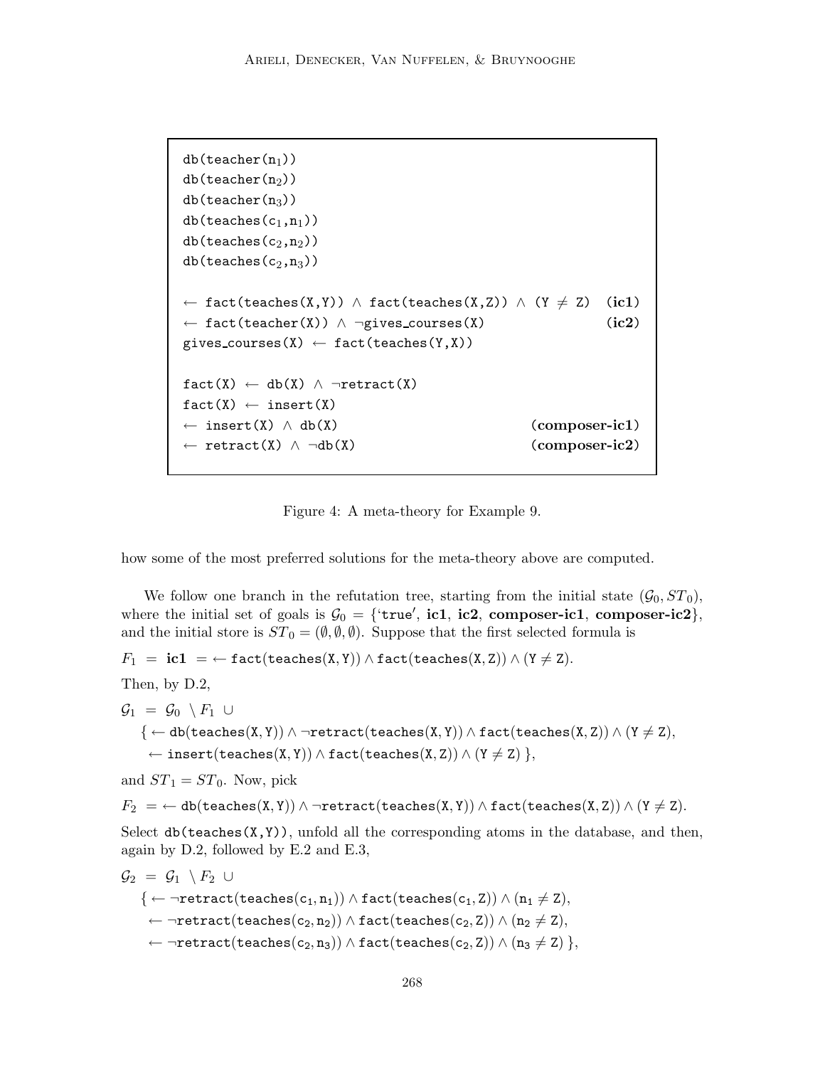```
db(teacher(n1))
db(teacher(n2))
db(teacher(n3))
db(teaches(c1,n1))
db(teaches(c2,n2))
db(teaches(c2,n3))

← fact(teaches(X,Y)) ∧ fact(teaches(X,Z)) ∧ (Y ≠ Z)   (ic1)
← fact(teacher(X)) ∧ ¬gives_courses(X)                (ic2)
gives_courses(X) ← fact(teaches(Y,X))

fact(X) ← db(X) ∧ ¬retract(X)
fact(X) ← insert(X)
← insert(X) ∧ db(X)                                   (composer-ic1)
← retract(X) ∧ ¬db(X)                                 (composer-ic2)
```

Figure 4: A meta-theory for Example 9.

how some of the most preferred solutions for the meta-theory above are computed.

We follow one branch in the refutation tree, starting from the initial state $(\mathcal{G}_0, ST_0)$, where the initial set of goals is $\mathcal{G}_0 = \{\text{`true'}, \textbf{ic1}, \textbf{ic2}, \textbf{composer-ic1}, \textbf{composer-ic2}\}$, and the initial store is $ST_0 = (\emptyset, \emptyset, \emptyset)$. Suppose that the first selected formula is

$F_1 \ = \ \textbf{ic1} \ = \leftarrow \texttt{fact(teaches(X,Y))} \wedge \texttt{fact(teaches(X,Z))} \wedge (\texttt{Y} \neq \texttt{Z}).$

Then, by D.2,

$$\begin{aligned}
\mathcal{G}_1 \ = \ & \mathcal{G}_0 \ \setminus F_1 \ \cup \\
& \{ \leftarrow \texttt{db(teaches(X,Y))} \wedge \neg\texttt{retract(teaches(X,Y))} \wedge \texttt{fact(teaches(X,Z))} \wedge (\texttt{Y} \neq \texttt{Z}), \\
& \ \leftarrow \texttt{insert(teaches(X,Y))} \wedge \texttt{fact(teaches(X,Z))} \wedge (\texttt{Y} \neq \texttt{Z}) \ \},
\end{aligned}$$

and $ST_1 = ST_0$. Now, pick

$F_2 \ = \leftarrow \texttt{db(teaches(X,Y))} \wedge \neg\texttt{retract(teaches(X,Y))} \wedge \texttt{fact(teaches(X,Z))} \wedge (\texttt{Y} \neq \texttt{Z}).$

Select `db(teaches(X,Y))`, unfold all the corresponding atoms in the database, and then, again by D.2, followed by E.2 and E.3,

$$\begin{aligned}
\mathcal{G}_2 \ = \ & \mathcal{G}_1 \ \setminus F_2 \ \cup \\
& \{ \leftarrow \neg\texttt{retract(teaches(c}_1\texttt{,n}_1\texttt{))} \wedge \texttt{fact(teaches(c}_1\texttt{,Z))} \wedge (\texttt{n}_1 \neq \texttt{Z}), \\
& \ \leftarrow \neg\texttt{retract(teaches(c}_2\texttt{,n}_2\texttt{))} \wedge \texttt{fact(teaches(c}_2\texttt{,Z))} \wedge (\texttt{n}_2 \neq \texttt{Z}), \\
& \ \leftarrow \neg\texttt{retract(teaches(c}_2\texttt{,n}_3\texttt{))} \wedge \texttt{fact(teaches(c}_2\texttt{,Z))} \wedge (\texttt{n}_3 \neq \texttt{Z}) \ \},
\end{aligned}$$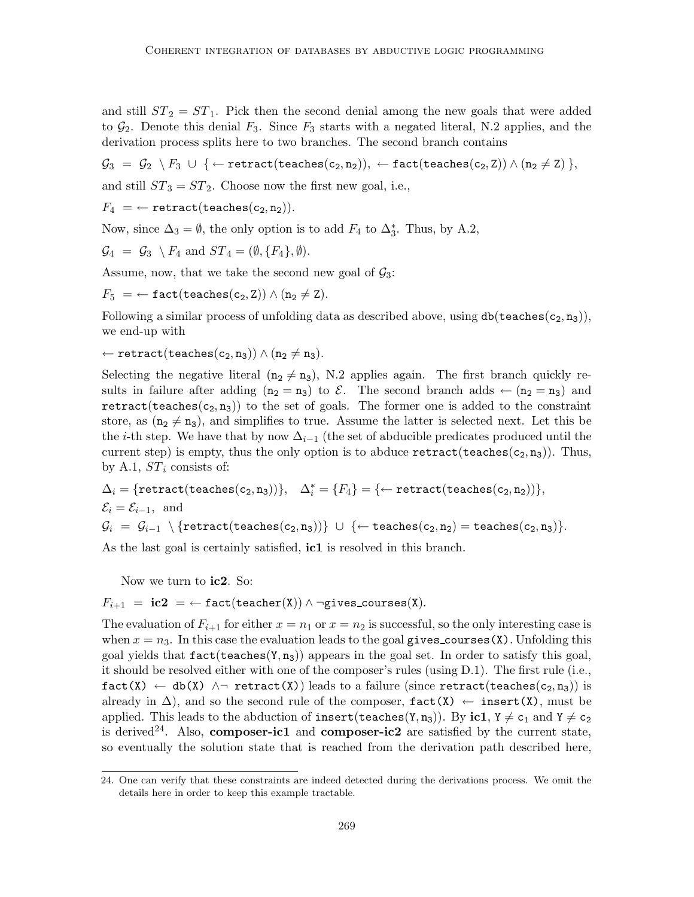and still $ST_2 = ST_1$. Pick then the second denial among the new goals that were added to $\mathcal{G}_2$. Denote this denial $F_3$. Since $F_3$ starts with a negated literal, N.2 applies, and the derivation process splits here to two branches. The second branch contains

$\mathcal{G}_3 \;=\; \mathcal{G}_2 \;\setminus F_3 \;\cup\; \{ \leftarrow \mathtt{retract(teaches(c_2,n_2))},\; \leftarrow \mathtt{fact(teaches(c_2,Z))} \wedge (\mathtt{n_2} \neq \mathtt{Z}) \},$

and still $ST_3 = ST_2$. Choose now the first new goal, i.e.,

$F_4 \;= \leftarrow \mathtt{retract(teaches(c_2,n_2))}.$

Now, since $\Delta_3 = \emptyset$, the only option is to add $F_4$ to $\Delta^*_3$. Thus, by A.2,

$\mathcal{G}_4 \;=\; \mathcal{G}_3 \;\setminus F_4$ and $ST_4 = (\emptyset, \{F_4\}, \emptyset)$.

Assume, now, that we take the second new goal of $\mathcal{G}_3$:

$F_5 \;= \leftarrow \mathtt{fact(teaches(c_2,Z))} \wedge (\mathtt{n_2} \neq \mathtt{Z}).$

Following a similar process of unfolding data as described above, using $\mathtt{db(teaches(c_2,n_3))}$, we end-up with

$\leftarrow \mathtt{retract(teaches(c_2,n_3))} \wedge (\mathtt{n_2} \neq \mathtt{n_3}).$

Selecting the negative literal $(\mathtt{n_2} \neq \mathtt{n_3})$, N.2 applies again. The first branch quickly results in failure after adding $(\mathtt{n_2} = \mathtt{n_3})$ to $\mathcal{E}$. The second branch adds $\leftarrow (\mathtt{n_2} = \mathtt{n_3})$ and $\mathtt{retract(teaches(c_2,n_3))}$ to the set of goals. The former one is added to the constraint store, as $(\mathtt{n_2} \neq \mathtt{n_3})$, and simplifies to true. Assume the latter is selected next. Let this be the $i$-th step. We have that by now $\Delta_{i-1}$ (the set of abducible predicates produced until the current step) is empty, thus the only option is to abduce $\mathtt{retract(teaches(c_2,n_3))}$. Thus, by A.1, $ST_i$ consists of:

$\Delta_i = \{\mathtt{retract(teaches(c_2,n_3))}\}, \quad \Delta^*_i = \{F_4\} = \{\leftarrow \mathtt{retract(teaches(c_2,n_2))}\},$

$\mathcal{E}_i = \mathcal{E}_{i-1}$, and

$\mathcal{G}_i \;=\; \mathcal{G}_{i-1} \;\setminus \{\mathtt{retract(teaches(c_2,n_3))}\} \;\cup\; \{\leftarrow \mathtt{teaches(c_2,n_2)} = \mathtt{teaches(c_2,n_3)}\}.$

As the last goal is certainly satisfied, **ic1** is resolved in this branch.

Now we turn to **ic2**. So:

$F_{i+1} \;=\; \textbf{ic2} \;= \leftarrow \mathtt{fact(teacher(X))} \wedge \neg\mathtt{gives\_courses(X)}.$

The evaluation of $F_{i+1}$ for either $x = n_1$ or $x = n_2$ is successful, so the only interesting case is when $x = n_3$. In this case the evaluation leads to the goal `gives_courses(X)`. Unfolding this goal yields that $\mathtt{fact(teaches(Y,n_3))}$ appears in the goal set. In order to satisfy this goal, it should be resolved either with one of the composer's rules (using D.1). The first rule (i.e., `fact(X) ← db(X) ∧¬ retract(X)`) leads to a failure (since $\mathtt{retract(teaches(c_2,n_3))}$ is already in $\Delta$), and so the second rule of the composer, `fact(X) ← insert(X)`, must be applied. This leads to the abduction of $\mathtt{insert(teaches(Y,n_3))}$. By **ic1**, $\mathtt{Y} \neq \mathtt{c_1}$ and $\mathtt{Y} \neq \mathtt{c_2}$ is derived[24]. Also, **composer-ic1** and **composer-ic2** are satisfied by the current state, so eventually the solution state that is reached from the derivation path described here,

24. One can verify that these constraints are indeed detected during the derivations process. We omit the details here in order to keep this example tractable.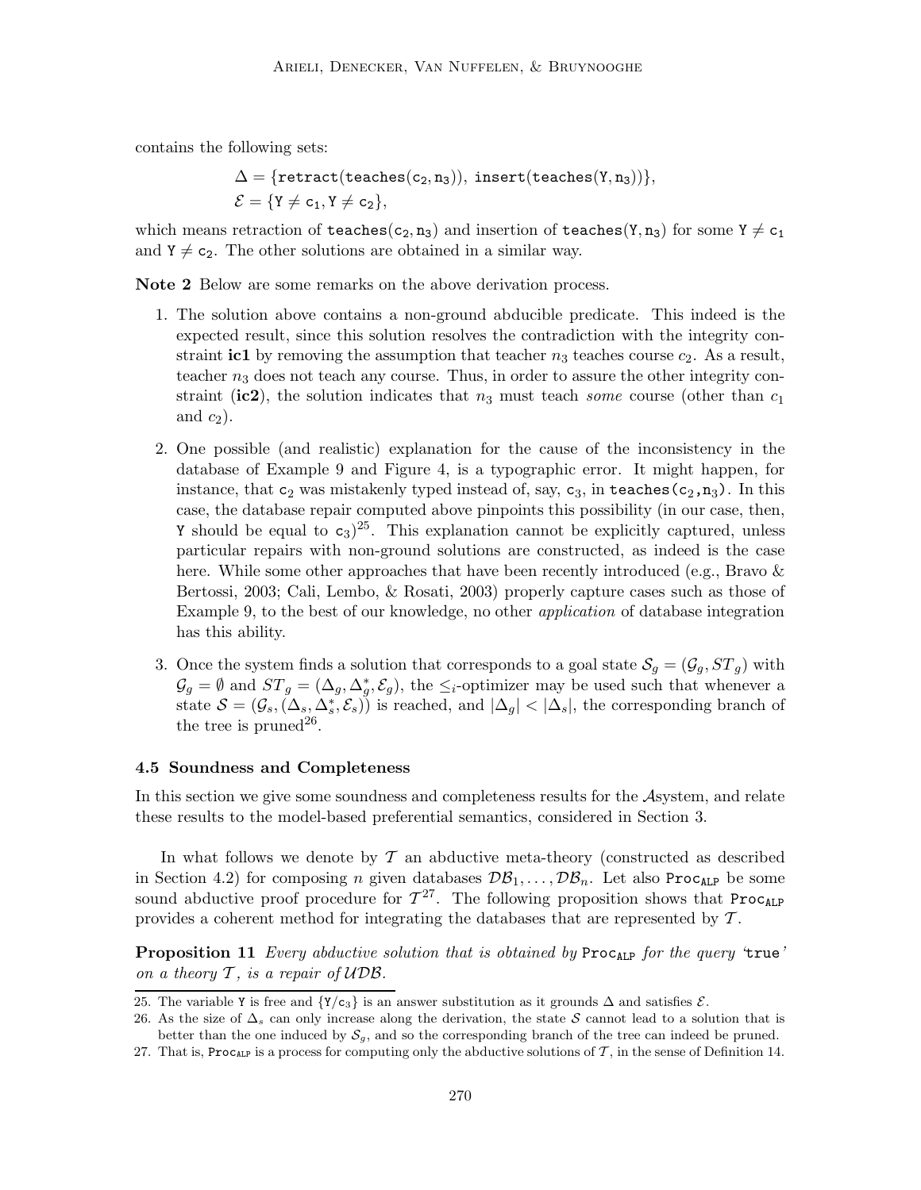contains the following sets:

$$\Delta = \{\mathtt{retract}(\mathtt{teaches}(\mathtt{c_2}, \mathtt{n_3})),\ \mathtt{insert}(\mathtt{teaches}(\mathtt{Y}, \mathtt{n_3}))\},$$
$$\mathcal{E} = \{\mathtt{Y} \neq \mathtt{c_1}, \mathtt{Y} \neq \mathtt{c_2}\},$$

which means retraction of $\mathtt{teaches}(\mathtt{c_2}, \mathtt{n_3})$ and insertion of $\mathtt{teaches}(\mathtt{Y}, \mathtt{n_3})$ for some $\mathtt{Y} \neq \mathtt{c_1}$ and $\mathtt{Y} \neq \mathtt{c_2}$. The other solutions are obtained in a similar way.

**Note 2** Below are some remarks on the above derivation process.

1. The solution above contains a non-ground abducible predicate. This indeed is the expected result, since this solution resolves the contradiction with the integrity constraint **ic1** by removing the assumption that teacher $n_3$ teaches course $c_2$. As a result, teacher $n_3$ does not teach any course. Thus, in order to assure the other integrity constraint (**ic2**), the solution indicates that $n_3$ must teach *some* course (other than $c_1$ and $c_2$).
2. One possible (and realistic) explanation for the cause of the inconsistency in the database of Example 9 and Figure 4, is a typographic error. It might happen, for instance, that $\mathtt{c_2}$ was mistakenly typed instead of, say, $\mathtt{c_3}$, in $\mathtt{teaches(c_2,n_3)}$. In this case, the database repair computed above pinpoints this possibility (in our case, then, Y should be equal to $\mathtt{c_3}$)[25]. This explanation cannot be explicitly captured, unless particular repairs with non-ground solutions are constructed, as indeed is the case here. While some other approaches that have been recently introduced (e.g., Bravo & Bertossi, 2003; Cali, Lembo, & Rosati, 2003) properly capture cases such as those of Example 9, to the best of our knowledge, no other *application* of database integration has this ability.
3. Once the system finds a solution that corresponds to a goal state $\mathcal{S}_g = (\mathcal{G}_g, ST_g)$ with $\mathcal{G}_g = \emptyset$ and $ST_g = (\Delta_g, \Delta^*_g, \mathcal{E}_g)$, the $\leq_i$-optimizer may be used such that whenever a state $\mathcal{S} = (\mathcal{G}_s, (\Delta_s, \Delta^*_s, \mathcal{E}_s))$ is reached, and $|\Delta_g| < |\Delta_s|$, the corresponding branch of the tree is pruned[26].

### 4.5 Soundness and Completeness

In this section we give some soundness and completeness results for the $\mathcal{A}$system, and relate these results to the model-based preferential semantics, considered in Section 3.

In what follows we denote by $\mathcal{T}$ an abductive meta-theory (constructed as described in Section 4.2) for composing $n$ given databases $\mathcal{DB}_1, \ldots, \mathcal{DB}_n$. Let also $\mathtt{Proc_{ALP}}$ be some sound abductive proof procedure for $\mathcal{T}$[27]. The following proposition shows that $\mathtt{Proc_{ALP}}$ provides a coherent method for integrating the databases that are represented by $\mathcal{T}$.

**Proposition 11** *Every abductive solution that is obtained by* $\mathtt{Proc_{ALP}}$ *for the query '*$\mathtt{true}$*' on a theory* $\mathcal{T}$*, is a repair of* $\mathcal{UDB}$*.*

25. The variable Y is free and $\{\mathtt{Y}/\mathtt{c_3}\}$ is an answer substitution as it grounds $\Delta$ and satisfies $\mathcal{E}$.

26. As the size of $\Delta_s$ can only increase along the derivation, the state $\mathcal{S}$ cannot lead to a solution that is better than the one induced by $\mathcal{S}_g$, and so the corresponding branch of the tree can indeed be pruned.

27. That is, $\mathtt{Proc_{ALP}}$ is a process for computing only the abductive solutions of $\mathcal{T}$, in the sense of Definition 14.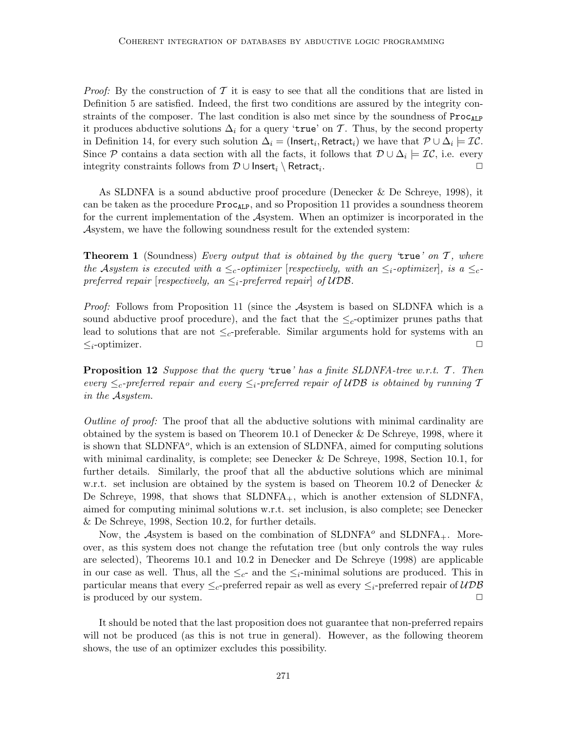*Proof:* By the construction of $\mathcal{T}$ it is easy to see that all the conditions that are listed in Definition 5 are satisfied. Indeed, the first two conditions are assured by the integrity constraints of the composer. The last condition is also met since by the soundness of $\texttt{Proc}_{\texttt{ALP}}$ it produces abductive solutions $\Delta_i$ for a query '`true`' on $\mathcal{T}$. Thus, by the second property in Definition 14, for every such solution $\Delta_i = (\mathsf{Insert}_i, \mathsf{Retract}_i)$ we have that $\mathcal{P} \cup \Delta_i \models \mathcal{IC}$. Since $\mathcal{P}$ contains a data section with all the facts, it follows that $\mathcal{D} \cup \Delta_i \models \mathcal{IC}$, i.e. every integrity constraints follows from $\mathcal{D} \cup \mathsf{Insert}_i \setminus \mathsf{Retract}_i$. $\Box$

As SLDNFA is a sound abductive proof procedure (Denecker & De Schreye, 1998), it can be taken as the procedure $\texttt{Proc}_{\texttt{ALP}}$, and so Proposition 11 provides a soundness theorem for the current implementation of the $\mathcal{A}$system. When an optimizer is incorporated in the $\mathcal{A}$system, we have the following soundness result for the extended system:

**Theorem 1** (Soundness) *Every output that is obtained by the query '`true`' on $\mathcal{T}$, where the $\mathcal{A}$system is executed with a $\leq_c$-optimizer [respectively, with an $\leq_i$-optimizer], is a $\leq_c$-preferred repair [respectively, an $\leq_i$-preferred repair] of $\mathcal{UDB}$.*

*Proof:* Follows from Proposition 11 (since the $\mathcal{A}$system is based on SLDNFA which is a sound abductive proof procedure), and the fact that the $\leq_c$-optimizer prunes paths that lead to solutions that are not $\leq_c$-preferable. Similar arguments hold for systems with an $\leq_i$-optimizer. $\Box$

**Proposition 12** *Suppose that the query '`true`' has a finite SLDNFA-tree w.r.t. $\mathcal{T}$. Then every $\leq_c$-preferred repair and every $\leq_i$-preferred repair of $\mathcal{UDB}$ is obtained by running $\mathcal{T}$ in the $\mathcal{A}$system.*

*Outline of proof:* The proof that all the abductive solutions with minimal cardinality are obtained by the system is based on Theorem 10.1 of Denecker & De Schreye, 1998, where it is shown that SLDNFA$^o$, which is an extension of SLDNFA, aimed for computing solutions with minimal cardinality, is complete; see Denecker & De Schreye, 1998, Section 10.1, for further details. Similarly, the proof that all the abductive solutions which are minimal w.r.t. set inclusion are obtained by the system is based on Theorem 10.2 of Denecker & De Schreye, 1998, that shows that SLDNFA$_+$, which is another extension of SLDNFA, aimed for computing minimal solutions w.r.t. set inclusion, is also complete; see Denecker & De Schreye, 1998, Section 10.2, for further details.

Now, the $\mathcal{A}$system is based on the combination of SLDNFA$^o$ and SLDNFA$_+$. Moreover, as this system does not change the refutation tree (but only controls the way rules are selected), Theorems 10.1 and 10.2 in Denecker and De Schreye (1998) are applicable in our case as well. Thus, all the $\leq_c$- and the $\leq_i$-minimal solutions are produced. This in particular means that every $\leq_c$-preferred repair as well as every $\leq_i$-preferred repair of $\mathcal{UDB}$ is produced by our system. $\Box$

It should be noted that the last proposition does not guarantee that non-preferred repairs will not be produced (as this is not true in general). However, as the following theorem shows, the use of an optimizer excludes this possibility.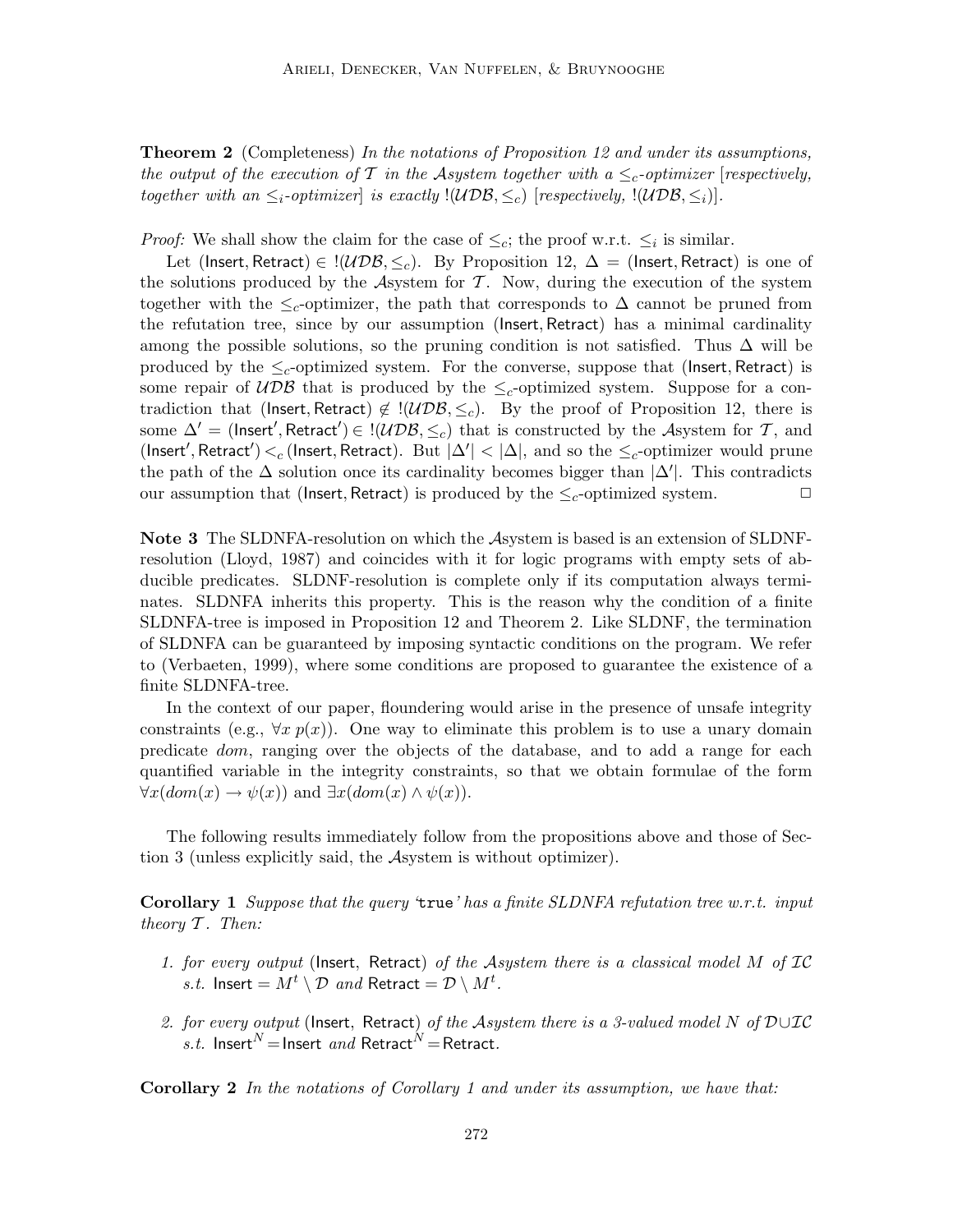**Theorem 2** (Completeness) *In the notations of Proposition 12 and under its assumptions, the output of the execution of $\mathcal{T}$ in the $\mathcal{A}$system together with a $\leq_c$-optimizer [respectively, together with an $\leq_i$-optimizer] is exactly $!(\mathcal{UDB}, \leq_c)$ [respectively, $!(\mathcal{UDB}, \leq_i)$].*

*Proof:* We shall show the claim for the case of $\leq_c$; the proof w.r.t. $\leq_i$ is similar.

Let $(\mathsf{Insert}, \mathsf{Retract}) \in\ !(\mathcal{UDB}, \leq_c)$. By Proposition 12, $\Delta = (\mathsf{Insert}, \mathsf{Retract})$ is one of the solutions produced by the $\mathcal{A}$system for $\mathcal{T}$. Now, during the execution of the system together with the $\leq_c$-optimizer, the path that corresponds to $\Delta$ cannot be pruned from the refutation tree, since by our assumption $(\mathsf{Insert}, \mathsf{Retract})$ has a minimal cardinality among the possible solutions, so the pruning condition is not satisfied. Thus $\Delta$ will be produced by the $\leq_c$-optimized system. For the converse, suppose that $(\mathsf{Insert}, \mathsf{Retract})$ is some repair of $\mathcal{UDB}$ that is produced by the $\leq_c$-optimized system. Suppose for a contradiction that $(\mathsf{Insert}, \mathsf{Retract}) \notin\ !(\mathcal{UDB}, \leq_c)$. By the proof of Proposition 12, there is some $\Delta' = (\mathsf{Insert}', \mathsf{Retract}') \in\ !(\mathcal{UDB}, \leq_c)$ that is constructed by the $\mathcal{A}$system for $\mathcal{T}$, and $(\mathsf{Insert}', \mathsf{Retract}') <_c (\mathsf{Insert}, \mathsf{Retract})$. But $|\Delta'| < |\Delta|$, and so the $\leq_c$-optimizer would prune the path of the $\Delta$ solution once its cardinality becomes bigger than $|\Delta'|$. This contradicts our assumption that $(\mathsf{Insert}, \mathsf{Retract})$ is produced by the $\leq_c$-optimized system. $\square$

**Note 3** The SLDNFA-resolution on which the $\mathcal{A}$system is based is an extension of SLDNF-resolution (Lloyd, 1987) and coincides with it for logic programs with empty sets of abducible predicates. SLDNF-resolution is complete only if its computation always terminates. SLDNFA inherits this property. This is the reason why the condition of a finite SLDNFA-tree is imposed in Proposition 12 and Theorem 2. Like SLDNF, the termination of SLDNFA can be guaranteed by imposing syntactic conditions on the program. We refer to (Verbaeten, 1999), where some conditions are proposed to guarantee the existence of a finite SLDNFA-tree.

In the context of our paper, floundering would arise in the presence of unsafe integrity constraints (e.g., $\forall x\, p(x)$). One way to eliminate this problem is to use a unary domain predicate *dom*, ranging over the objects of the database, and to add a range for each quantified variable in the integrity constraints, so that we obtain formulae of the form $\forall x(dom(x) \rightarrow \psi(x))$ and $\exists x(dom(x) \wedge \psi(x))$.

The following results immediately follow from the propositions above and those of Section 3 (unless explicitly said, the $\mathcal{A}$system is without optimizer).

**Corollary 1** *Suppose that the query '`true`' has a finite SLDNFA refutation tree w.r.t. input theory $\mathcal{T}$. Then:*

1. *for every output* $(\mathsf{Insert},\ \mathsf{Retract})$ *of the $\mathcal{A}$system there is a classical model $M$ of $\mathcal{IC}$ s.t.* $\mathsf{Insert} = M^t \setminus \mathcal{D}$ *and* $\mathsf{Retract} = \mathcal{D} \setminus M^t$.
2. *for every output* $(\mathsf{Insert},\ \mathsf{Retract})$ *of the $\mathcal{A}$system there is a 3-valued model $N$ of $\mathcal{D} \cup \mathcal{IC}$ s.t.* $\mathsf{Insert}^N = \mathsf{Insert}$ *and* $\mathsf{Retract}^N = \mathsf{Retract}$.

**Corollary 2** *In the notations of Corollary 1 and under its assumption, we have that:*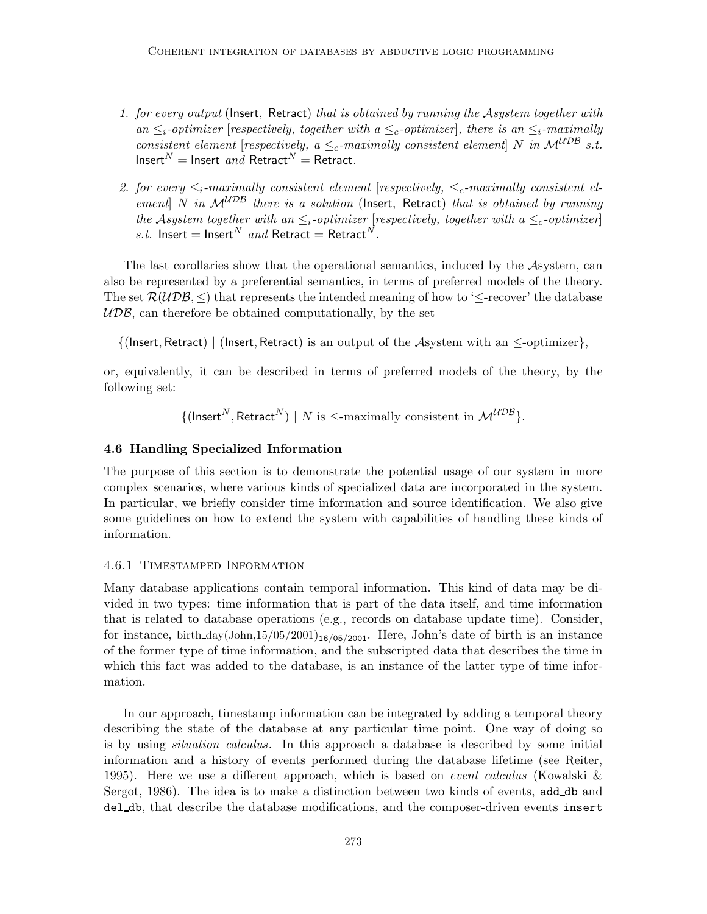1. *for every output* (Insert, Retract) *that is obtained by running the* $\mathcal{A}$*system together with an* $\leq_i$*-optimizer* [*respectively, together with a* $\leq_c$*-optimizer*]*, there is an* $\leq_i$*-maximally consistent element* [*respectively, a* $\leq_c$*-maximally consistent element*] $N$ *in* $\mathcal{M}^{\mathcal{UDB}}$ *s.t.* $\mathsf{Insert}^N = \mathsf{Insert}$ *and* $\mathsf{Retract}^N = \mathsf{Retract}$*.*

2. *for every* $\leq_i$*-maximally consistent element* [*respectively,* $\leq_c$*-maximally consistent element*] $N$ *in* $\mathcal{M}^{\mathcal{UDB}}$ *there is a solution* (Insert, Retract) *that is obtained by running the* $\mathcal{A}$*system together with an* $\leq_i$*-optimizer* [*respectively, together with a* $\leq_c$*-optimizer*] *s.t.* $\mathsf{Insert} = \mathsf{Insert}^N$ *and* $\mathsf{Retract} = \mathsf{Retract}^N$*.*

The last corollaries show that the operational semantics, induced by the $\mathcal{A}$system, can also be represented by a preferential semantics, in terms of preferred models of the theory. The set $\mathcal{R}(\mathcal{UDB}, \leq)$ that represents the intended meaning of how to '$\leq$-recover' the database $\mathcal{UDB}$, can therefore be obtained computationally, by the set

$$\{(\mathsf{Insert}, \mathsf{Retract}) \mid (\mathsf{Insert}, \mathsf{Retract}) \text{ is an output of the } \mathcal{A}\text{system with an } \leq\text{-optimizer}\},$$

or, equivalently, it can be described in terms of preferred models of the theory, by the following set:

$$\{(\mathsf{Insert}^N, \mathsf{Retract}^N) \mid N \text{ is } \leq\text{-maximally consistent in } \mathcal{M}^{\mathcal{UDB}}\}.$$

### 4.6 Handling Specialized Information

The purpose of this section is to demonstrate the potential usage of our system in more complex scenarios, where various kinds of specialized data are incorporated in the system. In particular, we briefly consider time information and source identification. We also give some guidelines on how to extend the system with capabilities of handling these kinds of information.

#### 4.6.1 Timestamped Information

Many database applications contain temporal information. This kind of data may be divided in two types: time information that is part of the data itself, and time information that is related to database operations (e.g., records on database update time). Consider, for instance, $\text{birth\_day}(\text{John}, 15/05/2001)_{16/05/2001}$. Here, John's date of birth is an instance of the former type of time information, and the subscripted data that describes the time in which this fact was added to the database, is an instance of the latter type of time information.

In our approach, timestamp information can be integrated by adding a temporal theory describing the state of the database at any particular time point. One way of doing so is by using *situation calculus*. In this approach a database is described by some initial information and a history of events performed during the database lifetime (see Reiter, 1995). Here we use a different approach, which is based on *event calculus* (Kowalski & Sergot, 1986). The idea is to make a distinction between two kinds of events, `add_db` and `del_db`, that describe the database modifications, and the composer-driven events `insert`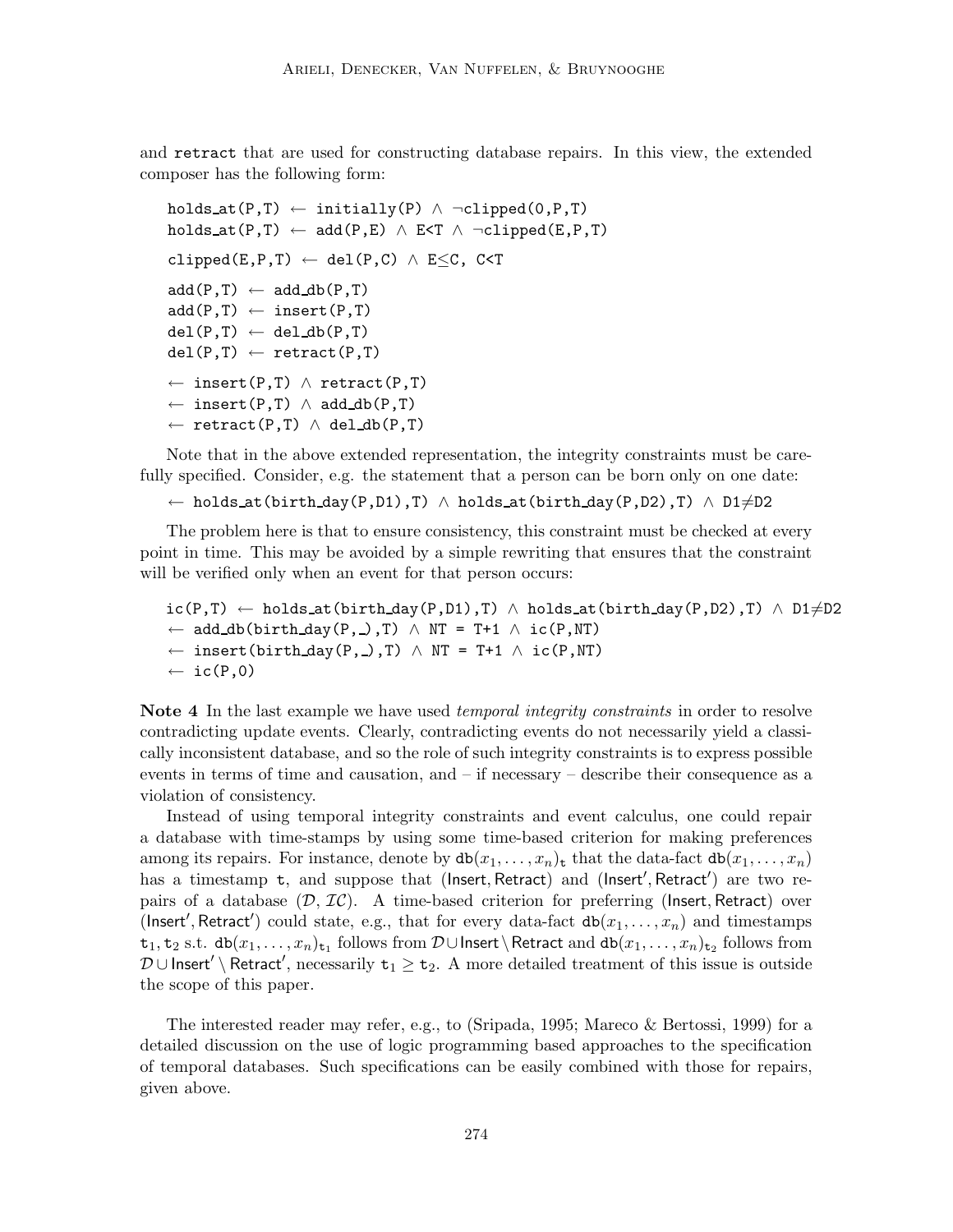and retract that are used for constructing database repairs. In this view, the extended composer has the following form:

```
holds_at(P,T) ← initially(P) ∧ ¬clipped(0,P,T)
holds_at(P,T) ← add(P,E) ∧ E<T ∧ ¬clipped(E,P,T)

clipped(E,P,T) ← del(P,C) ∧ E≤C, C<T

add(P,T) ← add_db(P,T)
add(P,T) ← insert(P,T)
del(P,T) ← del_db(P,T)
del(P,T) ← retract(P,T)

← insert(P,T) ∧ retract(P,T)
← insert(P,T) ∧ add_db(P,T)
← retract(P,T) ∧ del_db(P,T)
```

Note that in the above extended representation, the integrity constraints must be carefully specified. Consider, e.g. the statement that a person can be born only on one date:

```
← holds_at(birth_day(P,D1),T) ∧ holds_at(birth_day(P,D2),T) ∧ D1≠D2
```

The problem here is that to ensure consistency, this constraint must be checked at every point in time. This may be avoided by a simple rewriting that ensures that the constraint will be verified only when an event for that person occurs:

```
ic(P,T) ← holds_at(birth_day(P,D1),T) ∧ holds_at(birth_day(P,D2),T) ∧ D1≠D2
← add_db(birth_day(P,_),T) ∧ NT = T+1 ∧ ic(P,NT)
← insert(birth_day(P,_),T) ∧ NT = T+1 ∧ ic(P,NT)
← ic(P,0)
```

**Note 4** In the last example we have used *temporal integrity constraints* in order to resolve contradicting update events. Clearly, contradicting events do not necessarily yield a classically inconsistent database, and so the role of such integrity constraints is to express possible events in terms of time and causation, and – if necessary – describe their consequence as a violation of consistency.

Instead of using temporal integrity constraints and event calculus, one could repair a database with time-stamps by using some time-based criterion for making preferences among its repairs. For instance, denote by $\mathtt{db}(x_1, \ldots, x_n)_{\mathtt{t}}$ that the data-fact $\mathtt{db}(x_1, \ldots, x_n)$ has a timestamp $\mathtt{t}$, and suppose that $(\mathsf{Insert}, \mathsf{Retract})$ and $(\mathsf{Insert}', \mathsf{Retract}')$ are two repairs of a database $(\mathcal{D}, \mathcal{IC})$. A time-based criterion for preferring $(\mathsf{Insert}, \mathsf{Retract})$ over $(\mathsf{Insert}', \mathsf{Retract}')$ could state, e.g., that for every data-fact $\mathtt{db}(x_1, \ldots, x_n)$ and timestamps $\mathtt{t}_1, \mathtt{t}_2$ s.t. $\mathtt{db}(x_1, \ldots, x_n)_{\mathtt{t}_1}$ follows from $\mathcal{D} \cup \mathsf{Insert} \setminus \mathsf{Retract}$ and $\mathtt{db}(x_1, \ldots, x_n)_{\mathtt{t}_2}$ follows from $\mathcal{D} \cup \mathsf{Insert}' \setminus \mathsf{Retract}'$, necessarily $\mathtt{t}_1 \geq \mathtt{t}_2$. A more detailed treatment of this issue is outside the scope of this paper.

The interested reader may refer, e.g., to (Sripada, 1995; Mareco & Bertossi, 1999) for a detailed discussion on the use of logic programming based approaches to the specification of temporal databases. Such specifications can be easily combined with those for repairs, given above.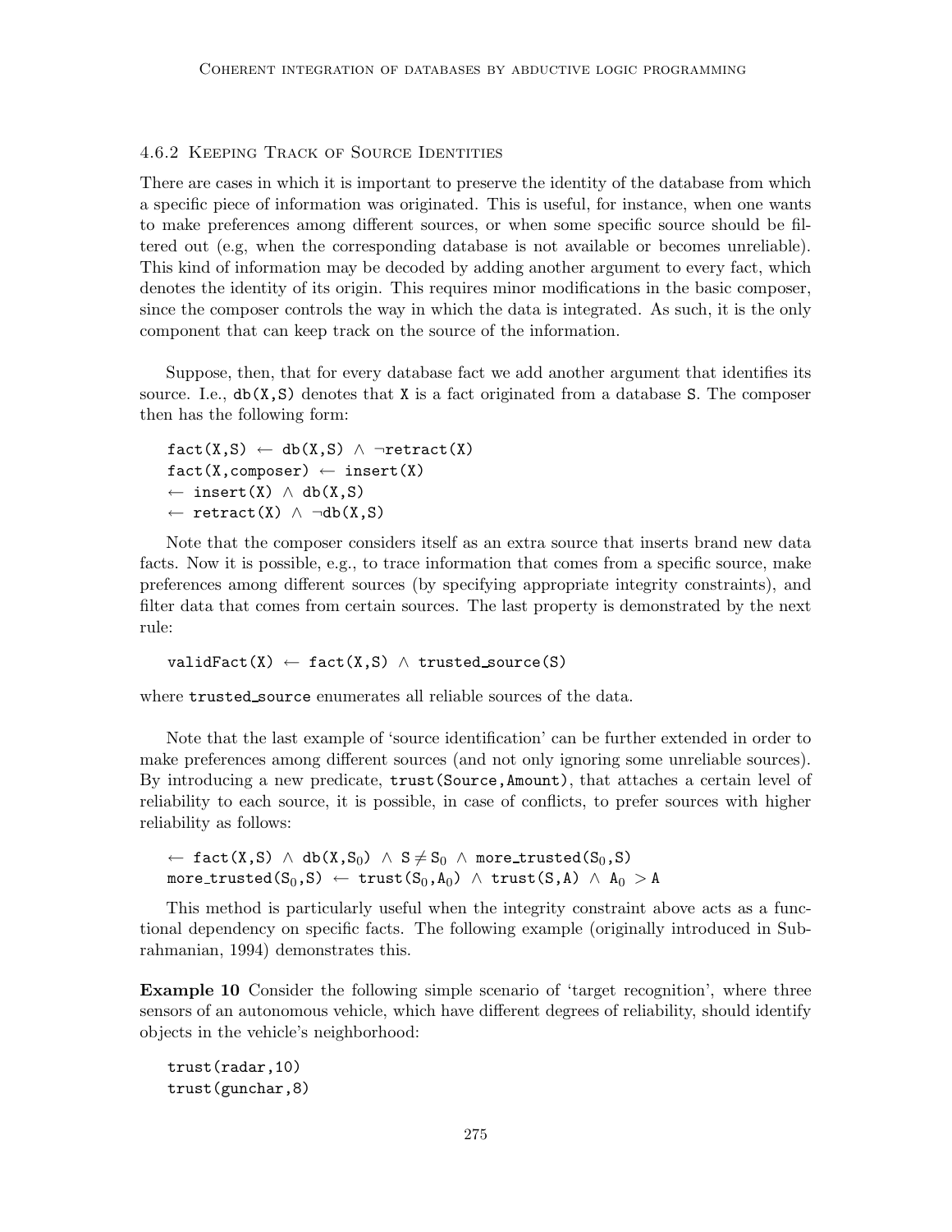### 4.6.2 Keeping Track of Source Identities

There are cases in which it is important to preserve the identity of the database from which a specific piece of information was originated. This is useful, for instance, when one wants to make preferences among different sources, or when some specific source should be filtered out (e.g, when the corresponding database is not available or becomes unreliable). This kind of information may be decoded by adding another argument to every fact, which denotes the identity of its origin. This requires minor modifications in the basic composer, since the composer controls the way in which the data is integrated. As such, it is the only component that can keep track on the source of the information.

Suppose, then, that for every database fact we add another argument that identifies its source. I.e., `db(X,S)` denotes that `X` is a fact originated from a database `S`. The composer then has the following form:

```
fact(X,S) ← db(X,S) ∧ ¬retract(X)
fact(X,composer) ← insert(X)
← insert(X) ∧ db(X,S)
← retract(X) ∧ ¬db(X,S)
```

Note that the composer considers itself as an extra source that inserts brand new data facts. Now it is possible, e.g., to trace information that comes from a specific source, make preferences among different sources (by specifying appropriate integrity constraints), and filter data that comes from certain sources. The last property is demonstrated by the next rule:

```
validFact(X) ← fact(X,S) ∧ trusted_source(S)
```

where `trusted_source` enumerates all reliable sources of the data.

Note that the last example of 'source identification' can be further extended in order to make preferences among different sources (and not only ignoring some unreliable sources). By introducing a new predicate, `trust(Source,Amount)`, that attaches a certain level of reliability to each source, it is possible, in case of conflicts, to prefer sources with higher reliability as follows:

```
← fact(X,S) ∧ db(X,S0) ∧ S ≠ S0 ∧ more_trusted(S0,S)
more_trusted(S0,S) ← trust(S0,A0) ∧ trust(S,A) ∧ A0 > A
```

This method is particularly useful when the integrity constraint above acts as a functional dependency on specific facts. The following example (originally introduced in Subrahmanian, 1994) demonstrates this.

**Example 10** Consider the following simple scenario of 'target recognition', where three sensors of an autonomous vehicle, which have different degrees of reliability, should identify objects in the vehicle's neighborhood:

```
trust(radar,10)
trust(gunchar,8)
```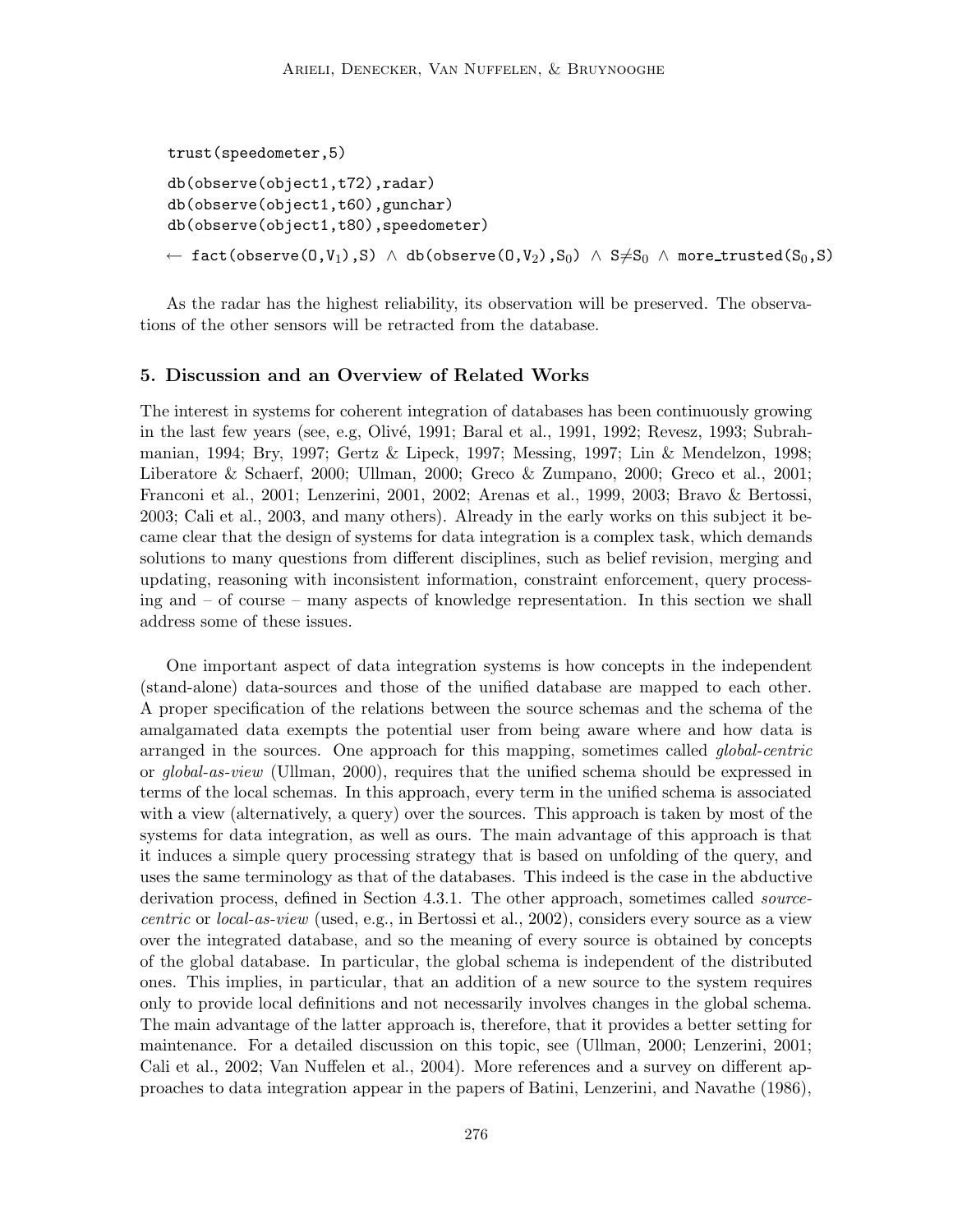```
trust(speedometer,5)

db(observe(object1,t72),radar)
db(observe(object1,t60),gunchar)
db(observe(object1,t80),speedometer)

← fact(observe(O,V1),S) ∧ db(observe(O,V2),S0) ∧ S≠S0 ∧ more_trusted(S0,S)
```

As the radar has the highest reliability, its observation will be preserved. The observations of the other sensors will be retracted from the database.

## 5. Discussion and an Overview of Related Works

The interest in systems for coherent integration of databases has been continuously growing in the last few years (see, e.g, Olivé, 1991; Baral et al., 1991, 1992; Revesz, 1993; Subrahmanian, 1994; Bry, 1997; Gertz & Lipeck, 1997; Messing, 1997; Lin & Mendelzon, 1998; Liberatore & Schaerf, 2000; Ullman, 2000; Greco & Zumpano, 2000; Greco et al., 2001; Franconi et al., 2001; Lenzerini, 2001, 2002; Arenas et al., 1999, 2003; Bravo & Bertossi, 2003; Cali et al., 2003, and many others). Already in the early works on this subject it became clear that the design of systems for data integration is a complex task, which demands solutions to many questions from different disciplines, such as belief revision, merging and updating, reasoning with inconsistent information, constraint enforcement, query processing and – of course – many aspects of knowledge representation. In this section we shall address some of these issues.

One important aspect of data integration systems is how concepts in the independent (stand-alone) data-sources and those of the unified database are mapped to each other. A proper specification of the relations between the source schemas and the schema of the amalgamated data exempts the potential user from being aware where and how data is arranged in the sources. One approach for this mapping, sometimes called *global-centric* or *global-as-view* (Ullman, 2000), requires that the unified schema should be expressed in terms of the local schemas. In this approach, every term in the unified schema is associated with a view (alternatively, a query) over the sources. This approach is taken by most of the systems for data integration, as well as ours. The main advantage of this approach is that it induces a simple query processing strategy that is based on unfolding of the query, and uses the same terminology as that of the databases. This indeed is the case in the abductive derivation process, defined in Section 4.3.1. The other approach, sometimes called *source-centric* or *local-as-view* (used, e.g., in Bertossi et al., 2002), considers every source as a view over the integrated database, and so the meaning of every source is obtained by concepts of the global database. In particular, the global schema is independent of the distributed ones. This implies, in particular, that an addition of a new source to the system requires only to provide local definitions and not necessarily involves changes in the global schema. The main advantage of the latter approach is, therefore, that it provides a better setting for maintenance. For a detailed discussion on this topic, see (Ullman, 2000; Lenzerini, 2001; Cali et al., 2002; Van Nuffelen et al., 2004). More references and a survey on different approaches to data integration appear in the papers of Batini, Lenzerini, and Navathe (1986),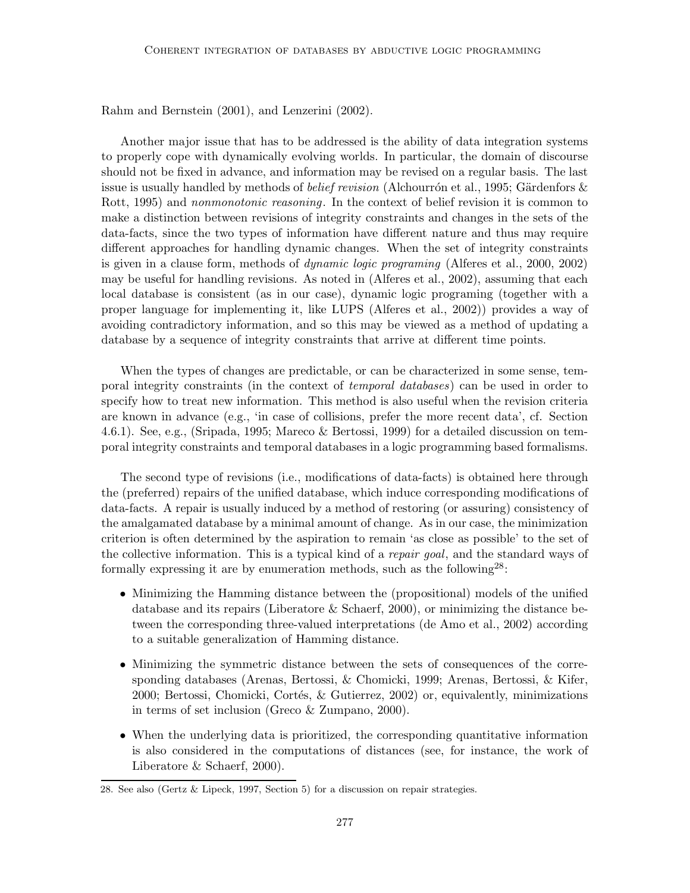Rahm and Bernstein (2001), and Lenzerini (2002).

Another major issue that has to be addressed is the ability of data integration systems to properly cope with dynamically evolving worlds. In particular, the domain of discourse should not be fixed in advance, and information may be revised on a regular basis. The last issue is usually handled by methods of *belief revision* (Alchourrón et al., 1995; Gärdenfors & Rott, 1995) and *nonmonotonic reasoning*. In the context of belief revision it is common to make a distinction between revisions of integrity constraints and changes in the sets of the data-facts, since the two types of information have different nature and thus may require different approaches for handling dynamic changes. When the set of integrity constraints is given in a clause form, methods of *dynamic logic programing* (Alferes et al., 2000, 2002) may be useful for handling revisions. As noted in (Alferes et al., 2002), assuming that each local database is consistent (as in our case), dynamic logic programing (together with a proper language for implementing it, like LUPS (Alferes et al., 2002)) provides a way of avoiding contradictory information, and so this may be viewed as a method of updating a database by a sequence of integrity constraints that arrive at different time points.

When the types of changes are predictable, or can be characterized in some sense, temporal integrity constraints (in the context of *temporal databases*) can be used in order to specify how to treat new information. This method is also useful when the revision criteria are known in advance (e.g., 'in case of collisions, prefer the more recent data', cf. Section 4.6.1). See, e.g., (Sripada, 1995; Mareco & Bertossi, 1999) for a detailed discussion on temporal integrity constraints and temporal databases in a logic programming based formalisms.

The second type of revisions (i.e., modifications of data-facts) is obtained here through the (preferred) repairs of the unified database, which induce corresponding modifications of data-facts. A repair is usually induced by a method of restoring (or assuring) consistency of the amalgamated database by a minimal amount of change. As in our case, the minimization criterion is often determined by the aspiration to remain 'as close as possible' to the set of the collective information. This is a typical kind of a *repair goal*, and the standard ways of formally expressing it are by enumeration methods, such as the following[28]:

- Minimizing the Hamming distance between the (propositional) models of the unified database and its repairs (Liberatore & Schaerf, 2000), or minimizing the distance between the corresponding three-valued interpretations (de Amo et al., 2002) according to a suitable generalization of Hamming distance.
- Minimizing the symmetric distance between the sets of consequences of the corresponding databases (Arenas, Bertossi, & Chomicki, 1999; Arenas, Bertossi, & Kifer, 2000; Bertossi, Chomicki, Cortés, & Gutierrez, 2002) or, equivalently, minimizations in terms of set inclusion (Greco & Zumpano, 2000).
- When the underlying data is prioritized, the corresponding quantitative information is also considered in the computations of distances (see, for instance, the work of Liberatore & Schaerf, 2000).

28. See also (Gertz & Lipeck, 1997, Section 5) for a discussion on repair strategies.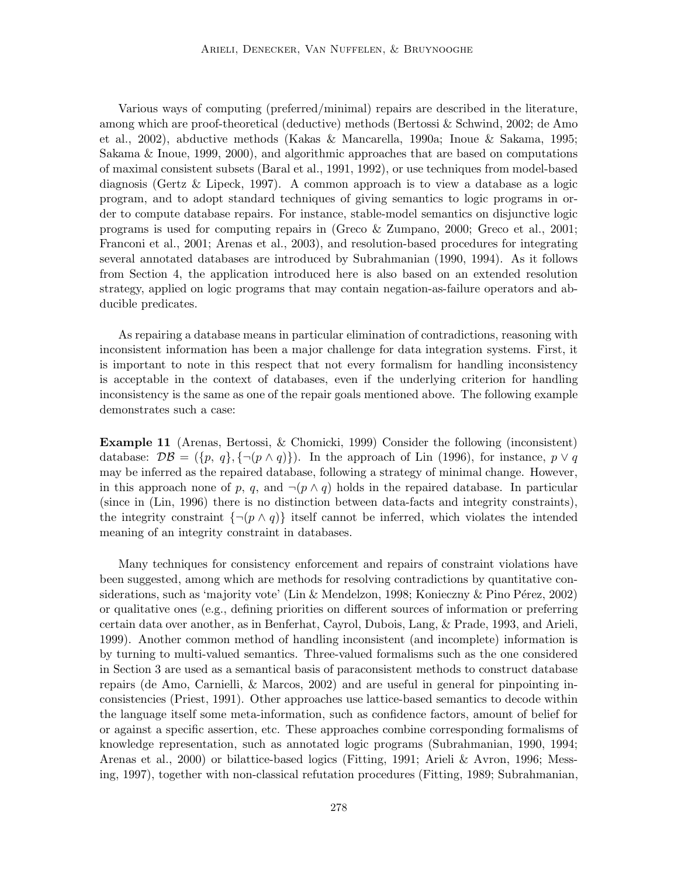Various ways of computing (preferred/minimal) repairs are described in the literature, among which are proof-theoretical (deductive) methods (Bertossi & Schwind, 2002; de Amo et al., 2002), abductive methods (Kakas & Mancarella, 1990a; Inoue & Sakama, 1995; Sakama & Inoue, 1999, 2000), and algorithmic approaches that are based on computations of maximal consistent subsets (Baral et al., 1991, 1992), or use techniques from model-based diagnosis (Gertz & Lipeck, 1997). A common approach is to view a database as a logic program, and to adopt standard techniques of giving semantics to logic programs in order to compute database repairs. For instance, stable-model semantics on disjunctive logic programs is used for computing repairs in (Greco & Zumpano, 2000; Greco et al., 2001; Franconi et al., 2001; Arenas et al., 2003), and resolution-based procedures for integrating several annotated databases are introduced by Subrahmanian (1990, 1994). As it follows from Section 4, the application introduced here is also based on an extended resolution strategy, applied on logic programs that may contain negation-as-failure operators and abducible predicates.

As repairing a database means in particular elimination of contradictions, reasoning with inconsistent information has been a major challenge for data integration systems. First, it is important to note in this respect that not every formalism for handling inconsistency is acceptable in the context of databases, even if the underlying criterion for handling inconsistency is the same as one of the repair goals mentioned above. The following example demonstrates such a case:

**Example 11** (Arenas, Bertossi, & Chomicki, 1999) Consider the following (inconsistent) database: $\mathcal{DB} = (\{p,\ q\}, \{\neg(p \wedge q)\})$. In the approach of Lin (1996), for instance, $p \vee q$ may be inferred as the repaired database, following a strategy of minimal change. However, in this approach none of $p$, $q$, and $\neg(p \wedge q)$ holds in the repaired database. In particular (since in (Lin, 1996) there is no distinction between data-facts and integrity constraints), the integrity constraint $\{\neg(p \wedge q)\}$ itself cannot be inferred, which violates the intended meaning of an integrity constraint in databases.

Many techniques for consistency enforcement and repairs of constraint violations have been suggested, among which are methods for resolving contradictions by quantitative considerations, such as 'majority vote' (Lin & Mendelzon, 1998; Konieczny & Pino Pérez, 2002) or qualitative ones (e.g., defining priorities on different sources of information or preferring certain data over another, as in Benferhat, Cayrol, Dubois, Lang, & Prade, 1993, and Arieli, 1999). Another common method of handling inconsistent (and incomplete) information is by turning to multi-valued semantics. Three-valued formalisms such as the one considered in Section 3 are used as a semantical basis of paraconsistent methods to construct database repairs (de Amo, Carnielli, & Marcos, 2002) and are useful in general for pinpointing inconsistencies (Priest, 1991). Other approaches use lattice-based semantics to decode within the language itself some meta-information, such as confidence factors, amount of belief for or against a specific assertion, etc. These approaches combine corresponding formalisms of knowledge representation, such as annotated logic programs (Subrahmanian, 1990, 1994; Arenas et al., 2000) or bilattice-based logics (Fitting, 1991; Arieli & Avron, 1996; Messing, 1997), together with non-classical refutation procedures (Fitting, 1989; Subrahmanian,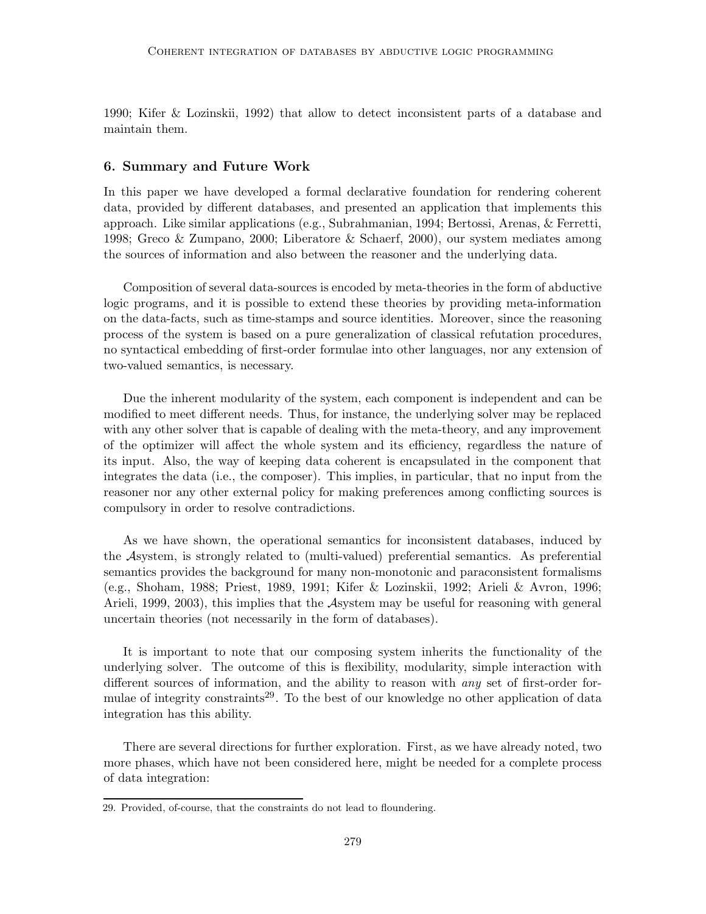1990; Kifer & Lozinskii, 1992) that allow to detect inconsistent parts of a database and maintain them.

## 6. Summary and Future Work

In this paper we have developed a formal declarative foundation for rendering coherent data, provided by different databases, and presented an application that implements this approach. Like similar applications (e.g., Subrahmanian, 1994; Bertossi, Arenas, & Ferretti, 1998; Greco & Zumpano, 2000; Liberatore & Schaerf, 2000), our system mediates among the sources of information and also between the reasoner and the underlying data.

Composition of several data-sources is encoded by meta-theories in the form of abductive logic programs, and it is possible to extend these theories by providing meta-information on the data-facts, such as time-stamps and source identities. Moreover, since the reasoning process of the system is based on a pure generalization of classical refutation procedures, no syntactical embedding of first-order formulae into other languages, nor any extension of two-valued semantics, is necessary.

Due the inherent modularity of the system, each component is independent and can be modified to meet different needs. Thus, for instance, the underlying solver may be replaced with any other solver that is capable of dealing with the meta-theory, and any improvement of the optimizer will affect the whole system and its efficiency, regardless the nature of its input. Also, the way of keeping data coherent is encapsulated in the component that integrates the data (i.e., the composer). This implies, in particular, that no input from the reasoner nor any other external policy for making preferences among conflicting sources is compulsory in order to resolve contradictions.

As we have shown, the operational semantics for inconsistent databases, induced by the $\mathcal{A}$system, is strongly related to (multi-valued) preferential semantics. As preferential semantics provides the background for many non-monotonic and paraconsistent formalisms (e.g., Shoham, 1988; Priest, 1989, 1991; Kifer & Lozinskii, 1992; Arieli & Avron, 1996; Arieli, 1999, 2003), this implies that the $\mathcal{A}$system may be useful for reasoning with general uncertain theories (not necessarily in the form of databases).

It is important to note that our composing system inherits the functionality of the underlying solver. The outcome of this is flexibility, modularity, simple interaction with different sources of information, and the ability to reason with *any* set of first-order formulae of integrity constraints[29]. To the best of our knowledge no other application of data integration has this ability.

There are several directions for further exploration. First, as we have already noted, two more phases, which have not been considered here, might be needed for a complete process of data integration:

29. Provided, of-course, that the constraints do not lead to floundering.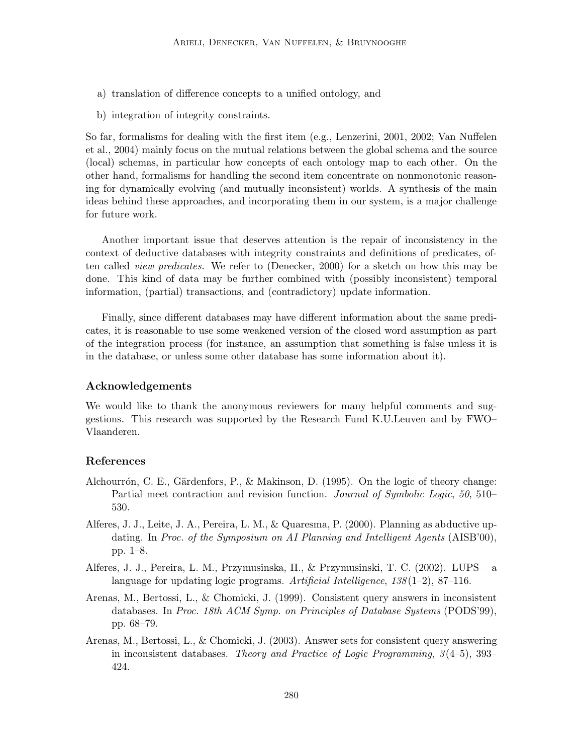a) translation of difference concepts to a unified ontology, and

b) integration of integrity constraints.

So far, formalisms for dealing with the first item (e.g., Lenzerini, 2001, 2002; Van Nuffelen et al., 2004) mainly focus on the mutual relations between the global schema and the source (local) schemas, in particular how concepts of each ontology map to each other. On the other hand, formalisms for handling the second item concentrate on nonmonotonic reasoning for dynamically evolving (and mutually inconsistent) worlds. A synthesis of the main ideas behind these approaches, and incorporating them in our system, is a major challenge for future work.

Another important issue that deserves attention is the repair of inconsistency in the context of deductive databases with integrity constraints and definitions of predicates, often called *view predicates.* We refer to (Denecker, 2000) for a sketch on how this may be done. This kind of data may be further combined with (possibly inconsistent) temporal information, (partial) transactions, and (contradictory) update information.

Finally, since different databases may have different information about the same predicates, it is reasonable to use some weakened version of the closed word assumption as part of the integration process (for instance, an assumption that something is false unless it is in the database, or unless some other database has some information about it).

## Acknowledgements

We would like to thank the anonymous reviewers for many helpful comments and suggestions. This research was supported by the Research Fund K.U.Leuven and by FWO–Vlaanderen.

## References

Alchourrón, C. E., Gärdenfors, P., & Makinson, D. (1995). On the logic of theory change: Partial meet contraction and revision function. *Journal of Symbolic Logic*, *50*, 510–530.

Alferes, J. J., Leite, J. A., Pereira, L. M., & Quaresma, P. (2000). Planning as abductive updating. In *Proc. of the Symposium on AI Planning and Intelligent Agents* (AISB'00), pp. 1–8.

Alferes, J. J., Pereira, L. M., Przymusinska, H., & Przymusinski, T. C. (2002). LUPS – a language for updating logic programs. *Artificial Intelligence*, *138*(1–2), 87–116.

Arenas, M., Bertossi, L., & Chomicki, J. (1999). Consistent query answers in inconsistent databases. In *Proc. 18th ACM Symp. on Principles of Database Systems* (PODS'99), pp. 68–79.

Arenas, M., Bertossi, L., & Chomicki, J. (2003). Answer sets for consistent query answering in inconsistent databases. *Theory and Practice of Logic Programming*, *3*(4–5), 393–424.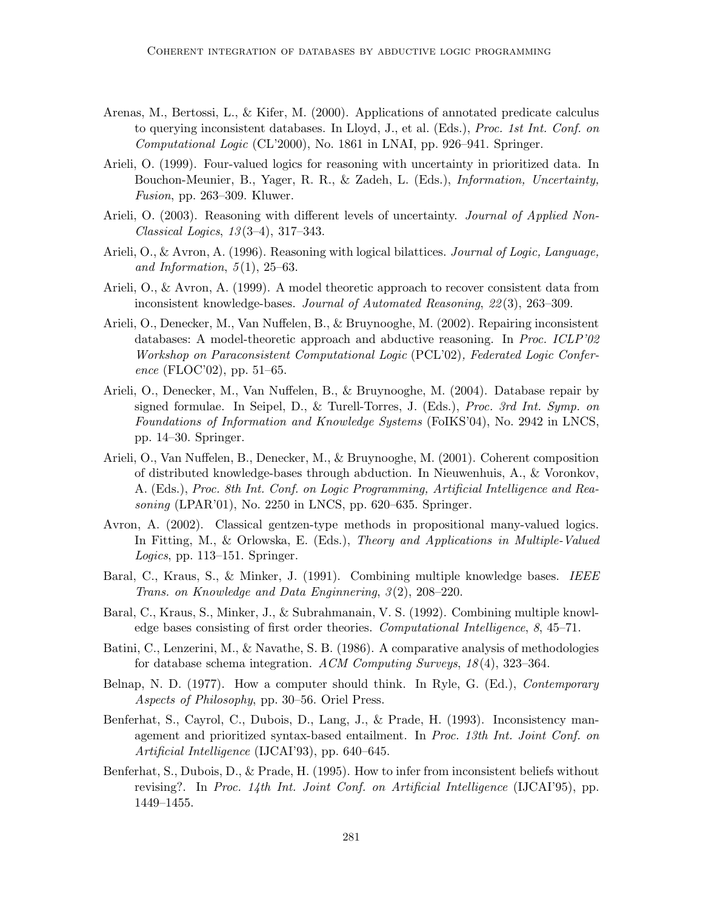Arenas, M., Bertossi, L., & Kifer, M. (2000). Applications of annotated predicate calculus to querying inconsistent databases. In Lloyd, J., et al. (Eds.), *Proc. 1st Int. Conf. on Computational Logic* (CL'2000), No. 1861 in LNAI, pp. 926–941. Springer.

Arieli, O. (1999). Four-valued logics for reasoning with uncertainty in prioritized data. In Bouchon-Meunier, B., Yager, R. R., & Zadeh, L. (Eds.), *Information, Uncertainty, Fusion*, pp. 263–309. Kluwer.

Arieli, O. (2003). Reasoning with different levels of uncertainty. *Journal of Applied Non-Classical Logics*, *13*(3–4), 317–343.

Arieli, O., & Avron, A. (1996). Reasoning with logical bilattices. *Journal of Logic, Language, and Information*, *5*(1), 25–63.

Arieli, O., & Avron, A. (1999). A model theoretic approach to recover consistent data from inconsistent knowledge-bases. *Journal of Automated Reasoning*, *22*(3), 263–309.

Arieli, O., Denecker, M., Van Nuffelen, B., & Bruynooghe, M. (2002). Repairing inconsistent databases: A model-theoretic approach and abductive reasoning. In *Proc. ICLP'02 Workshop on Paraconsistent Computational Logic* (PCL'02)*, Federated Logic Conference* (FLOC'02), pp. 51–65.

Arieli, O., Denecker, M., Van Nuffelen, B., & Bruynooghe, M. (2004). Database repair by signed formulae. In Seipel, D., & Turell-Torres, J. (Eds.), *Proc. 3rd Int. Symp. on Foundations of Information and Knowledge Systems* (FoIKS'04), No. 2942 in LNCS, pp. 14–30. Springer.

Arieli, O., Van Nuffelen, B., Denecker, M., & Bruynooghe, M. (2001). Coherent composition of distributed knowledge-bases through abduction. In Nieuwenhuis, A., & Voronkov, A. (Eds.), *Proc. 8th Int. Conf. on Logic Programming, Artificial Intelligence and Reasoning* (LPAR'01), No. 2250 in LNCS, pp. 620–635. Springer.

Avron, A. (2002). Classical gentzen-type methods in propositional many-valued logics. In Fitting, M., & Orlowska, E. (Eds.), *Theory and Applications in Multiple-Valued Logics*, pp. 113–151. Springer.

Baral, C., Kraus, S., & Minker, J. (1991). Combining multiple knowledge bases. *IEEE Trans. on Knowledge and Data Enginnering*, *3*(2), 208–220.

Baral, C., Kraus, S., Minker, J., & Subrahmanain, V. S. (1992). Combining multiple knowledge bases consisting of first order theories. *Computational Intelligence*, *8*, 45–71.

Batini, C., Lenzerini, M., & Navathe, S. B. (1986). A comparative analysis of methodologies for database schema integration. *ACM Computing Surveys*, *18*(4), 323–364.

Belnap, N. D. (1977). How a computer should think. In Ryle, G. (Ed.), *Contemporary Aspects of Philosophy*, pp. 30–56. Oriel Press.

Benferhat, S., Cayrol, C., Dubois, D., Lang, J., & Prade, H. (1993). Inconsistency management and prioritized syntax-based entailment. In *Proc. 13th Int. Joint Conf. on Artificial Intelligence* (IJCAI'93), pp. 640–645.

Benferhat, S., Dubois, D., & Prade, H. (1995). How to infer from inconsistent beliefs without revising?. In *Proc. 14th Int. Joint Conf. on Artificial Intelligence* (IJCAI'95), pp. 1449–1455.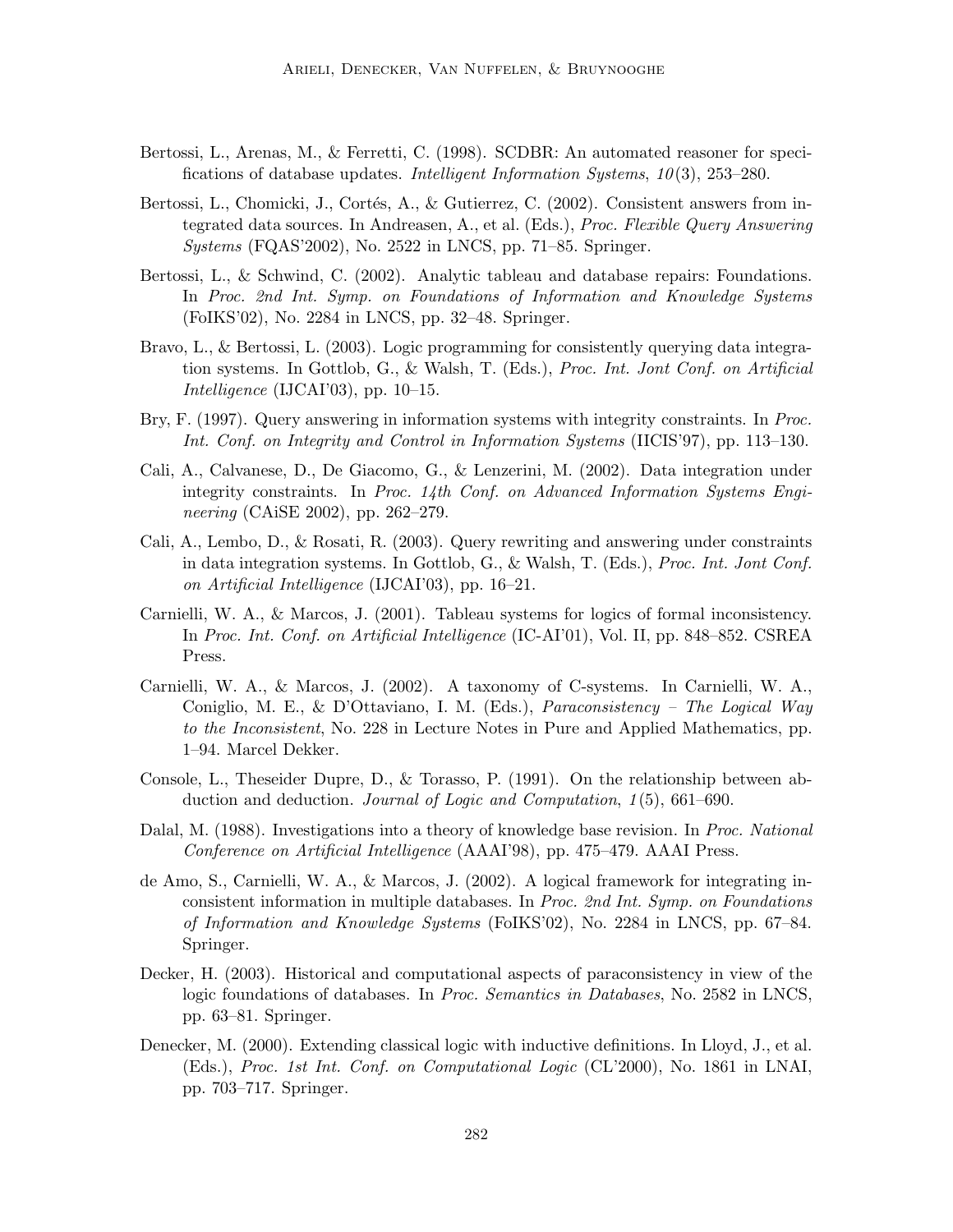Bertossi, L., Arenas, M., & Ferretti, C. (1998). SCDBR: An automated reasoner for specifications of database updates. *Intelligent Information Systems*, *10*(3), 253–280.

Bertossi, L., Chomicki, J., Cortés, A., & Gutierrez, C. (2002). Consistent answers from integrated data sources. In Andreasen, A., et al. (Eds.), *Proc. Flexible Query Answering Systems* (FQAS'2002), No. 2522 in LNCS, pp. 71–85. Springer.

Bertossi, L., & Schwind, C. (2002). Analytic tableau and database repairs: Foundations. In *Proc. 2nd Int. Symp. on Foundations of Information and Knowledge Systems* (FoIKS'02), No. 2284 in LNCS, pp. 32–48. Springer.

Bravo, L., & Bertossi, L. (2003). Logic programming for consistently querying data integration systems. In Gottlob, G., & Walsh, T. (Eds.), *Proc. Int. Jont Conf. on Artificial Intelligence* (IJCAI'03), pp. 10–15.

Bry, F. (1997). Query answering in information systems with integrity constraints. In *Proc. Int. Conf. on Integrity and Control in Information Systems* (IICIS'97), pp. 113–130.

Cali, A., Calvanese, D., De Giacomo, G., & Lenzerini, M. (2002). Data integration under integrity constraints. In *Proc. 14th Conf. on Advanced Information Systems Engineering* (CAiSE 2002), pp. 262–279.

Cali, A., Lembo, D., & Rosati, R. (2003). Query rewriting and answering under constraints in data integration systems. In Gottlob, G., & Walsh, T. (Eds.), *Proc. Int. Jont Conf. on Artificial Intelligence* (IJCAI'03), pp. 16–21.

Carnielli, W. A., & Marcos, J. (2001). Tableau systems for logics of formal inconsistency. In *Proc. Int. Conf. on Artificial Intelligence* (IC-AI'01), Vol. II, pp. 848–852. CSREA Press.

Carnielli, W. A., & Marcos, J. (2002). A taxonomy of C-systems. In Carnielli, W. A., Coniglio, M. E., & D'Ottaviano, I. M. (Eds.), *Paraconsistency – The Logical Way to the Inconsistent*, No. 228 in Lecture Notes in Pure and Applied Mathematics, pp. 1–94. Marcel Dekker.

Console, L., Theseider Dupre, D., & Torasso, P. (1991). On the relationship between abduction and deduction. *Journal of Logic and Computation*, *1*(5), 661–690.

Dalal, M. (1988). Investigations into a theory of knowledge base revision. In *Proc. National Conference on Artificial Intelligence* (AAAI'98), pp. 475–479. AAAI Press.

de Amo, S., Carnielli, W. A., & Marcos, J. (2002). A logical framework for integrating inconsistent information in multiple databases. In *Proc. 2nd Int. Symp. on Foundations of Information and Knowledge Systems* (FoIKS'02), No. 2284 in LNCS, pp. 67–84. Springer.

Decker, H. (2003). Historical and computational aspects of paraconsistency in view of the logic foundations of databases. In *Proc. Semantics in Databases*, No. 2582 in LNCS, pp. 63–81. Springer.

Denecker, M. (2000). Extending classical logic with inductive definitions. In Lloyd, J., et al. (Eds.), *Proc. 1st Int. Conf. on Computational Logic* (CL'2000), No. 1861 in LNAI, pp. 703–717. Springer.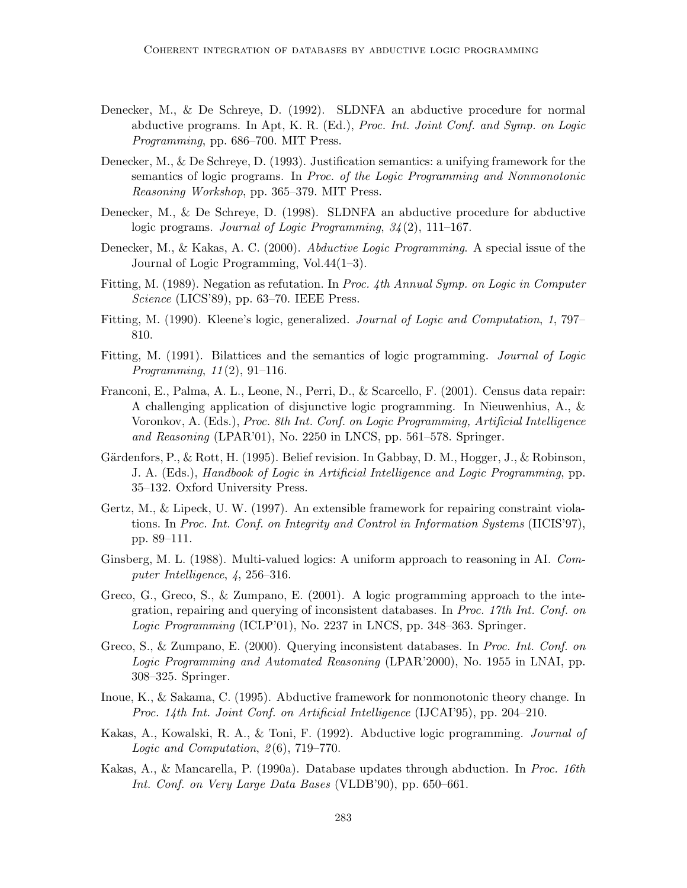Denecker, M., & De Schreye, D. (1992). SLDNFA an abductive procedure for normal abductive programs. In Apt, K. R. (Ed.), *Proc. Int. Joint Conf. and Symp. on Logic Programming*, pp. 686–700. MIT Press.

Denecker, M., & De Schreye, D. (1993). Justification semantics: a unifying framework for the semantics of logic programs. In *Proc. of the Logic Programming and Nonmonotonic Reasoning Workshop*, pp. 365–379. MIT Press.

Denecker, M., & De Schreye, D. (1998). SLDNFA an abductive procedure for abductive logic programs. *Journal of Logic Programming*, *34*(2), 111–167.

Denecker, M., & Kakas, A. C. (2000). *Abductive Logic Programming.* A special issue of the Journal of Logic Programming, Vol.44(1–3).

Fitting, M. (1989). Negation as refutation. In *Proc. 4th Annual Symp. on Logic in Computer Science* (LICS'89), pp. 63–70. IEEE Press.

Fitting, M. (1990). Kleene's logic, generalized. *Journal of Logic and Computation*, *1*, 797–810.

Fitting, M. (1991). Bilattices and the semantics of logic programming. *Journal of Logic Programming*, *11*(2), 91–116.

Franconi, E., Palma, A. L., Leone, N., Perri, D., & Scarcello, F. (2001). Census data repair: A challenging application of disjunctive logic programming. In Nieuwenhius, A., & Voronkov, A. (Eds.), *Proc. 8th Int. Conf. on Logic Programming, Artificial Intelligence and Reasoning* (LPAR'01), No. 2250 in LNCS, pp. 561–578. Springer.

Gärdenfors, P., & Rott, H. (1995). Belief revision. In Gabbay, D. M., Hogger, J., & Robinson, J. A. (Eds.), *Handbook of Logic in Artificial Intelligence and Logic Programming*, pp. 35–132. Oxford University Press.

Gertz, M., & Lipeck, U. W. (1997). An extensible framework for repairing constraint violations. In *Proc. Int. Conf. on Integrity and Control in Information Systems* (IICIS'97), pp. 89–111.

Ginsberg, M. L. (1988). Multi-valued logics: A uniform approach to reasoning in AI. *Computer Intelligence*, *4*, 256–316.

Greco, G., Greco, S., & Zumpano, E. (2001). A logic programming approach to the integration, repairing and querying of inconsistent databases. In *Proc. 17th Int. Conf. on Logic Programming* (ICLP'01), No. 2237 in LNCS, pp. 348–363. Springer.

Greco, S., & Zumpano, E. (2000). Querying inconsistent databases. In *Proc. Int. Conf. on Logic Programming and Automated Reasoning* (LPAR'2000), No. 1955 in LNAI, pp. 308–325. Springer.

Inoue, K., & Sakama, C. (1995). Abductive framework for nonmonotonic theory change. In *Proc. 14th Int. Joint Conf. on Artificial Intelligence* (IJCAI'95), pp. 204–210.

Kakas, A., Kowalski, R. A., & Toni, F. (1992). Abductive logic programming. *Journal of Logic and Computation*, *2*(6), 719–770.

Kakas, A., & Mancarella, P. (1990a). Database updates through abduction. In *Proc. 16th Int. Conf. on Very Large Data Bases* (VLDB'90), pp. 650–661.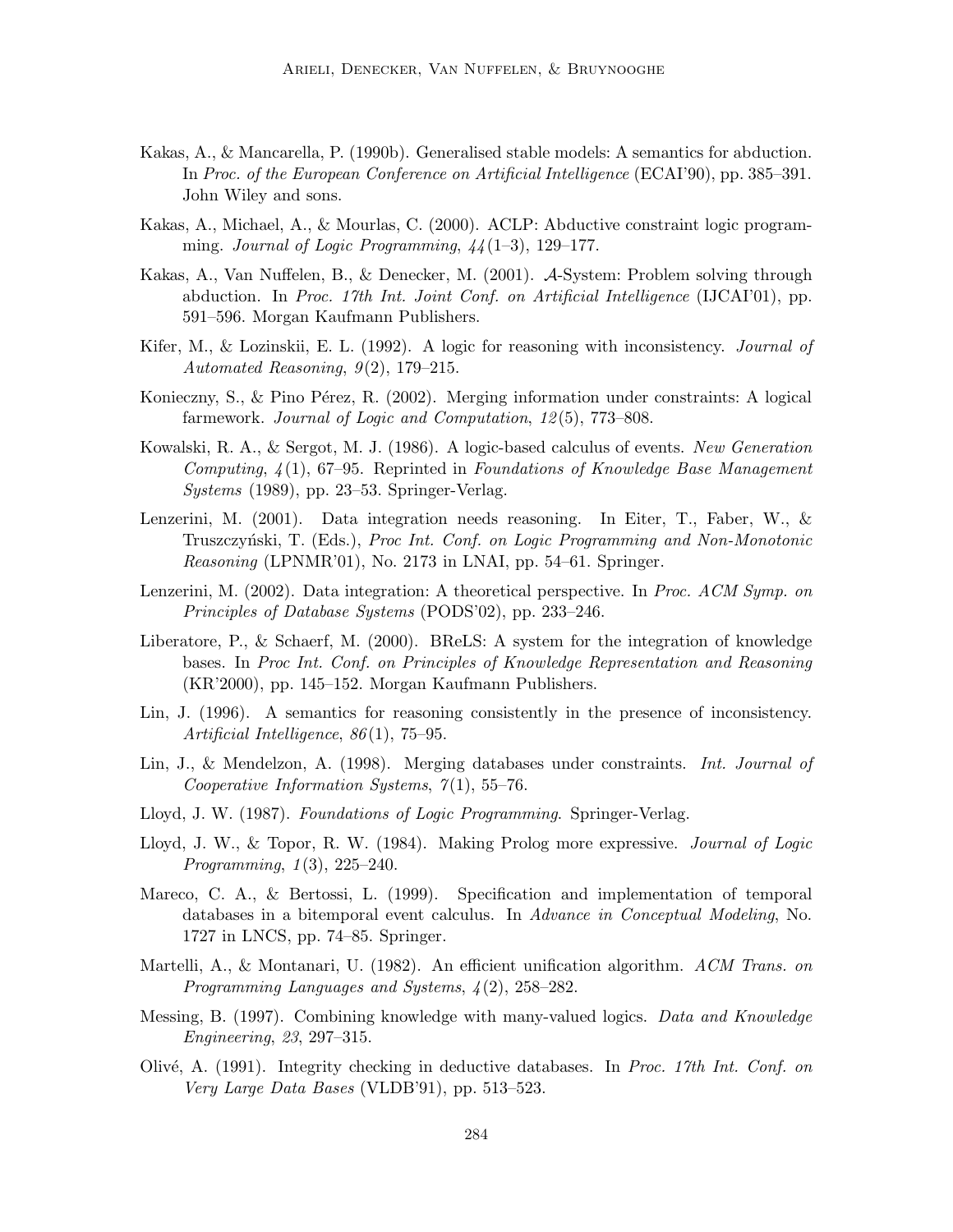Kakas, A., & Mancarella, P. (1990b). Generalised stable models: A semantics for abduction. In *Proc. of the European Conference on Artificial Intelligence* (ECAI'90), pp. 385–391. John Wiley and sons.

Kakas, A., Michael, A., & Mourlas, C. (2000). ACLP: Abductive constraint logic programming. *Journal of Logic Programming*, *44*(1–3), 129–177.

Kakas, A., Van Nuffelen, B., & Denecker, M. (2001). $\mathcal{A}$-System: Problem solving through abduction. In *Proc. 17th Int. Joint Conf. on Artificial Intelligence* (IJCAI'01), pp. 591–596. Morgan Kaufmann Publishers.

Kifer, M., & Lozinskii, E. L. (1992). A logic for reasoning with inconsistency. *Journal of Automated Reasoning*, *9*(2), 179–215.

Konieczny, S., & Pino Pérez, R. (2002). Merging information under constraints: A logical farmework. *Journal of Logic and Computation*, *12*(5), 773–808.

Kowalski, R. A., & Sergot, M. J. (1986). A logic-based calculus of events. *New Generation Computing*, *4*(1), 67–95. Reprinted in *Foundations of Knowledge Base Management Systems* (1989), pp. 23–53. Springer-Verlag.

Lenzerini, M. (2001). Data integration needs reasoning. In Eiter, T., Faber, W., & Truszczyński, T. (Eds.), *Proc Int. Conf. on Logic Programming and Non-Monotonic Reasoning* (LPNMR'01), No. 2173 in LNAI, pp. 54–61. Springer.

Lenzerini, M. (2002). Data integration: A theoretical perspective. In *Proc. ACM Symp. on Principles of Database Systems* (PODS'02), pp. 233–246.

Liberatore, P., & Schaerf, M. (2000). BReLS: A system for the integration of knowledge bases. In *Proc Int. Conf. on Principles of Knowledge Representation and Reasoning* (KR'2000), pp. 145–152. Morgan Kaufmann Publishers.

Lin, J. (1996). A semantics for reasoning consistently in the presence of inconsistency. *Artificial Intelligence*, *86*(1), 75–95.

Lin, J., & Mendelzon, A. (1998). Merging databases under constraints. *Int. Journal of Cooperative Information Systems*, *7*(1), 55–76.

Lloyd, J. W. (1987). *Foundations of Logic Programming*. Springer-Verlag.

Lloyd, J. W., & Topor, R. W. (1984). Making Prolog more expressive. *Journal of Logic Programming*, *1*(3), 225–240.

Mareco, C. A., & Bertossi, L. (1999). Specification and implementation of temporal databases in a bitemporal event calculus. In *Advance in Conceptual Modeling*, No. 1727 in LNCS, pp. 74–85. Springer.

Martelli, A., & Montanari, U. (1982). An efficient unification algorithm. *ACM Trans. on Programming Languages and Systems*, *4*(2), 258–282.

Messing, B. (1997). Combining knowledge with many-valued logics. *Data and Knowledge Engineering*, *23*, 297–315.

Olivé, A. (1991). Integrity checking in deductive databases. In *Proc. 17th Int. Conf. on Very Large Data Bases* (VLDB'91), pp. 513–523.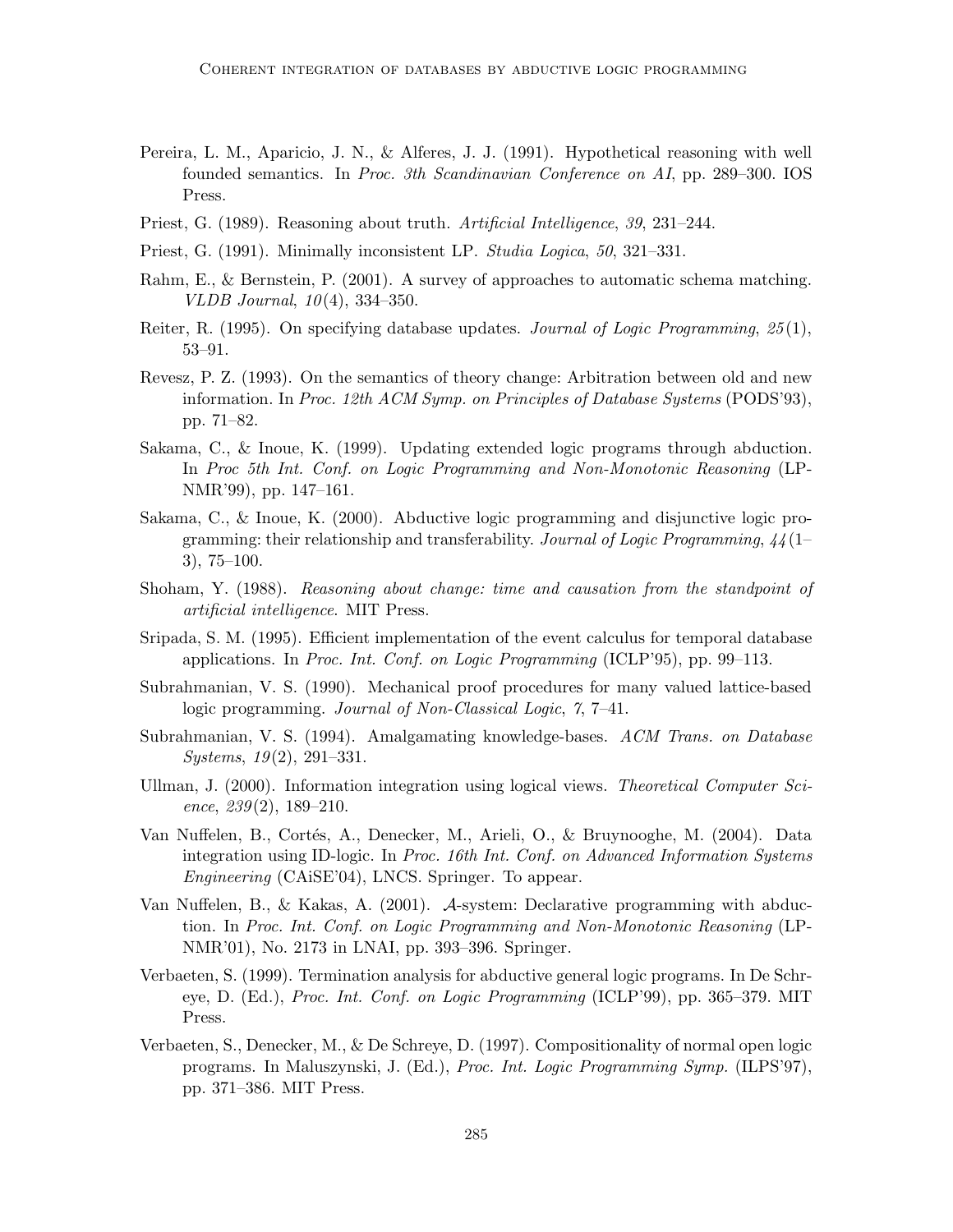Pereira, L. M., Aparicio, J. N., & Alferes, J. J. (1991). Hypothetical reasoning with well founded semantics. In *Proc. 3th Scandinavian Conference on AI*, pp. 289–300. IOS Press.

Priest, G. (1989). Reasoning about truth. *Artificial Intelligence*, *39*, 231–244.

Priest, G. (1991). Minimally inconsistent LP. *Studia Logica*, *50*, 321–331.

Rahm, E., & Bernstein, P. (2001). A survey of approaches to automatic schema matching. *VLDB Journal*, *10*(4), 334–350.

Reiter, R. (1995). On specifying database updates. *Journal of Logic Programming*, *25*(1), 53–91.

Revesz, P. Z. (1993). On the semantics of theory change: Arbitration between old and new information. In *Proc. 12th ACM Symp. on Principles of Database Systems* (PODS'93), pp. 71–82.

Sakama, C., & Inoue, K. (1999). Updating extended logic programs through abduction. In *Proc 5th Int. Conf. on Logic Programming and Non-Monotonic Reasoning* (LPNMR'99), pp. 147–161.

Sakama, C., & Inoue, K. (2000). Abductive logic programming and disjunctive logic programming: their relationship and transferability. *Journal of Logic Programming*, *44*(1–3), 75–100.

Shoham, Y. (1988). *Reasoning about change: time and causation from the standpoint of artificial intelligence*. MIT Press.

Sripada, S. M. (1995). Efficient implementation of the event calculus for temporal database applications. In *Proc. Int. Conf. on Logic Programming* (ICLP'95), pp. 99–113.

Subrahmanian, V. S. (1990). Mechanical proof procedures for many valued lattice-based logic programming. *Journal of Non-Classical Logic*, *7*, 7–41.

Subrahmanian, V. S. (1994). Amalgamating knowledge-bases. *ACM Trans. on Database Systems*, *19*(2), 291–331.

Ullman, J. (2000). Information integration using logical views. *Theoretical Computer Science*, *239*(2), 189–210.

Van Nuffelen, B., Cortés, A., Denecker, M., Arieli, O., & Bruynooghe, M. (2004). Data integration using ID-logic. In *Proc. 16th Int. Conf. on Advanced Information Systems Engineering* (CAiSE'04), LNCS. Springer. To appear.

Van Nuffelen, B., & Kakas, A. (2001). $\mathcal{A}$-system: Declarative programming with abduction. In *Proc. Int. Conf. on Logic Programming and Non-Monotonic Reasoning* (LPNMR'01), No. 2173 in LNAI, pp. 393–396. Springer.

Verbaeten, S. (1999). Termination analysis for abductive general logic programs. In De Schreye, D. (Ed.), *Proc. Int. Conf. on Logic Programming* (ICLP'99), pp. 365–379. MIT Press.

Verbaeten, S., Denecker, M., & De Schreye, D. (1997). Compositionality of normal open logic programs. In Maluszynski, J. (Ed.), *Proc. Int. Logic Programming Symp.* (ILPS'97), pp. 371–386. MIT Press.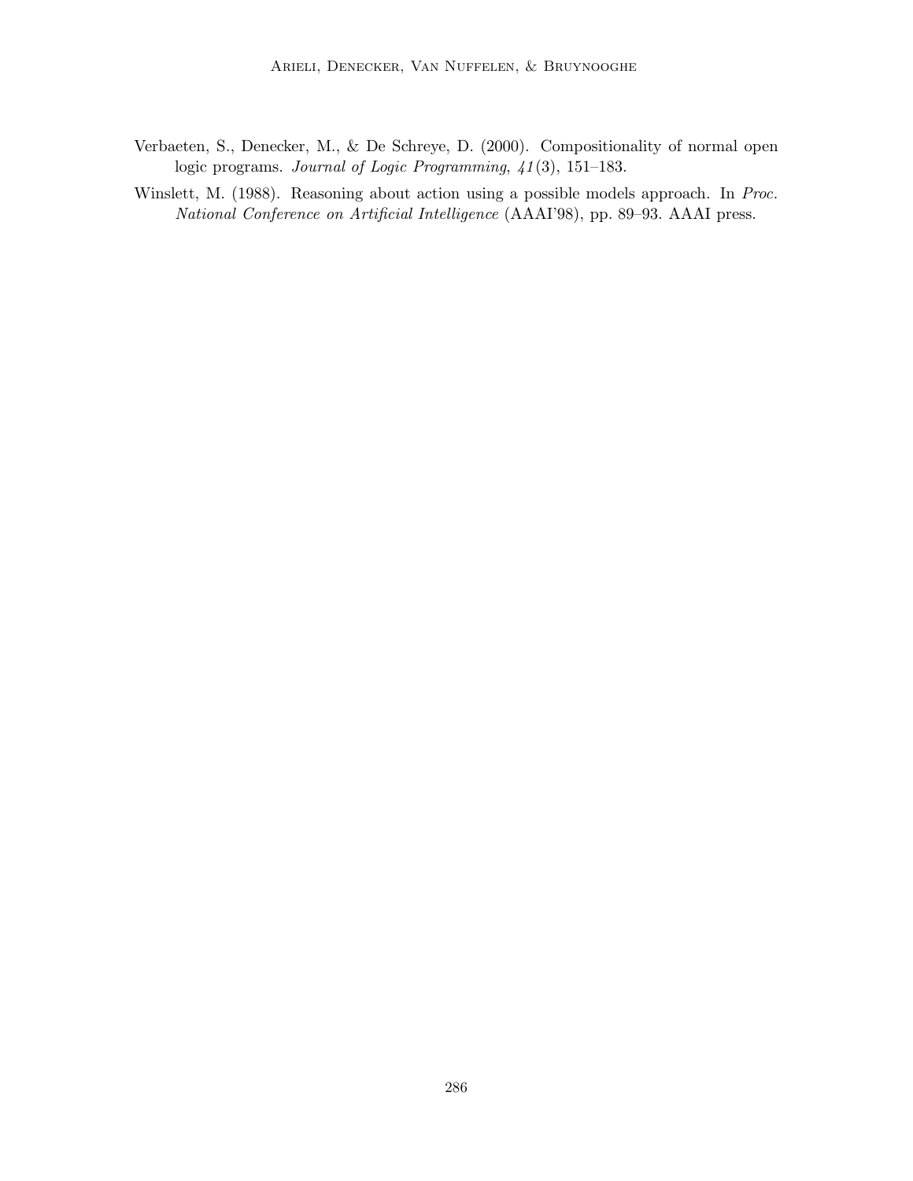Verbaeten, S., Denecker, M., & De Schreye, D. (2000). Compositionality of normal open logic programs. *Journal of Logic Programming*, *41*(3), 151–183.

Winslett, M. (1988). Reasoning about action using a possible models approach. In *Proc. National Conference on Artificial Intelligence* (AAAI'98), pp. 89–93. AAAI press.